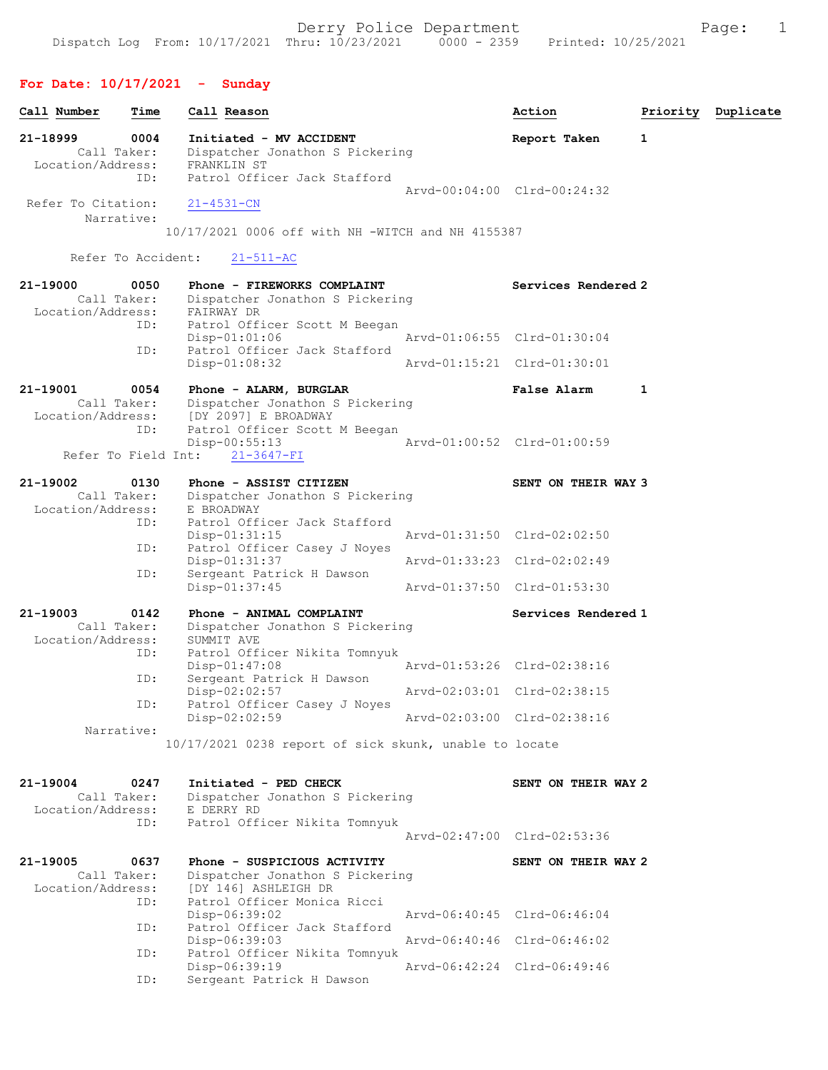# Derry Police Department

Dispatch Log From: 10/17/2021 Thru: 10/23/2021 0000 - 2359 Printed: 10/25/2021

## For Date: 10/17/2021 - Sunday

| Call Number | Time | Call Reason | Action | Priority | Duplicate |
|---|---|---|---|---|---|

**21-18999** 0004 **Initiated - MV ACCIDENT** — **Report Taken** — **1**
Call Taker: Dispatcher Jonathon S Pickering
Location/Address: FRANKLIN ST
ID: Patrol Officer Jack Stafford
Arvd-00:04:00 Clrd-00:24:32
Refer To Citation: 21-4531-CN
Narrative:
10/17/2021 0006 off with NH -WITCH and NH 4155387

Refer To Accident: 21-511-AC

**21-19000** 0050 **Phone - FIREWORKS COMPLAINT** — **Services Rendered** — **2**
Call Taker: Dispatcher Jonathon S Pickering
Location/Address: FAIRWAY DR
ID: Patrol Officer Scott M Beegan
Disp-01:01:06 Arvd-01:06:55 Clrd-01:30:04
ID: Patrol Officer Jack Stafford
Disp-01:08:32 Arvd-01:15:21 Clrd-01:30:01

**21-19001** 0054 **Phone - ALARM, BURGLAR** — **False Alarm** — **1**
Call Taker: Dispatcher Jonathon S Pickering
Location/Address: [DY 2097] E BROADWAY
ID: Patrol Officer Scott M Beegan
Disp-00:55:13 Arvd-01:00:52 Clrd-01:00:59
Refer To Field Int: 21-3647-FI

**21-19002** 0130 **Phone - ASSIST CITIZEN** — **SENT ON THEIR WAY** — **3**
Call Taker: Dispatcher Jonathon S Pickering
Location/Address: E BROADWAY
ID: Patrol Officer Jack Stafford
Disp-01:31:15 Arvd-01:31:50 Clrd-02:02:50
ID: Patrol Officer Casey J Noyes
Disp-01:31:37 Arvd-01:33:23 Clrd-02:02:49
ID: Sergeant Patrick H Dawson
Disp-01:37:45 Arvd-01:37:50 Clrd-01:53:30

**21-19003** 0142 **Phone - ANIMAL COMPLAINT** — **Services Rendered** — **1**
Call Taker: Dispatcher Jonathon S Pickering
Location/Address: SUMMIT AVE
ID: Patrol Officer Nikita Tomnyuk
Disp-01:47:08 Arvd-01:53:26 Clrd-02:38:16
ID: Sergeant Patrick H Dawson
Disp-02:02:57 Arvd-02:03:01 Clrd-02:38:15
ID: Patrol Officer Casey J Noyes
Disp-02:02:59 Arvd-02:03:00 Clrd-02:38:16
Narrative:
10/17/2021 0238 report of sick skunk, unable to locate

**21-19004** 0247 **Initiated - PED CHECK** — **SENT ON THEIR WAY** — **2**
Call Taker: Dispatcher Jonathon S Pickering
Location/Address: E DERRY RD
ID: Patrol Officer Nikita Tomnyuk
Arvd-02:47:00 Clrd-02:53:36

**21-19005** 0637 **Phone - SUSPICIOUS ACTIVITY** — **SENT ON THEIR WAY** — **2**
Call Taker: Dispatcher Jonathon S Pickering
Location/Address: [DY 146] ASHLEIGH DR
ID: Patrol Officer Monica Ricci
Disp-06:39:02 Arvd-06:40:45 Clrd-06:46:04
ID: Patrol Officer Jack Stafford
Disp-06:39:03 Arvd-06:40:46 Clrd-06:46:02
ID: Patrol Officer Nikita Tomnyuk
Disp-06:39:19 Arvd-06:42:24 Clrd-06:49:46
ID: Sergeant Patrick H Dawson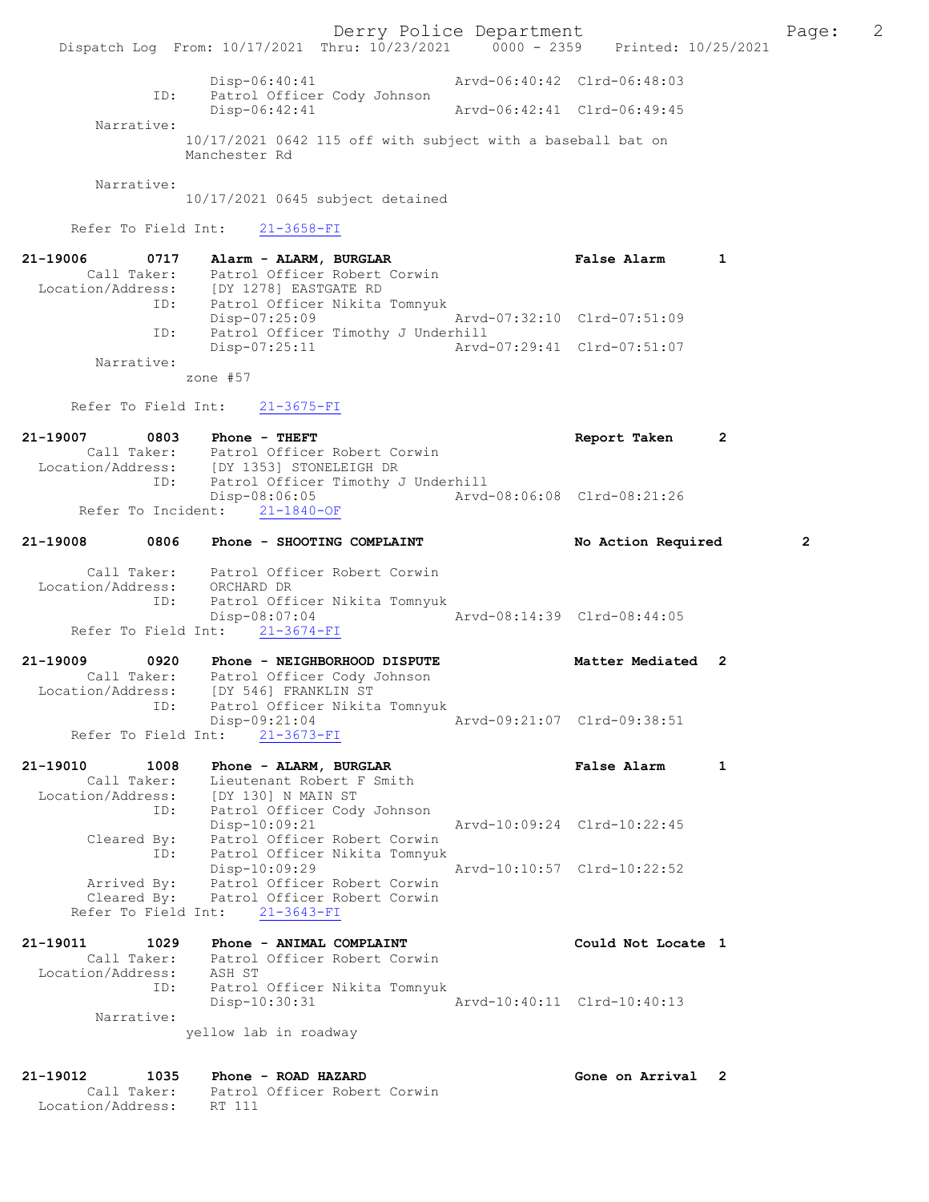Disp-06:40:41 Arvd-06:40:42 Clrd-06:48:03
ID: Patrol Officer Cody Johnson
Disp-06:42:41 Arvd-06:42:41 Clrd-06:49:45
Narrative:
10/17/2021 0642 115 off with subject with a baseball bat on Manchester Rd

Narrative:
10/17/2021 0645 subject detained

Refer To Field Int: 21-3658-FI

**21-19006 0717 Alarm - ALARM, BURGLAR** False Alarm 1
Call Taker: Patrol Officer Robert Corwin
Location/Address: [DY 1278] EASTGATE RD
ID: Patrol Officer Nikita Tomnyuk
Disp-07:25:09 Arvd-07:32:10 Clrd-07:51:09
ID: Patrol Officer Timothy J Underhill
Disp-07:25:11 Arvd-07:29:41 Clrd-07:51:07
Narrative:
zone #57

Refer To Field Int: 21-3675-FI

**21-19007 0803 Phone - THEFT** Report Taken 2
Call Taker: Patrol Officer Robert Corwin
Location/Address: [DY 1353] STONELEIGH DR
ID: Patrol Officer Timothy J Underhill
Disp-08:06:05 Arvd-08:06:08 Clrd-08:21:26
Refer To Incident: 21-1840-OF

**21-19008 0806 Phone - SHOOTING COMPLAINT** No Action Required 2
Call Taker: Patrol Officer Robert Corwin
Location/Address: ORCHARD DR
ID: Patrol Officer Nikita Tomnyuk
Disp-08:07:04 Arvd-08:14:39 Clrd-08:44:05
Refer To Field Int: 21-3674-FI

**21-19009 0920 Phone - NEIGHBORHOOD DISPUTE** Matter Mediated 2
Call Taker: Patrol Officer Cody Johnson
Location/Address: [DY 546] FRANKLIN ST
ID: Patrol Officer Nikita Tomnyuk
Disp-09:21:04 Arvd-09:21:07 Clrd-09:38:51
Refer To Field Int: 21-3673-FI

**21-19010 1008 Phone - ALARM, BURGLAR** False Alarm 1
Call Taker: Lieutenant Robert F Smith
Location/Address: [DY 130] N MAIN ST
ID: Patrol Officer Cody Johnson
Disp-10:09:21 Arvd-10:09:24 Clrd-10:22:45
Cleared By: Patrol Officer Robert Corwin
ID: Patrol Officer Nikita Tomnyuk
Disp-10:09:29 Arvd-10:10:57 Clrd-10:22:52
Arrived By: Patrol Officer Robert Corwin
Cleared By: Patrol Officer Robert Corwin
Refer To Field Int: 21-3643-FI

**21-19011 1029 Phone - ANIMAL COMPLAINT** Could Not Locate 1
Call Taker: Patrol Officer Robert Corwin
Location/Address: ASH ST
ID: Patrol Officer Nikita Tomnyuk
Disp-10:30:31 Arvd-10:40:11 Clrd-10:40:13
Narrative:
yellow lab in roadway

**21-19012 1035 Phone - ROAD HAZARD** Gone on Arrival 2
Call Taker: Patrol Officer Robert Corwin
Location/Address: RT 111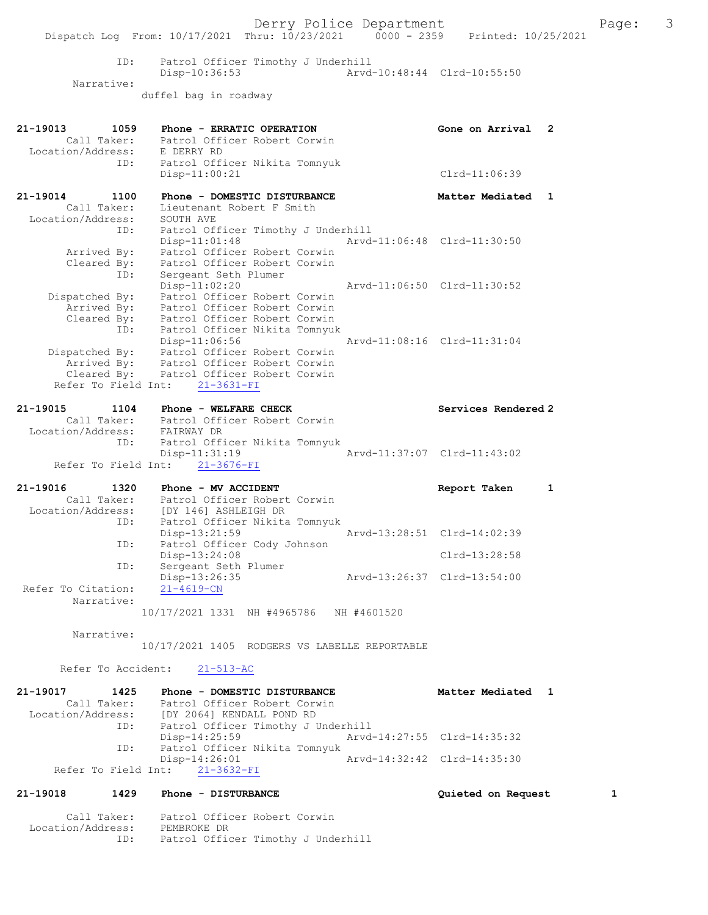```
              ID:    Patrol Officer Timothy J Underhill
                     Disp-10:36:53              Arvd-10:48:44  Clrd-10:55:50
        Narrative:
                   duffel bag in roadway


21-19013        1059    Phone - ERRATIC OPERATION               Gone on Arrival  2
        Call Taker:     Patrol Officer Robert Corwin
  Location/Address:     E DERRY RD
                ID:     Patrol Officer Nikita Tomnyuk
                        Disp-11:00:21                             Clrd-11:06:39

21-19014        1100    Phone - DOMESTIC DISTURBANCE            Matter Mediated  1
        Call Taker:     Lieutenant Robert F Smith
  Location/Address:     SOUTH AVE
                ID:     Patrol Officer Timothy J Underhill
                        Disp-11:01:48              Arvd-11:06:48  Clrd-11:30:50
        Arrived By:     Patrol Officer Robert Corwin
        Cleared By:     Patrol Officer Robert Corwin
                ID:     Sergeant Seth Plumer
                        Disp-11:02:20              Arvd-11:06:50  Clrd-11:30:52
     Dispatched By:     Patrol Officer Robert Corwin
        Arrived By:     Patrol Officer Robert Corwin
        Cleared By:     Patrol Officer Robert Corwin
                ID:     Patrol Officer Nikita Tomnyuk
                        Disp-11:06:56              Arvd-11:08:16  Clrd-11:31:04
     Dispatched By:     Patrol Officer Robert Corwin
        Arrived By:     Patrol Officer Robert Corwin
        Cleared By:     Patrol Officer Robert Corwin
   Refer To Field Int:     21-3631-FI

21-19015        1104    Phone - WELFARE CHECK                   Services Rendered 2
        Call Taker:     Patrol Officer Robert Corwin
  Location/Address:     FAIRWAY DR
                ID:     Patrol Officer Nikita Tomnyuk
                        Disp-11:31:19              Arvd-11:37:07  Clrd-11:43:02
   Refer To Field Int:     21-3676-FI

21-19016        1320    Phone - MV ACCIDENT                     Report Taken     1
        Call Taker:     Patrol Officer Robert Corwin
  Location/Address:     [DY 146] ASHLEIGH DR
                ID:     Patrol Officer Nikita Tomnyuk
                        Disp-13:21:59              Arvd-13:28:51  Clrd-14:02:39
                ID:     Patrol Officer Cody Johnson
                        Disp-13:24:08                             Clrd-13:28:58
                ID:     Sergeant Seth Plumer
                        Disp-13:26:35              Arvd-13:26:37  Clrd-13:54:00
 Refer To Citation:    21-4619-CN
        Narrative:
                   10/17/2021 1331  NH #4965786   NH #4601520

        Narrative:
                   10/17/2021 1405  RODGERS VS LABELLE REPORTABLE

      Refer To Accident:     21-513-AC

21-19017        1425    Phone - DOMESTIC DISTURBANCE            Matter Mediated  1
        Call Taker:     Patrol Officer Robert Corwin
  Location/Address:     [DY 2064] KENDALL POND RD
                ID:     Patrol Officer Timothy J Underhill
                        Disp-14:25:59              Arvd-14:27:55  Clrd-14:35:32
                ID:     Patrol Officer Nikita Tomnyuk
                        Disp-14:26:01              Arvd-14:32:42  Clrd-14:35:30
   Refer To Field Int:     21-3632-FI

21-19018        1429    Phone - DISTURBANCE                     Quieted on Request        1

        Call Taker:     Patrol Officer Robert Corwin
  Location/Address:     PEMBROKE DR
                ID:     Patrol Officer Timothy J Underhill
```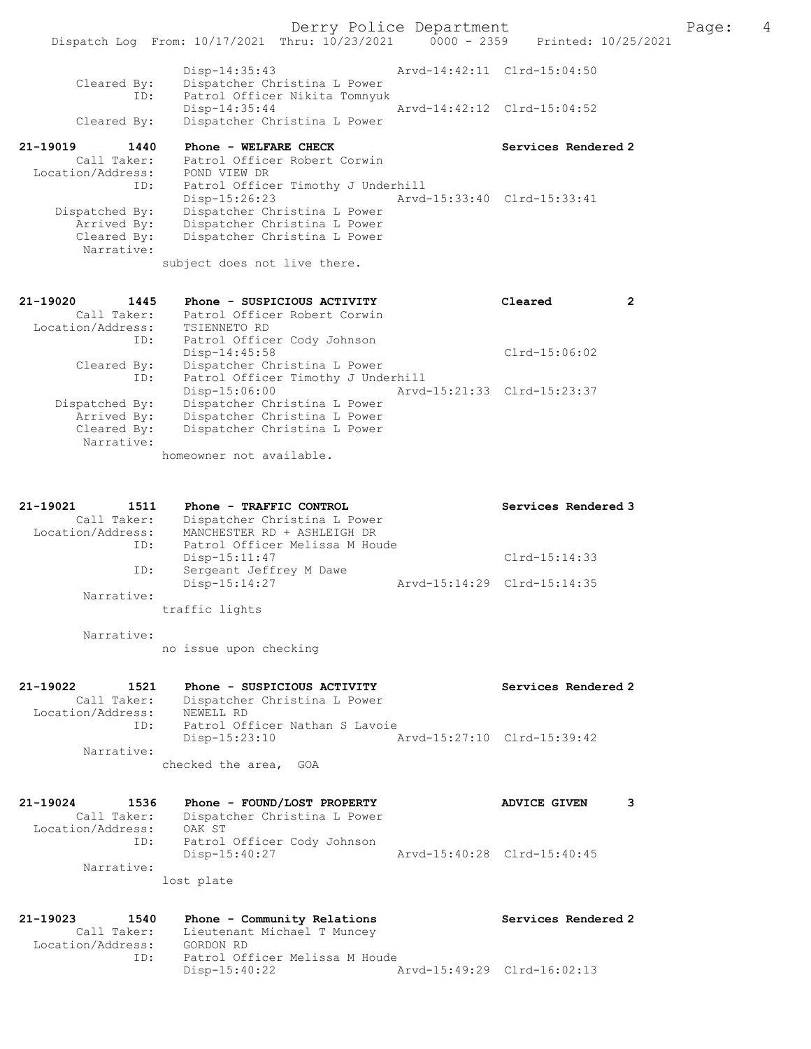```
            Disp-14:35:43                    Arvd-14:42:11  Clrd-15:04:50
     Cleared By:   Dispatcher Christina L Power
            ID:    Patrol Officer Nikita Tomnyuk
            Disp-14:35:44                    Arvd-14:42:12  Clrd-15:04:52
     Cleared By:   Dispatcher Christina L Power

21-19019      1440   Phone - WELFARE CHECK                       Services Rendered 2
     Call Taker:   Patrol Officer Robert Corwin
Location/Address:  POND VIEW DR
            ID:    Patrol Officer Timothy J Underhill
            Disp-15:26:23                    Arvd-15:33:40  Clrd-15:33:41
  Dispatched By:   Dispatcher Christina L Power
     Arrived By:   Dispatcher Christina L Power
     Cleared By:   Dispatcher Christina L Power
      Narrative:
            subject does not live there.

21-19020      1445   Phone - SUSPICIOUS ACTIVITY                 Cleared          2
     Call Taker:   Patrol Officer Robert Corwin
Location/Address:  TSIENNETO RD
            ID:    Patrol Officer Cody Johnson
            Disp-14:45:58                                   Clrd-15:06:02
     Cleared By:   Dispatcher Christina L Power
            ID:    Patrol Officer Timothy J Underhill
            Disp-15:06:00                    Arvd-15:21:33  Clrd-15:23:37
  Dispatched By:   Dispatcher Christina L Power
     Arrived By:   Dispatcher Christina L Power
     Cleared By:   Dispatcher Christina L Power
      Narrative:
            homeowner not available.

21-19021      1511   Phone - TRAFFIC CONTROL                     Services Rendered 3
     Call Taker:   Dispatcher Christina L Power
Location/Address:  MANCHESTER RD + ASHLEIGH DR
            ID:    Patrol Officer Melissa M Houde
            Disp-15:11:47                                   Clrd-15:14:33
            ID:    Sergeant Jeffrey M Dawe
            Disp-15:14:27                    Arvd-15:14:29  Clrd-15:14:35
      Narrative:
            traffic lights

      Narrative:
            no issue upon checking

21-19022      1521   Phone - SUSPICIOUS ACTIVITY                 Services Rendered 2
     Call Taker:   Dispatcher Christina L Power
Location/Address:  NEWELL RD
            ID:    Patrol Officer Nathan S Lavoie
            Disp-15:23:10                    Arvd-15:27:10  Clrd-15:39:42
      Narrative:
            checked the area,  GOA

21-19024      1536   Phone - FOUND/LOST PROPERTY                 ADVICE GIVEN     3
     Call Taker:   Dispatcher Christina L Power
Location/Address:  OAK ST
            ID:    Patrol Officer Cody Johnson
            Disp-15:40:27                    Arvd-15:40:28  Clrd-15:40:45
      Narrative:
            lost plate

21-19023      1540   Phone - Community Relations                 Services Rendered 2
     Call Taker:   Lieutenant Michael T Muncey
Location/Address:  GORDON RD
            ID:    Patrol Officer Melissa M Houde
            Disp-15:40:22                    Arvd-15:49:29  Clrd-16:02:13
```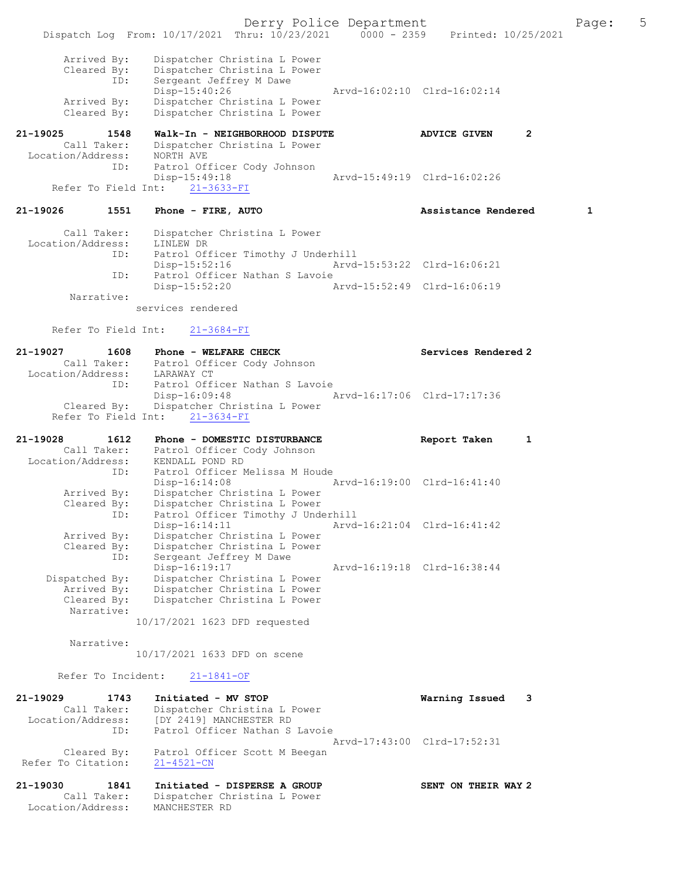```
        Arrived By:    Dispatcher Christina L Power
        Cleared By:    Dispatcher Christina L Power
               ID:    Sergeant Jeffrey M Dawe
                      Disp-15:40:26                 Arvd-16:02:10  Clrd-16:02:14
        Arrived By:    Dispatcher Christina L Power
        Cleared By:    Dispatcher Christina L Power

21-19025        1548    Walk-In - NEIGHBORHOOD DISPUTE              ADVICE GIVEN       2
        Call Taker:    Dispatcher Christina L Power
  Location/Address:    NORTH AVE
               ID:    Patrol Officer Cody Johnson
                      Disp-15:49:18                 Arvd-15:49:19  Clrd-16:02:26
     Refer To Field Int:    21-3633-FI

21-19026        1551    Phone - FIRE, AUTO                          Assistance Rendered        1

        Call Taker:    Dispatcher Christina L Power
  Location/Address:    LINLEW DR
               ID:    Patrol Officer Timothy J Underhill
                      Disp-15:52:16                 Arvd-15:53:22  Clrd-16:06:21
               ID:    Patrol Officer Nathan S Lavoie
                      Disp-15:52:20                 Arvd-15:52:49  Clrd-16:06:19
         Narrative:
                   services rendered

     Refer To Field Int:    21-3684-FI

21-19027        1608    Phone - WELFARE CHECK                       Services Rendered 2
        Call Taker:    Patrol Officer Cody Johnson
  Location/Address:    LARAWAY CT
               ID:    Patrol Officer Nathan S Lavoie
                      Disp-16:09:48                 Arvd-16:17:06  Clrd-17:17:36
        Cleared By:    Dispatcher Christina L Power
     Refer To Field Int:    21-3634-FI

21-19028        1612    Phone - DOMESTIC DISTURBANCE                Report Taken       1
        Call Taker:    Patrol Officer Cody Johnson
  Location/Address:    KENDALL POND RD
               ID:    Patrol Officer Melissa M Houde
                      Disp-16:14:08                 Arvd-16:19:00  Clrd-16:41:40
        Arrived By:    Dispatcher Christina L Power
        Cleared By:    Dispatcher Christina L Power
               ID:    Patrol Officer Timothy J Underhill
                      Disp-16:14:11                 Arvd-16:21:04  Clrd-16:41:42
        Arrived By:    Dispatcher Christina L Power
        Cleared By:    Dispatcher Christina L Power
               ID:    Sergeant Jeffrey M Dawe
                      Disp-16:19:17                 Arvd-16:19:18  Clrd-16:38:44
     Dispatched By:    Dispatcher Christina L Power
        Arrived By:    Dispatcher Christina L Power
        Cleared By:    Dispatcher Christina L Power
         Narrative:
                   10/17/2021 1623 DFD requested

         Narrative:
                   10/17/2021 1633 DFD on scene

      Refer To Incident:    21-1841-OF

21-19029        1743    Initiated - MV STOP                         Warning Issued     3
        Call Taker:    Dispatcher Christina L Power
  Location/Address:    [DY 2419] MANCHESTER RD
               ID:    Patrol Officer Nathan S Lavoie
                                                    Arvd-17:43:00  Clrd-17:52:31
        Cleared By:    Patrol Officer Scott M Beegan
 Refer To Citation:    21-4521-CN

21-19030        1841    Initiated - DISPERSE A GROUP                SENT ON THEIR WAY 2
        Call Taker:    Dispatcher Christina L Power
  Location/Address:    MANCHESTER RD
```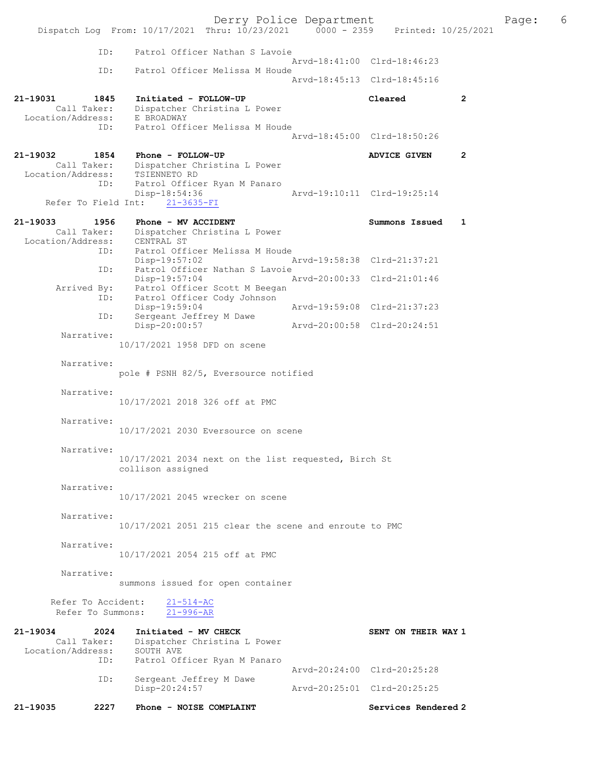Dispatch Log From: 10/17/2021 Thru: 10/23/2021 0000 - 2359 Printed: 10/25/2021

```
             ID:     Patrol Officer Nathan S Lavoie
                                                    Arvd-18:41:00  Clrd-18:46:23
             ID:     Patrol Officer Melissa M Houde
                                                    Arvd-18:45:13  Clrd-18:45:16

21-19031        1845   Initiated - FOLLOW-UP                       Cleared           2
       Call Taker:     Dispatcher Christina L Power
 Location/Address:     E BROADWAY
             ID:       Patrol Officer Melissa M Houde
                                                    Arvd-18:45:00  Clrd-18:50:26

21-19032        1854   Phone - FOLLOW-UP                           ADVICE GIVEN      2
       Call Taker:     Dispatcher Christina L Power
 Location/Address:     TSIENNETO RD
             ID:       Patrol Officer Ryan M Panaro
                       Disp-18:54:36                Arvd-19:10:11  Clrd-19:25:14
    Refer To Field Int:    21-3635-FI

21-19033        1956   Phone - MV ACCIDENT                         Summons Issued    1
       Call Taker:     Dispatcher Christina L Power
 Location/Address:     CENTRAL ST
             ID:       Patrol Officer Melissa M Houde
                       Disp-19:57:02                Arvd-19:58:38  Clrd-21:37:21
             ID:       Patrol Officer Nathan S Lavoie
                       Disp-19:57:04                Arvd-20:00:33  Clrd-21:01:46
       Arrived By:     Patrol Officer Scott M Beegan
             ID:       Patrol Officer Cody Johnson
                       Disp-19:59:04                Arvd-19:59:08  Clrd-21:37:23
             ID:       Sergeant Jeffrey M Dawe
                       Disp-20:00:57                Arvd-20:00:58  Clrd-20:24:51
        Narrative:
                 10/17/2021 1958 DFD on scene

        Narrative:
                 pole # PSNH 82/5, Eversource notified

        Narrative:
                 10/17/2021 2018 326 off at PMC

        Narrative:
                 10/17/2021 2030 Eversource on scene

        Narrative:
                 10/17/2021 2034 next on the list requested, Birch St
                 collison assigned

        Narrative:
                 10/17/2021 2045 wrecker on scene

        Narrative:
                 10/17/2021 2051 215 clear the scene and enroute to PMC

        Narrative:
                 10/17/2021 2054 215 off at PMC

        Narrative:
                 summons issued for open container

      Refer To Accident:    21-514-AC
      Refer To Summons:     21-996-AR

21-19034        2024   Initiated - MV CHECK                        SENT ON THEIR WAY 1
       Call Taker:     Dispatcher Christina L Power
 Location/Address:     SOUTH AVE
             ID:       Patrol Officer Ryan M Panaro
                                                    Arvd-20:24:00  Clrd-20:25:28
             ID:       Sergeant Jeffrey M Dawe
                       Disp-20:24:57                Arvd-20:25:01  Clrd-20:25:25

21-19035        2227   Phone - NOISE COMPLAINT                     Services Rendered 2
```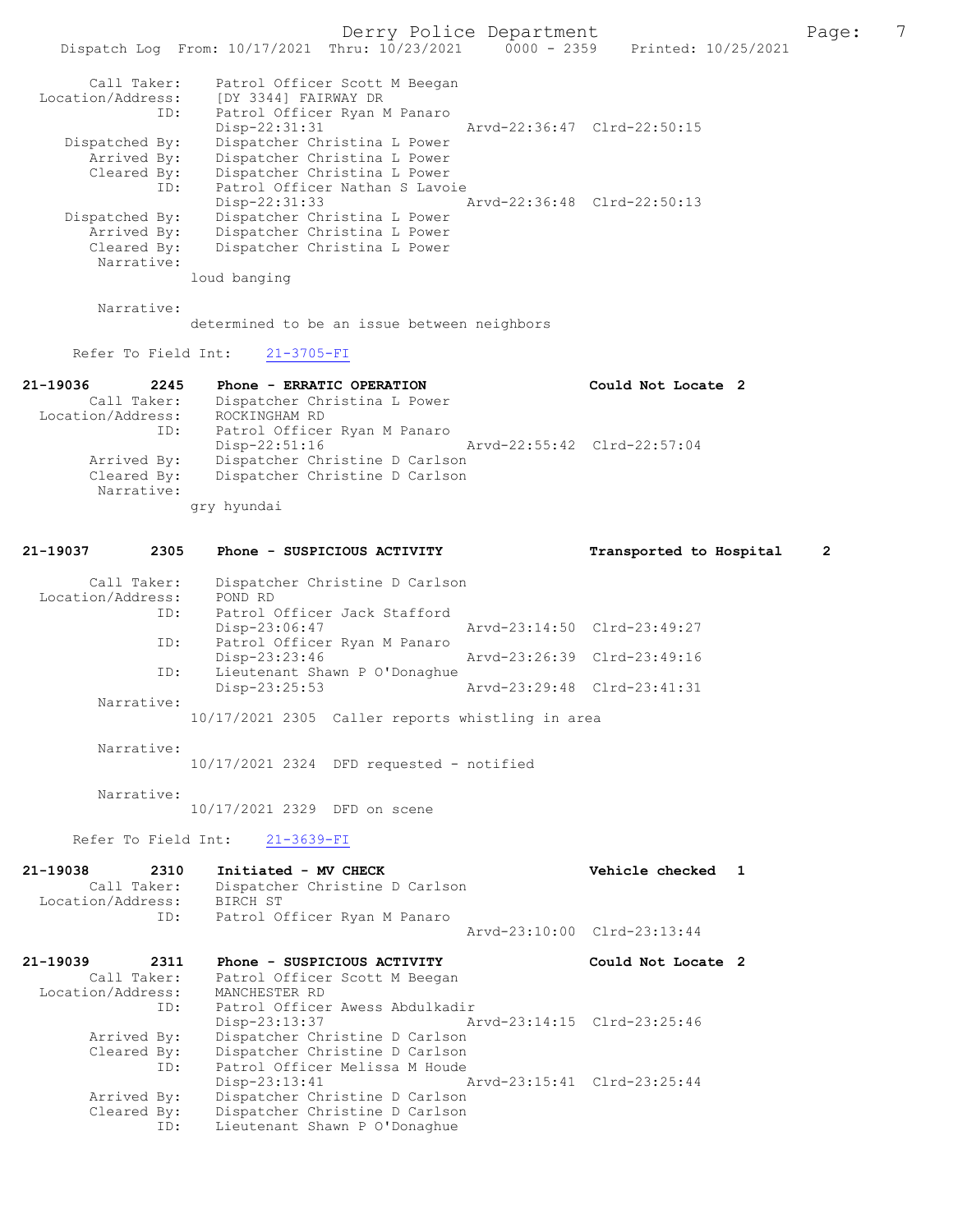```
    Call Taker:    Patrol Officer Scott M Beegan
 Location/Address:    [DY 3344] FAIRWAY DR
              ID:    Patrol Officer Ryan M Panaro
                     Disp-22:31:31                 Arvd-22:36:47  Clrd-22:50:15
   Dispatched By:    Dispatcher Christina L Power
      Arrived By:    Dispatcher Christina L Power
      Cleared By:    Dispatcher Christina L Power
              ID:    Patrol Officer Nathan S Lavoie
                     Disp-22:31:33                 Arvd-22:36:48  Clrd-22:50:13
   Dispatched By:    Dispatcher Christina L Power
      Arrived By:    Dispatcher Christina L Power
      Cleared By:    Dispatcher Christina L Power
       Narrative:
                 loud banging

       Narrative:
                 determined to be an issue between neighbors

    Refer To Field Int:    21-3705-FI

21-19036        2245    Phone - ERRATIC OPERATION                  Could Not Locate  2
    Call Taker:    Dispatcher Christina L Power
 Location/Address:    ROCKINGHAM RD
              ID:    Patrol Officer Ryan M Panaro
                     Disp-22:51:16                 Arvd-22:55:42  Clrd-22:57:04
      Arrived By:    Dispatcher Christine D Carlson
      Cleared By:    Dispatcher Christine D Carlson
       Narrative:
                 gry hyundai

21-19037        2305    Phone - SUSPICIOUS ACTIVITY                Transported to Hospital    2

    Call Taker:    Dispatcher Christine D Carlson
 Location/Address:    POND RD
              ID:    Patrol Officer Jack Stafford
                     Disp-23:06:47                 Arvd-23:14:50  Clrd-23:49:27
              ID:    Patrol Officer Ryan M Panaro
                     Disp-23:23:46                 Arvd-23:26:39  Clrd-23:49:16
              ID:    Lieutenant Shawn P O'Donaghue
                     Disp-23:25:53                 Arvd-23:29:48  Clrd-23:41:31
       Narrative:
                 10/17/2021 2305  Caller reports whistling in area

       Narrative:
                 10/17/2021 2324  DFD requested - notified

       Narrative:
                 10/17/2021 2329  DFD on scene

    Refer To Field Int:    21-3639-FI

21-19038        2310    Initiated - MV CHECK                       Vehicle checked  1
    Call Taker:    Dispatcher Christine D Carlson
 Location/Address:    BIRCH ST
              ID:    Patrol Officer Ryan M Panaro
                                                   Arvd-23:10:00  Clrd-23:13:44

21-19039        2311    Phone - SUSPICIOUS ACTIVITY                Could Not Locate  2
    Call Taker:    Patrol Officer Scott M Beegan
 Location/Address:    MANCHESTER RD
              ID:    Patrol Officer Awess Abdulkadir
                     Disp-23:13:37                 Arvd-23:14:15  Clrd-23:25:46
      Arrived By:    Dispatcher Christine D Carlson
      Cleared By:    Dispatcher Christine D Carlson
              ID:    Patrol Officer Melissa M Houde
                     Disp-23:13:41                 Arvd-23:15:41  Clrd-23:25:44
      Arrived By:    Dispatcher Christine D Carlson
      Cleared By:    Dispatcher Christine D Carlson
              ID:    Lieutenant Shawn P O'Donaghue
```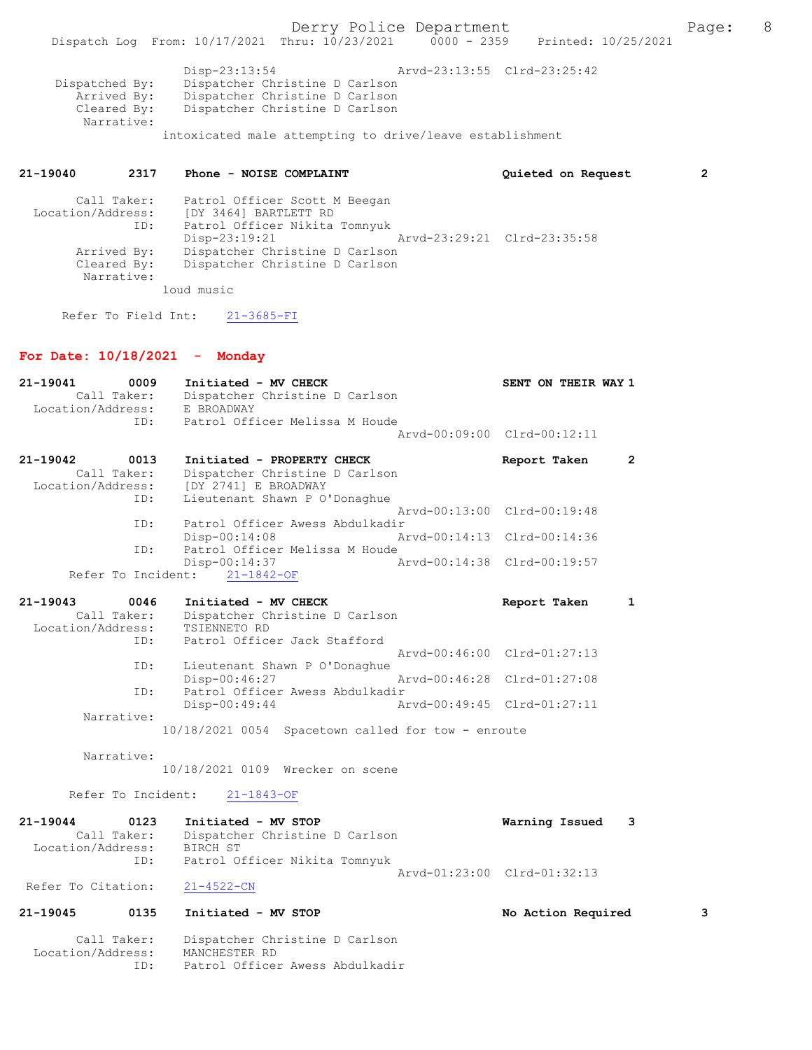```
                Disp-23:13:54              Arvd-23:13:55  Clrd-23:25:42
  Dispatched By:    Dispatcher Christine D Carlson
     Arrived By:    Dispatcher Christine D Carlson
     Cleared By:    Dispatcher Christine D Carlson
      Narrative:
                intoxicated male attempting to drive/leave establishment

21-19040        2317    Phone - NOISE COMPLAINT                 Quieted on Request         2

      Call Taker:    Patrol Officer Scott M Beegan
Location/Address:    [DY 3464] BARTLETT RD
              ID:    Patrol Officer Nikita Tomnyuk
                     Disp-23:19:21              Arvd-23:29:21  Clrd-23:35:58
      Arrived By:    Dispatcher Christine D Carlson
      Cleared By:    Dispatcher Christine D Carlson
       Narrative:
                loud music

     Refer To Field Int:    21-3685-FI
```

## For Date: 10/18/2021 - Monday

```
21-19041        0009    Initiated - MV CHECK                    SENT ON THEIR WAY 1
      Call Taker:    Dispatcher Christine D Carlson
Location/Address:    E BROADWAY
              ID:    Patrol Officer Melissa M Houde
                                                Arvd-00:09:00  Clrd-00:12:11

21-19042        0013    Initiated - PROPERTY CHECK              Report Taken      2
      Call Taker:    Dispatcher Christine D Carlson
Location/Address:    [DY 2741] E BROADWAY
              ID:    Lieutenant Shawn P O'Donaghue
                                                Arvd-00:13:00  Clrd-00:19:48
              ID:    Patrol Officer Awess Abdulkadir
                     Disp-00:14:08              Arvd-00:14:13  Clrd-00:14:36
              ID:    Patrol Officer Melissa M Houde
                     Disp-00:14:37              Arvd-00:14:38  Clrd-00:19:57
     Refer To Incident:    21-1842-OF

21-19043        0046    Initiated - MV CHECK                    Report Taken      1
      Call Taker:    Dispatcher Christine D Carlson
Location/Address:    TSIENNETO RD
              ID:    Patrol Officer Jack Stafford
                                                Arvd-00:46:00  Clrd-01:27:13
              ID:    Lieutenant Shawn P O'Donaghue
                     Disp-00:46:27              Arvd-00:46:28  Clrd-01:27:08
              ID:    Patrol Officer Awess Abdulkadir
                     Disp-00:49:44              Arvd-00:49:45  Clrd-01:27:11
       Narrative:
                10/18/2021 0054  Spacetown called for tow - enroute

       Narrative:
                10/18/2021 0109  Wrecker on scene

     Refer To Incident:    21-1843-OF

21-19044        0123    Initiated - MV STOP                     Warning Issued    3
      Call Taker:    Dispatcher Christine D Carlson
Location/Address:    BIRCH ST
              ID:    Patrol Officer Nikita Tomnyuk
                                                Arvd-01:23:00  Clrd-01:32:13
 Refer To Citation:    21-4522-CN

21-19045        0135    Initiated - MV STOP                     No Action Required         3

      Call Taker:    Dispatcher Christine D Carlson
Location/Address:    MANCHESTER RD
              ID:    Patrol Officer Awess Abdulkadir
```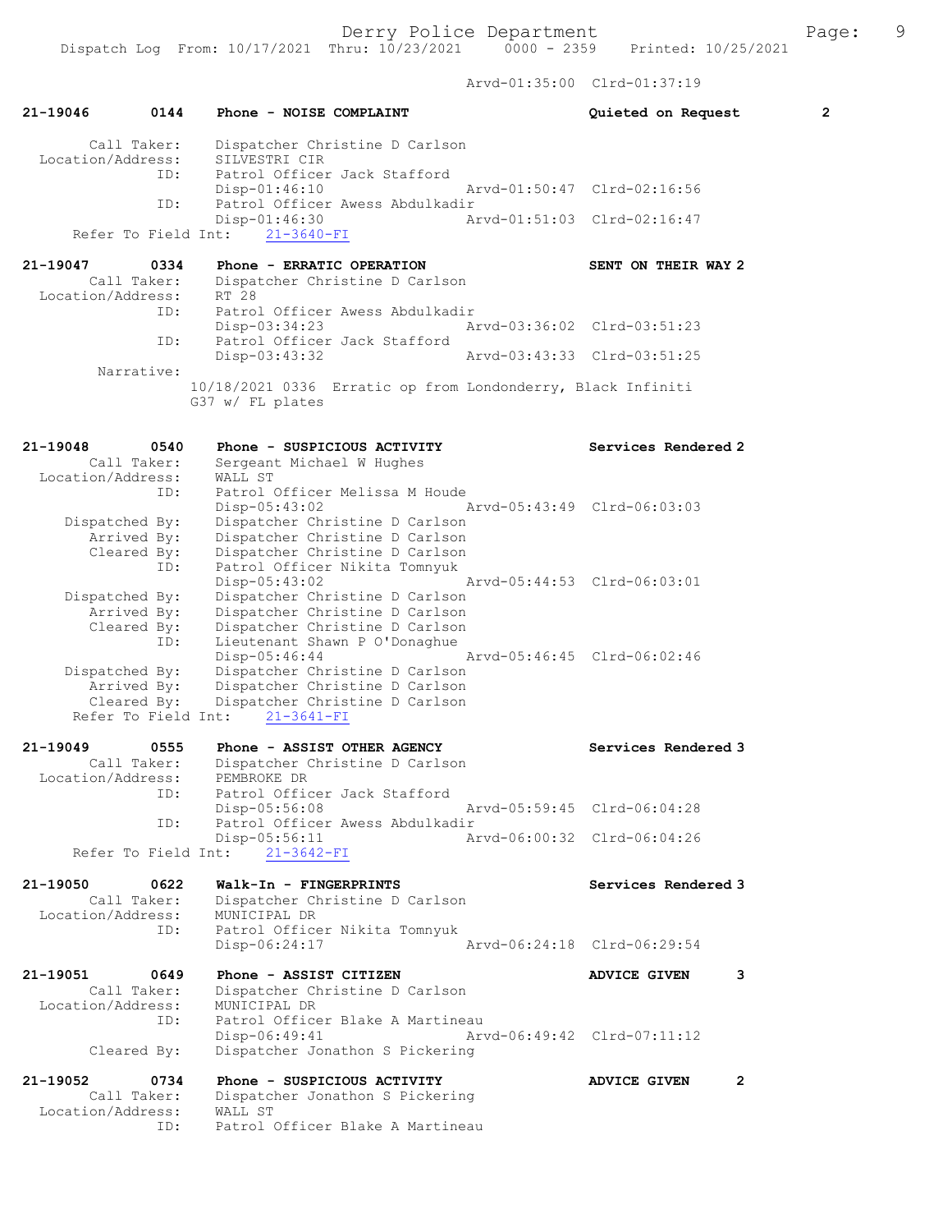Arvd-01:35:00 Clrd-01:37:19

**21-19046 0144 Phone - NOISE COMPLAINT — Quieted on Request 2**

Call Taker: Dispatcher Christine D Carlson
Location/Address: SILVESTRI CIR
ID: Patrol Officer Jack Stafford
Disp-01:46:10 Arvd-01:50:47 Clrd-02:16:56
ID: Patrol Officer Awess Abdulkadir
Disp-01:46:30 Arvd-01:51:03 Clrd-02:16:47
Refer To Field Int: 21-3640-FI

**21-19047 0334 Phone - ERRATIC OPERATION — SENT ON THEIR WAY 2**

Call Taker: Dispatcher Christine D Carlson
Location/Address: RT 28
ID: Patrol Officer Awess Abdulkadir
Disp-03:34:23 Arvd-03:36:02 Clrd-03:51:23
ID: Patrol Officer Jack Stafford
Disp-03:43:32 Arvd-03:43:33 Clrd-03:51:25
Narrative:
10/18/2021 0336 Erratic op from Londonderry, Black Infiniti G37 w/ FL plates

**21-19048 0540 Phone - SUSPICIOUS ACTIVITY — Services Rendered 2**

Call Taker: Sergeant Michael W Hughes
Location/Address: WALL ST
ID: Patrol Officer Melissa M Houde
Disp-05:43:02 Arvd-05:43:49 Clrd-06:03:03
Dispatched By: Dispatcher Christine D Carlson
Arrived By: Dispatcher Christine D Carlson
Cleared By: Dispatcher Christine D Carlson
ID: Patrol Officer Nikita Tomnyuk
Disp-05:43:02 Arvd-05:44:53 Clrd-06:03:01
Dispatched By: Dispatcher Christine D Carlson
Arrived By: Dispatcher Christine D Carlson
Cleared By: Dispatcher Christine D Carlson
ID: Lieutenant Shawn P O'Donaghue
Disp-05:46:44 Arvd-05:46:45 Clrd-06:02:46
Dispatched By: Dispatcher Christine D Carlson
Arrived By: Dispatcher Christine D Carlson
Cleared By: Dispatcher Christine D Carlson
Refer To Field Int: 21-3641-FI

**21-19049 0555 Phone - ASSIST OTHER AGENCY — Services Rendered 3**

Call Taker: Dispatcher Christine D Carlson
Location/Address: PEMBROKE DR
ID: Patrol Officer Jack Stafford
Disp-05:56:08 Arvd-05:59:45 Clrd-06:04:28
ID: Patrol Officer Awess Abdulkadir
Disp-05:56:11 Arvd-06:00:32 Clrd-06:04:26
Refer To Field Int: 21-3642-FI

**21-19050 0622 Walk-In - FINGERPRINTS — Services Rendered 3**

Call Taker: Dispatcher Christine D Carlson
Location/Address: MUNICIPAL DR
ID: Patrol Officer Nikita Tomnyuk
Disp-06:24:17 Arvd-06:24:18 Clrd-06:29:54

**21-19051 0649 Phone - ASSIST CITIZEN — ADVICE GIVEN 3**

Call Taker: Dispatcher Christine D Carlson
Location/Address: MUNICIPAL DR
ID: Patrol Officer Blake A Martineau
Disp-06:49:41 Arvd-06:49:42 Clrd-07:11:12
Cleared By: Dispatcher Jonathon S Pickering

**21-19052 0734 Phone - SUSPICIOUS ACTIVITY — ADVICE GIVEN 2**

Call Taker: Dispatcher Jonathon S Pickering
Location/Address: WALL ST
ID: Patrol Officer Blake A Martineau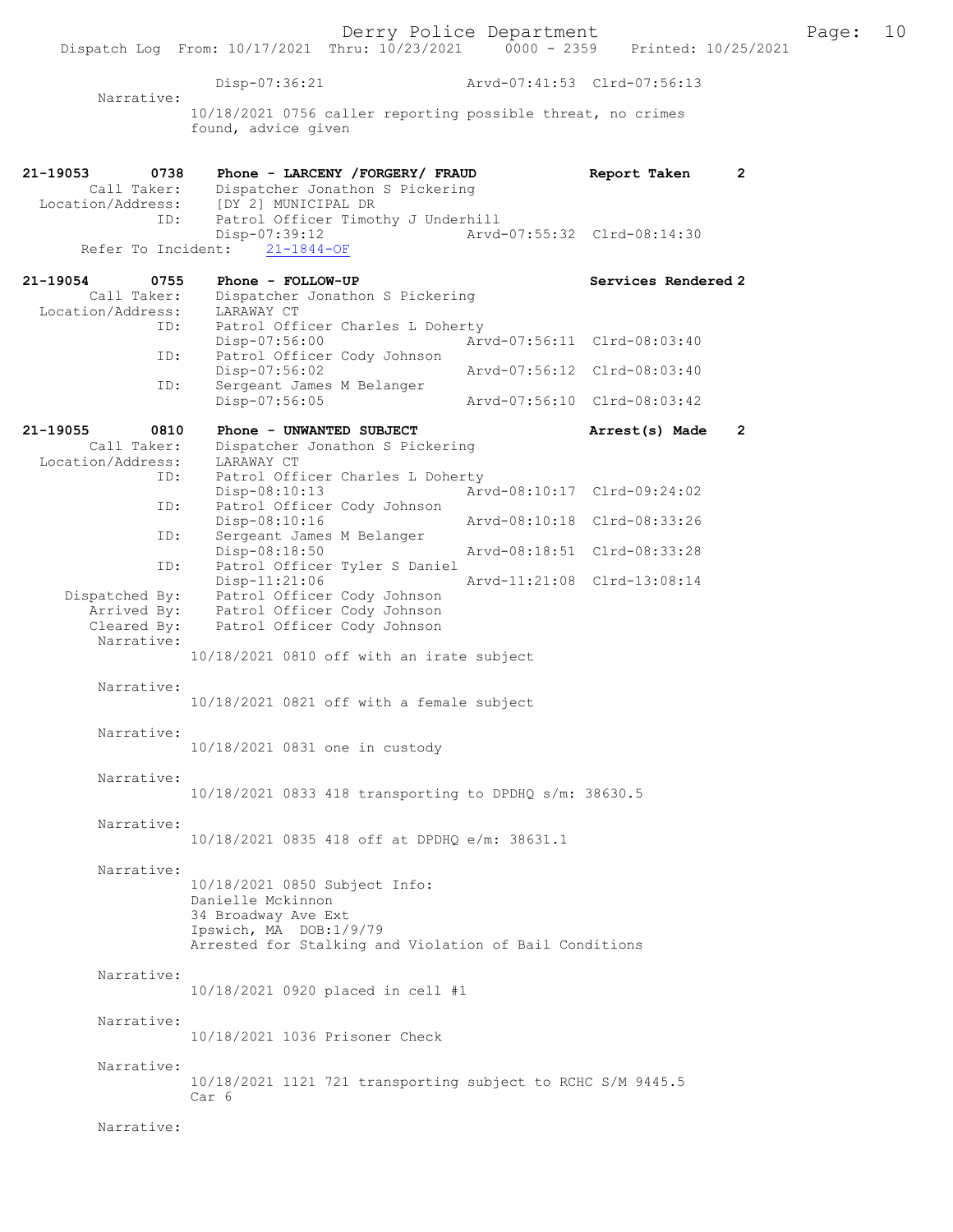Disp-07:36:21 Arvd-07:41:53 Clrd-07:56:13

Narrative:

10/18/2021 0756 caller reporting possible threat, no crimes found, advice given

**21-19053 0738 Phone - LARCENY /FORGERY/ FRAUD Report Taken 2**

Call Taker: Dispatcher Jonathon S Pickering
Location/Address: [DY 2] MUNICIPAL DR
ID: Patrol Officer Timothy J Underhill
Disp-07:39:12 Arvd-07:55:32 Clrd-08:14:30
Refer To Incident: 21-1844-OF

**21-19054 0755 Phone - FOLLOW-UP Services Rendered 2**

Call Taker: Dispatcher Jonathon S Pickering
Location/Address: LARAWAY CT
ID: Patrol Officer Charles L Doherty
Disp-07:56:00 Arvd-07:56:11 Clrd-08:03:40
ID: Patrol Officer Cody Johnson
Disp-07:56:02 Arvd-07:56:12 Clrd-08:03:40
ID: Sergeant James M Belanger
Disp-07:56:05 Arvd-07:56:10 Clrd-08:03:42

**21-19055 0810 Phone - UNWANTED SUBJECT Arrest(s) Made 2**

Call Taker: Dispatcher Jonathon S Pickering
Location/Address: LARAWAY CT
ID: Patrol Officer Charles L Doherty
Disp-08:10:13 Arvd-08:10:17 Clrd-09:24:02
ID: Patrol Officer Cody Johnson
Disp-08:10:16 Arvd-08:10:18 Clrd-08:33:26
ID: Sergeant James M Belanger
Disp-08:18:50 Arvd-08:18:51 Clrd-08:33:28
ID: Patrol Officer Tyler S Daniel
Disp-11:21:06 Arvd-11:21:08 Clrd-13:08:14
Dispatched By: Patrol Officer Cody Johnson
Arrived By: Patrol Officer Cody Johnson
Cleared By: Patrol Officer Cody Johnson

Narrative:

10/18/2021 0810 off with an irate subject

Narrative:

10/18/2021 0821 off with a female subject

Narrative:

10/18/2021 0831 one in custody

Narrative:

10/18/2021 0833 418 transporting to DPDHQ s/m: 38630.5

Narrative:

10/18/2021 0835 418 off at DPDHQ e/m: 38631.1

Narrative:

10/18/2021 0850 Subject Info:
Danielle Mckinnon
34 Broadway Ave Ext
Ipswich, MA DOB:1/9/79
Arrested for Stalking and Violation of Bail Conditions

Narrative:

10/18/2021 0920 placed in cell #1

Narrative:

10/18/2021 1036 Prisoner Check

Narrative:

10/18/2021 1121 721 transporting subject to RCHC S/M 9445.5
Car 6

Narrative: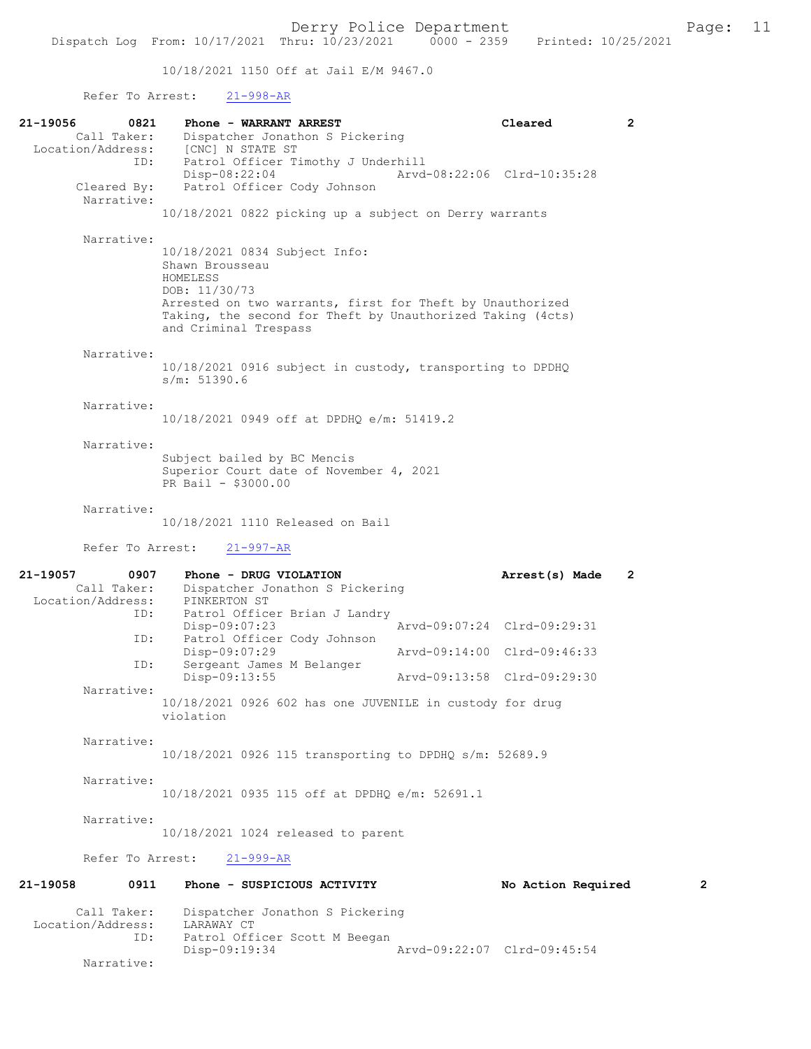10/18/2021 1150 Off at Jail E/M 9467.0

Refer To Arrest: 21-998-AR

**21-19056 0821 Phone - WARRANT ARREST Cleared 2**

Call Taker: Dispatcher Jonathon S Pickering
Location/Address: [CNC] N STATE ST
ID: Patrol Officer Timothy J Underhill
Disp-08:22:04 Arvd-08:22:06 Clrd-10:35:28
Cleared By: Patrol Officer Cody Johnson

Narrative:
10/18/2021 0822 picking up a subject on Derry warrants

Narrative:
10/18/2021 0834 Subject Info:
Shawn Brousseau
HOMELESS
DOB: 11/30/73
Arrested on two warrants, first for Theft by Unauthorized Taking, the second for Theft by Unauthorized Taking (4cts) and Criminal Trespass

Narrative:
10/18/2021 0916 subject in custody, transporting to DPDHQ s/m: 51390.6

Narrative:
10/18/2021 0949 off at DPDHQ e/m: 51419.2

Narrative:
Subject bailed by BC Mencis
Superior Court date of November 4, 2021
PR Bail - $3000.00

Narrative:
10/18/2021 1110 Released on Bail

Refer To Arrest: 21-997-AR

**21-19057 0907 Phone - DRUG VIOLATION Arrest(s) Made 2**

Call Taker: Dispatcher Jonathon S Pickering
Location/Address: PINKERTON ST
ID: Patrol Officer Brian J Landry
Disp-09:07:23 Arvd-09:07:24 Clrd-09:29:31
ID: Patrol Officer Cody Johnson
Disp-09:07:29 Arvd-09:14:00 Clrd-09:46:33
ID: Sergeant James M Belanger
Disp-09:13:55 Arvd-09:13:58 Clrd-09:29:30

Narrative:
10/18/2021 0926 602 has one JUVENILE in custody for drug violation

Narrative:
10/18/2021 0926 115 transporting to DPDHQ s/m: 52689.9

Narrative:
10/18/2021 0935 115 off at DPDHQ e/m: 52691.1

Narrative:
10/18/2021 1024 released to parent

Refer To Arrest: 21-999-AR

**21-19058 0911 Phone - SUSPICIOUS ACTIVITY No Action Required 2**

Call Taker: Dispatcher Jonathon S Pickering
Location/Address: LARAWAY CT
ID: Patrol Officer Scott M Beegan
Disp-09:19:34 Arvd-09:22:07 Clrd-09:45:54

Narrative: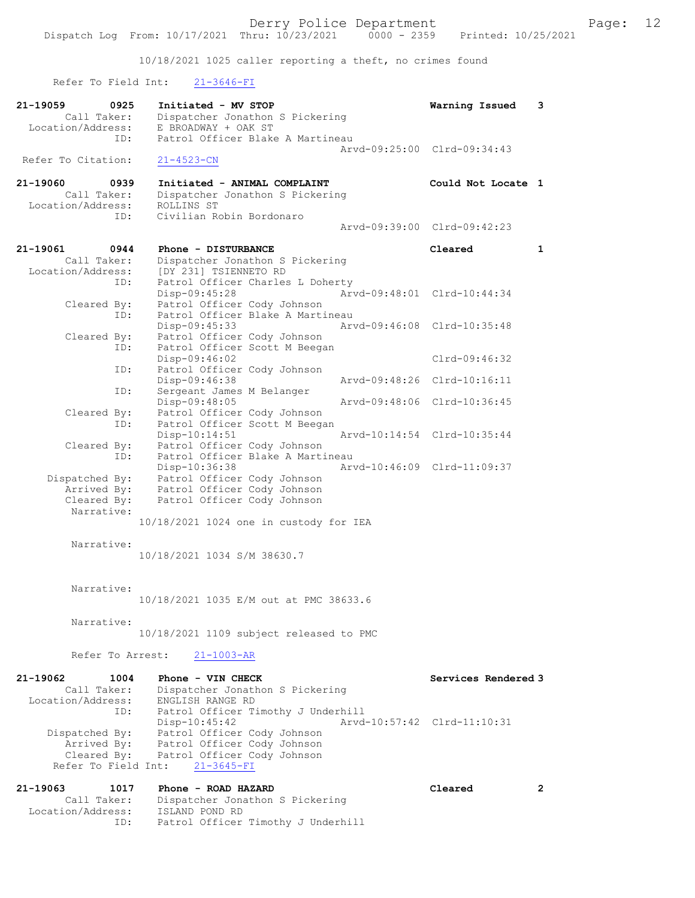10/18/2021 1025 caller reporting a theft, no crimes found

Refer To Field Int: 21-3646-FI

21-19059 0925 Initiated - MV STOP Warning Issued 3
Call Taker: Dispatcher Jonathon S Pickering
Location/Address: E BROADWAY + OAK ST
ID: Patrol Officer Blake A Martineau
Arvd-09:25:00 Clrd-09:34:43
Refer To Citation: 21-4523-CN

21-19060 0939 Initiated - ANIMAL COMPLAINT Could Not Locate 1
Call Taker: Dispatcher Jonathon S Pickering
Location/Address: ROLLINS ST
ID: Civilian Robin Bordonaro
Arvd-09:39:00 Clrd-09:42:23

21-19061 0944 Phone - DISTURBANCE Cleared 1
Call Taker: Dispatcher Jonathon S Pickering
Location/Address: [DY 231] TSIENNETO RD
ID: Patrol Officer Charles L Doherty
Disp-09:45:28 Arvd-09:48:01 Clrd-10:44:34
Cleared By: Patrol Officer Cody Johnson
ID: Patrol Officer Blake A Martineau
Disp-09:45:33 Arvd-09:46:08 Clrd-10:35:48
Cleared By: Patrol Officer Cody Johnson
ID: Patrol Officer Scott M Beegan
Disp-09:46:02 Clrd-09:46:32
ID: Patrol Officer Cody Johnson
Disp-09:46:38 Arvd-09:48:26 Clrd-10:16:11
ID: Sergeant James M Belanger
Disp-09:48:05 Arvd-09:48:06 Clrd-10:36:45
Cleared By: Patrol Officer Cody Johnson
ID: Patrol Officer Scott M Beegan
Disp-10:14:51 Arvd-10:14:54 Clrd-10:35:44
Cleared By: Patrol Officer Cody Johnson
ID: Patrol Officer Blake A Martineau
Disp-10:36:38 Arvd-10:46:09 Clrd-11:09:37
Dispatched By: Patrol Officer Cody Johnson
Arrived By: Patrol Officer Cody Johnson
Cleared By: Patrol Officer Cody Johnson
Narrative:
10/18/2021 1024 one in custody for IEA

Narrative:
10/18/2021 1034 S/M 38630.7

Narrative:
10/18/2021 1035 E/M out at PMC 38633.6

Narrative:
10/18/2021 1109 subject released to PMC

Refer To Arrest: 21-1003-AR

21-19062 1004 Phone - VIN CHECK Services Rendered 3
Call Taker: Dispatcher Jonathon S Pickering
Location/Address: ENGLISH RANGE RD
ID: Patrol Officer Timothy J Underhill
Disp-10:45:42 Arvd-10:57:42 Clrd-11:10:31
Dispatched By: Patrol Officer Cody Johnson
Arrived By: Patrol Officer Cody Johnson
Cleared By: Patrol Officer Cody Johnson
Refer To Field Int: 21-3645-FI

21-19063 1017 Phone - ROAD HAZARD Cleared 2
Call Taker: Dispatcher Jonathon S Pickering
Location/Address: ISLAND POND RD
ID: Patrol Officer Timothy J Underhill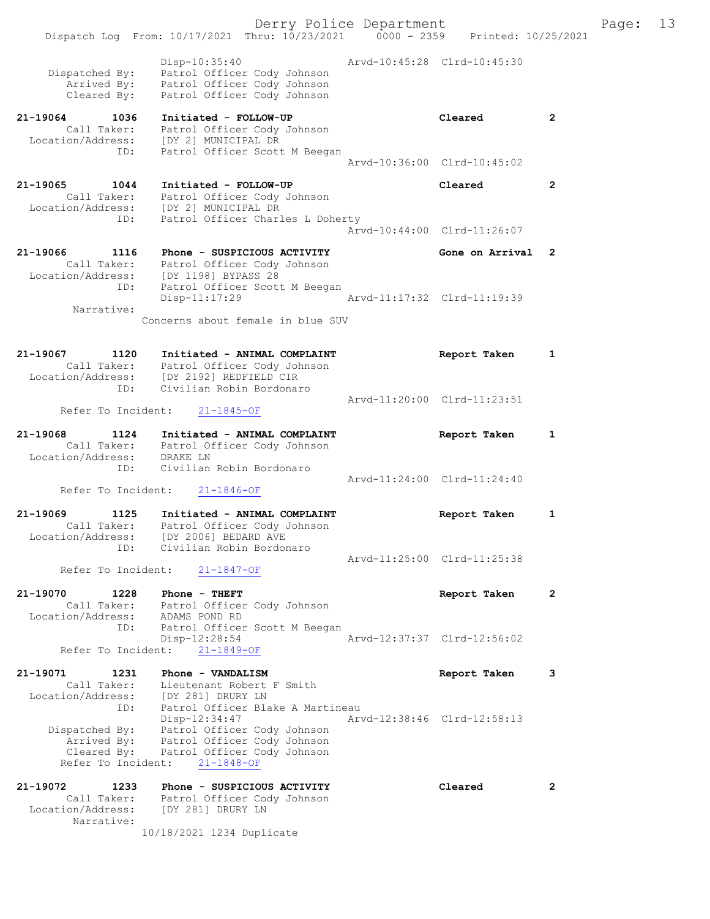```
                Disp-10:35:40                 Arvd-10:45:28  Clrd-10:45:30
   Dispatched By:   Patrol Officer Cody Johnson
      Arrived By:   Patrol Officer Cody Johnson
      Cleared By:   Patrol Officer Cody Johnson

21-19064        1036   Initiated - FOLLOW-UP                        Cleared         2
        Call Taker:   Patrol Officer Cody Johnson
  Location/Address:   [DY 2] MUNICIPAL DR
                ID:   Patrol Officer Scott M Beegan
                                              Arvd-10:36:00  Clrd-10:45:02

21-19065        1044   Initiated - FOLLOW-UP                        Cleared         2
        Call Taker:   Patrol Officer Cody Johnson
  Location/Address:   [DY 2] MUNICIPAL DR
                ID:   Patrol Officer Charles L Doherty
                                              Arvd-10:44:00  Clrd-11:26:07

21-19066        1116   Phone - SUSPICIOUS ACTIVITY                  Gone on Arrival 2
        Call Taker:   Patrol Officer Cody Johnson
  Location/Address:   [DY 1198] BYPASS 28
                ID:   Patrol Officer Scott M Beegan
                      Disp-11:17:29           Arvd-11:17:32  Clrd-11:19:39
         Narrative:
                 Concerns about female in blue SUV


21-19067        1120   Initiated - ANIMAL COMPLAINT                 Report Taken    1
        Call Taker:   Patrol Officer Cody Johnson
  Location/Address:   [DY 2192] REDFIELD CIR
                ID:   Civilian Robin Bordonaro
                                              Arvd-11:20:00  Clrd-11:23:51
      Refer To Incident:    21-1845-OF

21-19068        1124   Initiated - ANIMAL COMPLAINT                 Report Taken    1
        Call Taker:   Patrol Officer Cody Johnson
  Location/Address:   DRAKE LN
                ID:   Civilian Robin Bordonaro
                                              Arvd-11:24:00  Clrd-11:24:40
      Refer To Incident:    21-1846-OF

21-19069        1125   Initiated - ANIMAL COMPLAINT                 Report Taken    1
        Call Taker:   Patrol Officer Cody Johnson
  Location/Address:   [DY 2006] BEDARD AVE
                ID:   Civilian Robin Bordonaro
                                              Arvd-11:25:00  Clrd-11:25:38
      Refer To Incident:    21-1847-OF

21-19070        1228   Phone - THEFT                                Report Taken    2
        Call Taker:   Patrol Officer Cody Johnson
  Location/Address:   ADAMS POND RD
                ID:   Patrol Officer Scott M Beegan
                      Disp-12:28:54           Arvd-12:37:37  Clrd-12:56:02
      Refer To Incident:    21-1849-OF

21-19071        1231   Phone - VANDALISM                            Report Taken    3
        Call Taker:   Lieutenant Robert F Smith
  Location/Address:   [DY 281] DRURY LN
                ID:   Patrol Officer Blake A Martineau
                      Disp-12:34:47           Arvd-12:38:46  Clrd-12:58:13
     Dispatched By:   Patrol Officer Cody Johnson
        Arrived By:   Patrol Officer Cody Johnson
        Cleared By:   Patrol Officer Cody Johnson
      Refer To Incident:    21-1848-OF

21-19072        1233   Phone - SUSPICIOUS ACTIVITY                  Cleared         2
        Call Taker:   Patrol Officer Cody Johnson
  Location/Address:   [DY 281] DRURY LN
         Narrative:
                 10/18/2021 1234 Duplicate
```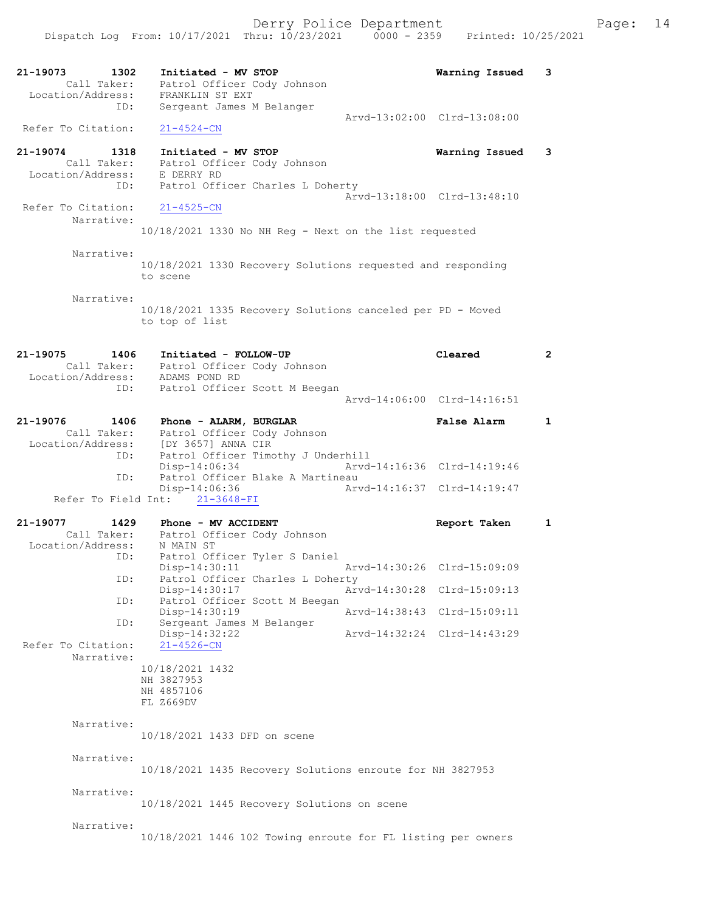```
21-19073        1302    Initiated - MV STOP                           Warning Issued    3
        Call Taker:     Patrol Officer Cody Johnson
  Location/Address:     FRANKLIN ST EXT
                ID:     Sergeant James M Belanger
                                                   Arvd-13:02:00  Clrd-13:08:00
 Refer To Citation:     21-4524-CN

21-19074        1318    Initiated - MV STOP                           Warning Issued    3
        Call Taker:     Patrol Officer Cody Johnson
  Location/Address:     E DERRY RD
                ID:     Patrol Officer Charles L Doherty
                                                   Arvd-13:18:00  Clrd-13:48:10
 Refer To Citation:     21-4525-CN
         Narrative:
                        10/18/2021 1330 No NH Reg - Next on the list requested

         Narrative:
                        10/18/2021 1330 Recovery Solutions requested and responding
                        to scene

         Narrative:
                        10/18/2021 1335 Recovery Solutions canceled per PD - Moved
                        to top of list


21-19075        1406    Initiated - FOLLOW-UP                         Cleared           2
        Call Taker:     Patrol Officer Cody Johnson
  Location/Address:     ADAMS POND RD
                ID:     Patrol Officer Scott M Beegan
                                                   Arvd-14:06:00  Clrd-14:16:51

21-19076        1406    Phone - ALARM, BURGLAR                        False Alarm       1
        Call Taker:     Patrol Officer Cody Johnson
  Location/Address:     [DY 3657] ANNA CIR
                ID:     Patrol Officer Timothy J Underhill
                        Disp-14:06:34              Arvd-14:16:36  Clrd-14:19:46
                ID:     Patrol Officer Blake A Martineau
                        Disp-14:06:36              Arvd-14:16:37  Clrd-14:19:47
      Refer To Field Int:    21-3648-FI

21-19077        1429    Phone - MV ACCIDENT                           Report Taken      1
        Call Taker:     Patrol Officer Cody Johnson
  Location/Address:     N MAIN ST
                ID:     Patrol Officer Tyler S Daniel
                        Disp-14:30:11              Arvd-14:30:26  Clrd-15:09:09
                ID:     Patrol Officer Charles L Doherty
                        Disp-14:30:17              Arvd-14:30:28  Clrd-15:09:13
                ID:     Patrol Officer Scott M Beegan
                        Disp-14:30:19              Arvd-14:38:43  Clrd-15:09:11
                ID:     Sergeant James M Belanger
                        Disp-14:32:22              Arvd-14:32:24  Clrd-14:43:29
 Refer To Citation:     21-4526-CN
         Narrative:
                        10/18/2021 1432
                        NH 3827953
                        NH 4857106
                        FL Z669DV

         Narrative:
                        10/18/2021 1433 DFD on scene

         Narrative:
                        10/18/2021 1435 Recovery Solutions enroute for NH 3827953

         Narrative:
                        10/18/2021 1445 Recovery Solutions on scene

         Narrative:
                        10/18/2021 1446 102 Towing enroute for FL listing per owners
```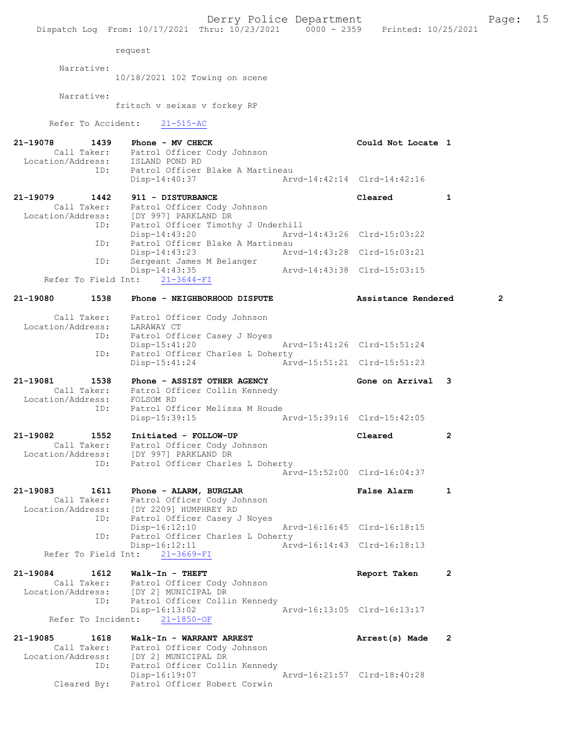request

Narrative:
10/18/2021 102 Towing on scene

Narrative:
fritsch v seixas v forkey RP

Refer To Accident: 21-515-AC

```
21-19078        1439    Phone - MV CHECK                          Could Not Locate  1
        Call Taker:     Patrol Officer Cody Johnson
   Location/Address:    ISLAND POND RD
                ID:     Patrol Officer Blake A Martineau
                        Disp-14:40:37              Arvd-14:42:14  Clrd-14:42:16

21-19079        1442    911 - DISTURBANCE                         Cleared           1
        Call Taker:     Patrol Officer Cody Johnson
   Location/Address:    [DY 997] PARKLAND DR
                ID:     Patrol Officer Timothy J Underhill
                        Disp-14:43:20              Arvd-14:43:26  Clrd-15:03:22
                ID:     Patrol Officer Blake A Martineau
                        Disp-14:43:23              Arvd-14:43:28  Clrd-15:03:21
                ID:     Sergeant James M Belanger
                        Disp-14:43:35              Arvd-14:43:38  Clrd-15:03:15
     Refer To Field Int:    21-3644-FI

21-19080        1538    Phone - NEIGHBORHOOD DISPUTE              Assistance Rendered     2

        Call Taker:     Patrol Officer Cody Johnson
   Location/Address:    LARAWAY CT
                ID:     Patrol Officer Casey J Noyes
                        Disp-15:41:20              Arvd-15:41:26  Clrd-15:51:24
                ID:     Patrol Officer Charles L Doherty
                        Disp-15:41:24              Arvd-15:51:21  Clrd-15:51:23

21-19081        1538    Phone - ASSIST OTHER AGENCY               Gone on Arrival   3
        Call Taker:     Patrol Officer Collin Kennedy
   Location/Address:    FOLSOM RD
                ID:     Patrol Officer Melissa M Houde
                        Disp-15:39:15              Arvd-15:39:16  Clrd-15:42:05

21-19082        1552    Initiated - FOLLOW-UP                     Cleared           2
        Call Taker:     Patrol Officer Cody Johnson
   Location/Address:    [DY 997] PARKLAND DR
                ID:     Patrol Officer Charles L Doherty
                                                   Arvd-15:52:00  Clrd-16:04:37

21-19083        1611    Phone - ALARM, BURGLAR                    False Alarm       1
        Call Taker:     Patrol Officer Cody Johnson
   Location/Address:    [DY 2209] HUMPHREY RD
                ID:     Patrol Officer Casey J Noyes
                        Disp-16:12:10              Arvd-16:16:45  Clrd-16:18:15
                ID:     Patrol Officer Charles L Doherty
                        Disp-16:12:11              Arvd-16:14:43  Clrd-16:18:13
     Refer To Field Int:    21-3669-FI

21-19084        1612    Walk-In - THEFT                           Report Taken      2
        Call Taker:     Patrol Officer Cody Johnson
   Location/Address:    [DY 2] MUNICIPAL DR
                ID:     Patrol Officer Collin Kennedy
                        Disp-16:13:02              Arvd-16:13:05  Clrd-16:13:17
      Refer To Incident:    21-1850-OF

21-19085        1618    Walk-In - WARRANT ARREST                  Arrest(s) Made    2
        Call Taker:     Patrol Officer Cody Johnson
   Location/Address:    [DY 2] MUNICIPAL DR
                ID:     Patrol Officer Collin Kennedy
                        Disp-16:19:07              Arvd-16:21:57  Clrd-18:40:28
        Cleared By:     Patrol Officer Robert Corwin
```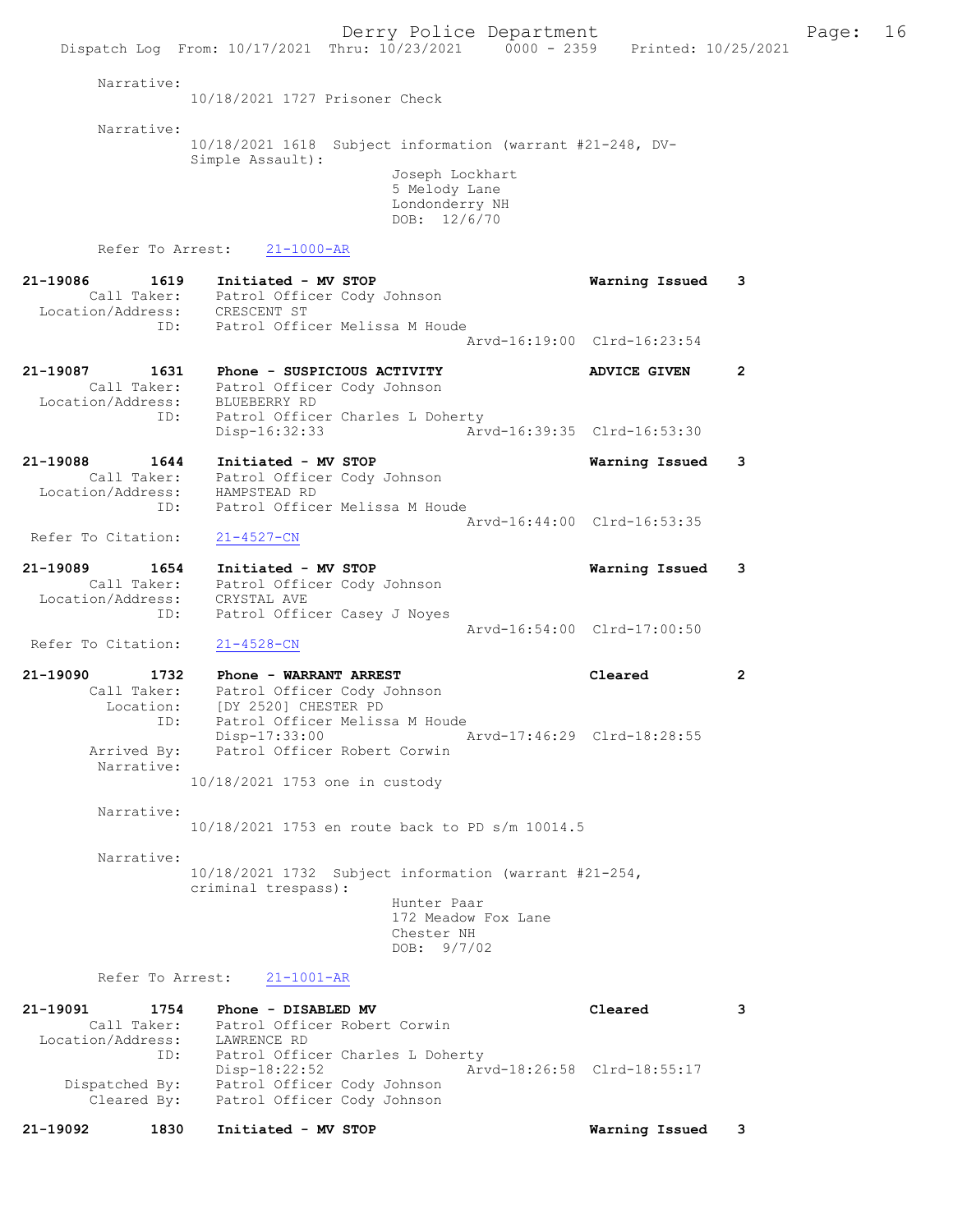Narrative:
10/18/2021 1727 Prisoner Check

Narrative:
10/18/2021 1618 Subject information (warrant #21-248, DV-Simple Assault):
Joseph Lockhart
5 Melody Lane
Londonderry NH
DOB: 12/6/70

Refer To Arrest: 21-1000-AR

**21-19086 1619 Initiated - MV STOP** — Warning Issued 3
Call Taker: Patrol Officer Cody Johnson
Location/Address: CRESCENT ST
ID: Patrol Officer Melissa M Houde
Arvd-16:19:00 Clrd-16:23:54

**21-19087 1631 Phone - SUSPICIOUS ACTIVITY** — ADVICE GIVEN 2
Call Taker: Patrol Officer Cody Johnson
Location/Address: BLUEBERRY RD
ID: Patrol Officer Charles L Doherty
Disp-16:32:33 Arvd-16:39:35 Clrd-16:53:30

**21-19088 1644 Initiated - MV STOP** — Warning Issued 3
Call Taker: Patrol Officer Cody Johnson
Location/Address: HAMPSTEAD RD
ID: Patrol Officer Melissa M Houde
Arvd-16:44:00 Clrd-16:53:35
Refer To Citation: 21-4527-CN

**21-19089 1654 Initiated - MV STOP** — Warning Issued 3
Call Taker: Patrol Officer Cody Johnson
Location/Address: CRYSTAL AVE
ID: Patrol Officer Casey J Noyes
Arvd-16:54:00 Clrd-17:00:50
Refer To Citation: 21-4528-CN

**21-19090 1732 Phone - WARRANT ARREST** — Cleared 2
Call Taker: Patrol Officer Cody Johnson
Location: [DY 2520] CHESTER PD
ID: Patrol Officer Melissa M Houde
Disp-17:33:00 Arvd-17:46:29 Clrd-18:28:55
Arrived By: Patrol Officer Robert Corwin

Narrative:
10/18/2021 1753 one in custody

Narrative:
10/18/2021 1753 en route back to PD s/m 10014.5

Narrative:
10/18/2021 1732 Subject information (warrant #21-254, criminal trespass):
Hunter Paar
172 Meadow Fox Lane
Chester NH
DOB: 9/7/02

Refer To Arrest: 21-1001-AR

**21-19091 1754 Phone - DISABLED MV** — Cleared 3
Call Taker: Patrol Officer Robert Corwin
Location/Address: LAWRENCE RD
ID: Patrol Officer Charles L Doherty
Disp-18:22:52 Arvd-18:26:58 Clrd-18:55:17
Dispatched By: Patrol Officer Cody Johnson
Cleared By: Patrol Officer Cody Johnson

**21-19092 1830 Initiated - MV STOP** — Warning Issued 3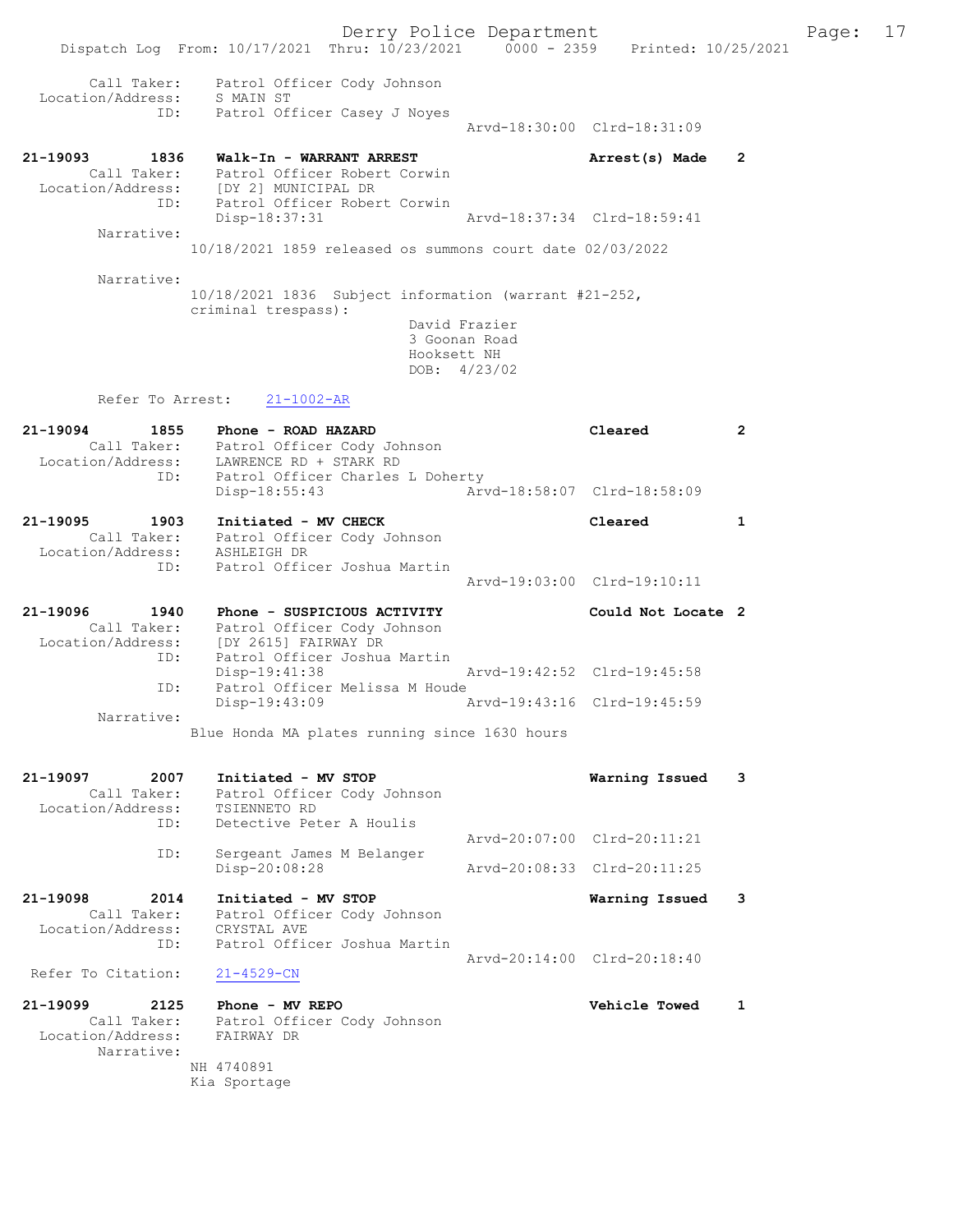Call Taker: Patrol Officer Cody Johnson
Location/Address: S MAIN ST
ID: Patrol Officer Casey J Noyes
Arvd-18:30:00 Clrd-18:31:09

**21-19093 1836 Walk-In - WARRANT ARREST** — Arrest(s) Made 2
Call Taker: Patrol Officer Robert Corwin
Location/Address: [DY 2] MUNICIPAL DR
ID: Patrol Officer Robert Corwin
Disp-18:37:31 Arvd-18:37:34 Clrd-18:59:41
Narrative:
10/18/2021 1859 released os summons court date 02/03/2022

Narrative:
10/18/2021 1836 Subject information (warrant #21-252, criminal trespass):
David Frazier
3 Goonan Road
Hooksett NH
DOB: 4/23/02

Refer To Arrest: 21-1002-AR

**21-19094 1855 Phone - ROAD HAZARD** — Cleared 2
Call Taker: Patrol Officer Cody Johnson
Location/Address: LAWRENCE RD + STARK RD
ID: Patrol Officer Charles L Doherty
Disp-18:55:43 Arvd-18:58:07 Clrd-18:58:09

**21-19095 1903 Initiated - MV CHECK** — Cleared 1
Call Taker: Patrol Officer Cody Johnson
Location/Address: ASHLEIGH DR
ID: Patrol Officer Joshua Martin
Arvd-19:03:00 Clrd-19:10:11

**21-19096 1940 Phone - SUSPICIOUS ACTIVITY** — Could Not Locate 2
Call Taker: Patrol Officer Cody Johnson
Location/Address: [DY 2615] FAIRWAY DR
ID: Patrol Officer Joshua Martin
Disp-19:41:38 Arvd-19:42:52 Clrd-19:45:58
ID: Patrol Officer Melissa M Houde
Disp-19:43:09 Arvd-19:43:16 Clrd-19:45:59
Narrative:
Blue Honda MA plates running since 1630 hours

**21-19097 2007 Initiated - MV STOP** — Warning Issued 3
Call Taker: Patrol Officer Cody Johnson
Location/Address: TSIENNETO RD
ID: Detective Peter A Houlis
Arvd-20:07:00 Clrd-20:11:21
ID: Sergeant James M Belanger
Disp-20:08:28 Arvd-20:08:33 Clrd-20:11:25

**21-19098 2014 Initiated - MV STOP** — Warning Issued 3
Call Taker: Patrol Officer Cody Johnson
Location/Address: CRYSTAL AVE
ID: Patrol Officer Joshua Martin
Arvd-20:14:00 Clrd-20:18:40
Refer To Citation: 21-4529-CN

**21-19099 2125 Phone - MV REPO** — Vehicle Towed 1
Call Taker: Patrol Officer Cody Johnson
Location/Address: FAIRWAY DR
Narrative:
NH 4740891
Kia Sportage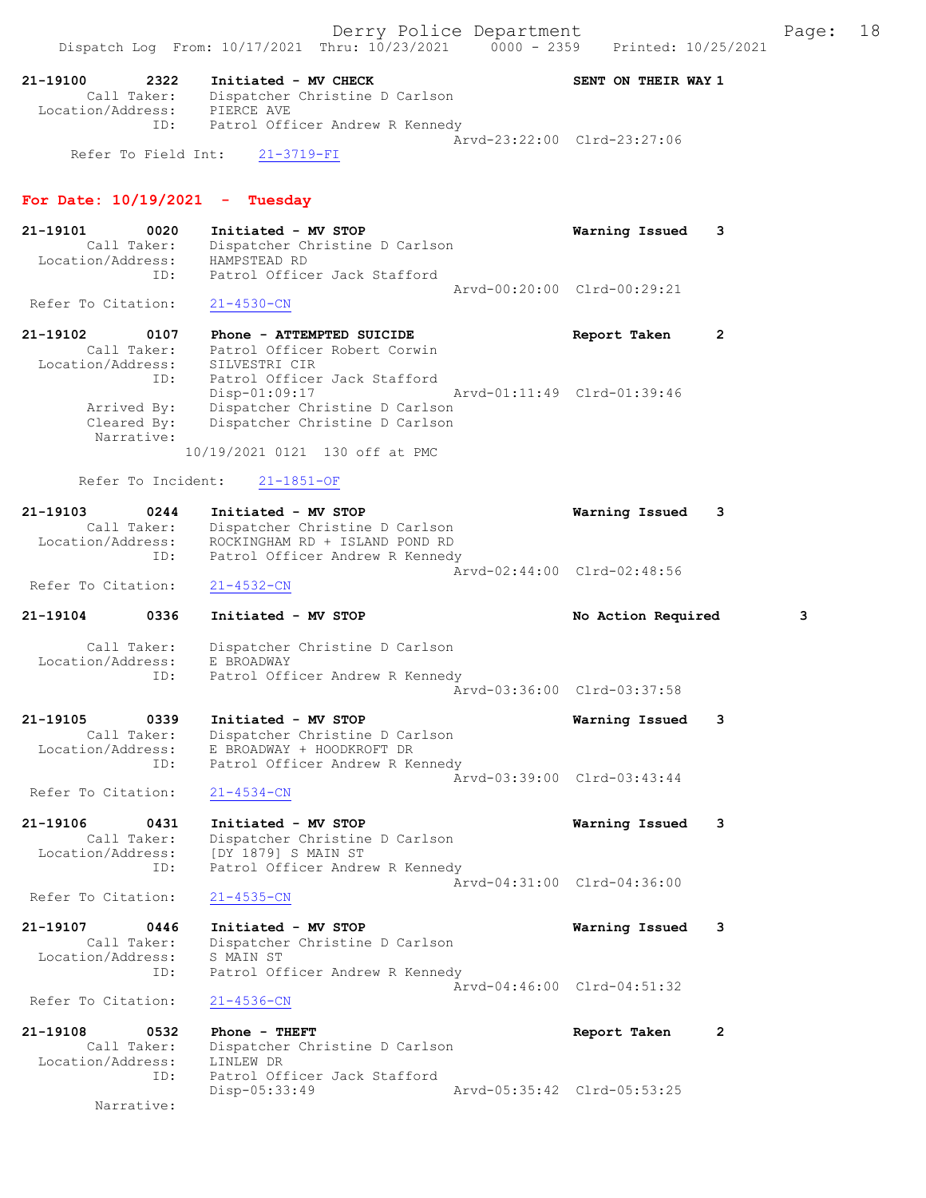21-19100 2322 Initiated - MV CHECK SENT ON THEIR WAY 1
Call Taker: Dispatcher Christine D Carlson
Location/Address: PIERCE AVE
ID: Patrol Officer Andrew R Kennedy
Arvd-23:22:00 Clrd-23:27:06
Refer To Field Int: 21-3719-FI

## For Date: 10/19/2021 - Tuesday

21-19101 0020 Initiated - MV STOP Warning Issued 3
Call Taker: Dispatcher Christine D Carlson
Location/Address: HAMPSTEAD RD
ID: Patrol Officer Jack Stafford
Arvd-00:20:00 Clrd-00:29:21
Refer To Citation: 21-4530-CN

21-19102 0107 Phone - ATTEMPTED SUICIDE Report Taken 2
Call Taker: Patrol Officer Robert Corwin
Location/Address: SILVESTRI CIR
ID: Patrol Officer Jack Stafford
Disp-01:09:17 Arvd-01:11:49 Clrd-01:39:46
Arrived By: Dispatcher Christine D Carlson
Cleared By: Dispatcher Christine D Carlson
Narrative:
10/19/2021 0121 130 off at PMC

Refer To Incident: 21-1851-OF

21-19103 0244 Initiated - MV STOP Warning Issued 3
Call Taker: Dispatcher Christine D Carlson
Location/Address: ROCKINGHAM RD + ISLAND POND RD
ID: Patrol Officer Andrew R Kennedy
Arvd-02:44:00 Clrd-02:48:56
Refer To Citation: 21-4532-CN

21-19104 0336 Initiated - MV STOP No Action Required 3
Call Taker: Dispatcher Christine D Carlson
Location/Address: E BROADWAY
ID: Patrol Officer Andrew R Kennedy
Arvd-03:36:00 Clrd-03:37:58

21-19105 0339 Initiated - MV STOP Warning Issued 3
Call Taker: Dispatcher Christine D Carlson
Location/Address: E BROADWAY + HOODKROFT DR
ID: Patrol Officer Andrew R Kennedy
Arvd-03:39:00 Clrd-03:43:44
Refer To Citation: 21-4534-CN

21-19106 0431 Initiated - MV STOP Warning Issued 3
Call Taker: Dispatcher Christine D Carlson
Location/Address: [DY 1879] S MAIN ST
ID: Patrol Officer Andrew R Kennedy
Arvd-04:31:00 Clrd-04:36:00
Refer To Citation: 21-4535-CN

21-19107 0446 Initiated - MV STOP Warning Issued 3
Call Taker: Dispatcher Christine D Carlson
Location/Address: S MAIN ST
ID: Patrol Officer Andrew R Kennedy
Arvd-04:46:00 Clrd-04:51:32
Refer To Citation: 21-4536-CN

21-19108 0532 Phone - THEFT Report Taken 2
Call Taker: Dispatcher Christine D Carlson
Location/Address: LINLEW DR
ID: Patrol Officer Jack Stafford
Disp-05:33:49 Arvd-05:35:42 Clrd-05:53:25
Narrative: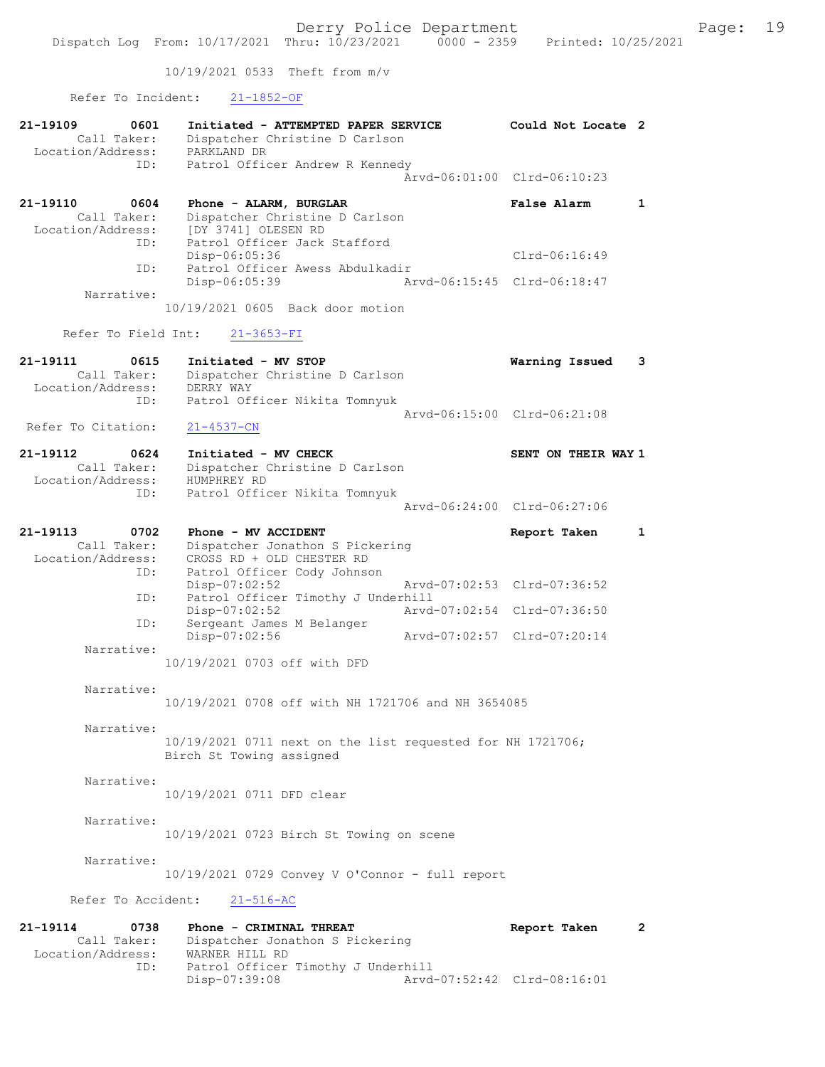10/19/2021 0533 Theft from m/v

Refer To Incident: 21-1852-OF

**21-19109 0601 Initiated - ATTEMPTED PAPER SERVICE** — **Could Not Locate 2**
Call Taker: Dispatcher Christine D Carlson
Location/Address: PARKLAND DR
ID: Patrol Officer Andrew R Kennedy
Arvd-06:01:00 Clrd-06:10:23

**21-19110 0604 Phone - ALARM, BURGLAR** — **False Alarm 1**
Call Taker: Dispatcher Christine D Carlson
Location/Address: [DY 3741] OLESEN RD
ID: Patrol Officer Jack Stafford
Disp-06:05:36 Clrd-06:16:49
ID: Patrol Officer Awess Abdulkadir
Disp-06:05:39 Arvd-06:15:45 Clrd-06:18:47
Narrative:
10/19/2021 0605 Back door motion

Refer To Field Int: 21-3653-FI

**21-19111 0615 Initiated - MV STOP** — **Warning Issued 3**
Call Taker: Dispatcher Christine D Carlson
Location/Address: DERRY WAY
ID: Patrol Officer Nikita Tomnyuk
Arvd-06:15:00 Clrd-06:21:08
Refer To Citation: 21-4537-CN

**21-19112 0624 Initiated - MV CHECK** — **SENT ON THEIR WAY 1**
Call Taker: Dispatcher Christine D Carlson
Location/Address: HUMPHREY RD
ID: Patrol Officer Nikita Tomnyuk
Arvd-06:24:00 Clrd-06:27:06

**21-19113 0702 Phone - MV ACCIDENT** — **Report Taken 1**
Call Taker: Dispatcher Jonathon S Pickering
Location/Address: CROSS RD + OLD CHESTER RD
ID: Patrol Officer Cody Johnson
Disp-07:02:52 Arvd-07:02:53 Clrd-07:36:52
ID: Patrol Officer Timothy J Underhill
Disp-07:02:52 Arvd-07:02:54 Clrd-07:36:50
ID: Sergeant James M Belanger
Disp-07:02:56 Arvd-07:02:57 Clrd-07:20:14
Narrative:
10/19/2021 0703 off with DFD

Narrative:
10/19/2021 0708 off with NH 1721706 and NH 3654085

Narrative:
10/19/2021 0711 next on the list requested for NH 1721706; Birch St Towing assigned

Narrative:
10/19/2021 0711 DFD clear

Narrative:
10/19/2021 0723 Birch St Towing on scene

Narrative:
10/19/2021 0729 Convey V O'Connor - full report

Refer To Accident: 21-516-AC

**21-19114 0738 Phone - CRIMINAL THREAT** — **Report Taken 2**
Call Taker: Dispatcher Jonathon S Pickering
Location/Address: WARNER HILL RD
ID: Patrol Officer Timothy J Underhill
Disp-07:39:08 Arvd-07:52:42 Clrd-08:16:01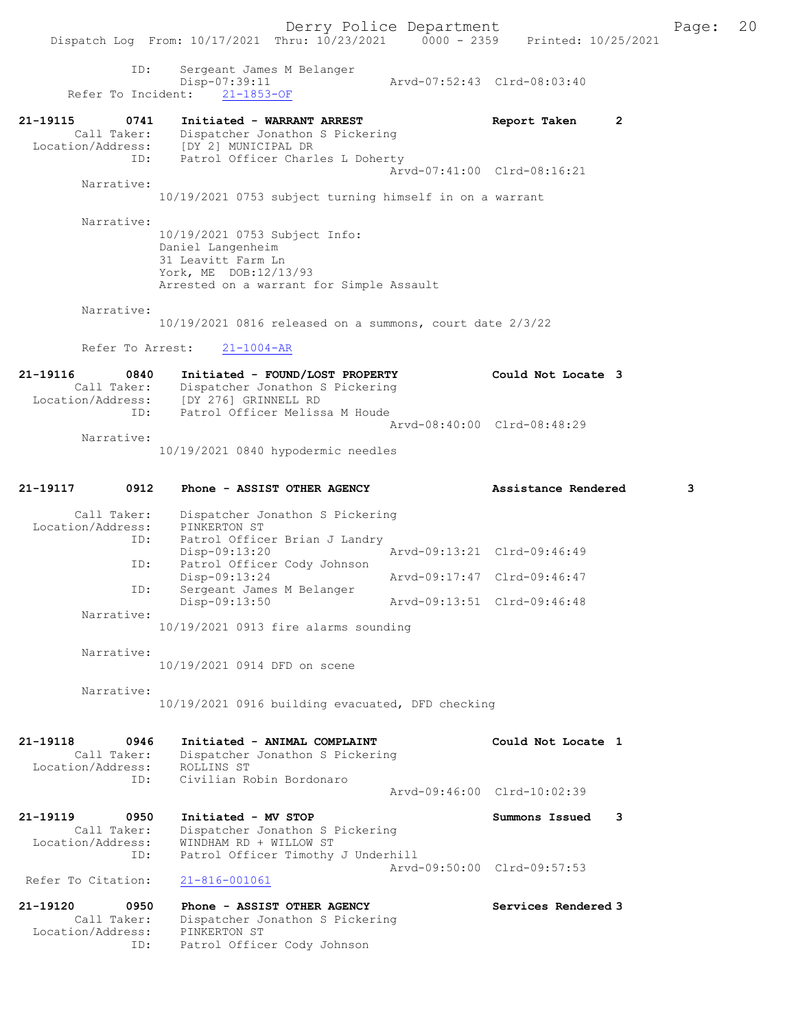ID: Sergeant James M Belanger
Disp-07:39:11 Arvd-07:52:43 Clrd-08:03:40
Refer To Incident: 21-1853-OF

21-19115 0741 Initiated - WARRANT ARREST Report Taken 2
Call Taker: Dispatcher Jonathon S Pickering
Location/Address: [DY 2] MUNICIPAL DR
ID: Patrol Officer Charles L Doherty
Arvd-07:41:00 Clrd-08:16:21
Narrative:
10/19/2021 0753 subject turning himself in on a warrant

Narrative:
10/19/2021 0753 Subject Info:
Daniel Langenheim
31 Leavitt Farm Ln
York, ME DOB:12/13/93
Arrested on a warrant for Simple Assault

Narrative:
10/19/2021 0816 released on a summons, court date 2/3/22

Refer To Arrest: 21-1004-AR

21-19116 0840 Initiated - FOUND/LOST PROPERTY Could Not Locate 3
Call Taker: Dispatcher Jonathon S Pickering
Location/Address: [DY 276] GRINNELL RD
ID: Patrol Officer Melissa M Houde
Arvd-08:40:00 Clrd-08:48:29
Narrative:
10/19/2021 0840 hypodermic needles

21-19117 0912 Phone - ASSIST OTHER AGENCY Assistance Rendered 3

Call Taker: Dispatcher Jonathon S Pickering
Location/Address: PINKERTON ST
ID: Patrol Officer Brian J Landry
Disp-09:13:20 Arvd-09:13:21 Clrd-09:46:49
ID: Patrol Officer Cody Johnson
Disp-09:13:24 Arvd-09:17:47 Clrd-09:46:47
ID: Sergeant James M Belanger
Disp-09:13:50 Arvd-09:13:51 Clrd-09:46:48
Narrative:
10/19/2021 0913 fire alarms sounding

Narrative:
10/19/2021 0914 DFD on scene

Narrative:
10/19/2021 0916 building evacuated, DFD checking

21-19118 0946 Initiated - ANIMAL COMPLAINT Could Not Locate 1
Call Taker: Dispatcher Jonathon S Pickering
Location/Address: ROLLINS ST
ID: Civilian Robin Bordonaro
Arvd-09:46:00 Clrd-10:02:39

21-19119 0950 Initiated - MV STOP Summons Issued 3
Call Taker: Dispatcher Jonathon S Pickering
Location/Address: WINDHAM RD + WILLOW ST
ID: Patrol Officer Timothy J Underhill
Arvd-09:50:00 Clrd-09:57:53
Refer To Citation: 21-816-001061

21-19120 0950 Phone - ASSIST OTHER AGENCY Services Rendered 3
Call Taker: Dispatcher Jonathon S Pickering
Location/Address: PINKERTON ST
ID: Patrol Officer Cody Johnson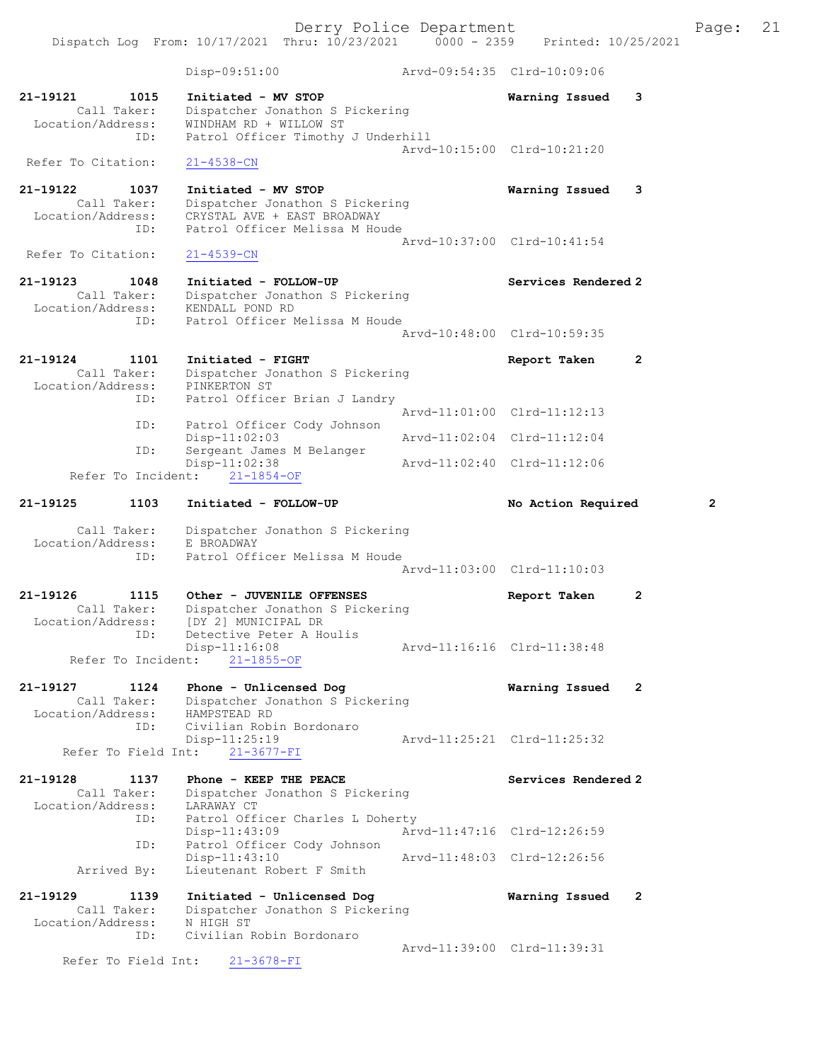Disp-09:51:00 Arvd-09:54:35 Clrd-10:09:06

21-19121 1015 Initiated - MV STOP Warning Issued 3
Call Taker: Dispatcher Jonathon S Pickering
Location/Address: WINDHAM RD + WILLOW ST
ID: Patrol Officer Timothy J Underhill
Arvd-10:15:00 Clrd-10:21:20
Refer To Citation: 21-4538-CN

21-19122 1037 Initiated - MV STOP Warning Issued 3
Call Taker: Dispatcher Jonathon S Pickering
Location/Address: CRYSTAL AVE + EAST BROADWAY
ID: Patrol Officer Melissa M Houde
Arvd-10:37:00 Clrd-10:41:54
Refer To Citation: 21-4539-CN

21-19123 1048 Initiated - FOLLOW-UP Services Rendered 2
Call Taker: Dispatcher Jonathon S Pickering
Location/Address: KENDALL POND RD
ID: Patrol Officer Melissa M Houde
Arvd-10:48:00 Clrd-10:59:35

21-19124 1101 Initiated - FIGHT Report Taken 2
Call Taker: Dispatcher Jonathon S Pickering
Location/Address: PINKERTON ST
ID: Patrol Officer Brian J Landry
Arvd-11:01:00 Clrd-11:12:13
ID: Patrol Officer Cody Johnson
Disp-11:02:03 Arvd-11:02:04 Clrd-11:12:04
ID: Sergeant James M Belanger
Disp-11:02:38 Arvd-11:02:40 Clrd-11:12:06
Refer To Incident: 21-1854-OF

21-19125 1103 Initiated - FOLLOW-UP No Action Required 2
Call Taker: Dispatcher Jonathon S Pickering
Location/Address: E BROADWAY
ID: Patrol Officer Melissa M Houde
Arvd-11:03:00 Clrd-11:10:03

21-19126 1115 Other - JUVENILE OFFENSES Report Taken 2
Call Taker: Dispatcher Jonathon S Pickering
Location/Address: [DY 2] MUNICIPAL DR
ID: Detective Peter A Houlis
Disp-11:16:08 Arvd-11:16:16 Clrd-11:38:48
Refer To Incident: 21-1855-OF

21-19127 1124 Phone - Unlicensed Dog Warning Issued 2
Call Taker: Dispatcher Jonathon S Pickering
Location/Address: HAMPSTEAD RD
ID: Civilian Robin Bordonaro
Disp-11:25:19 Arvd-11:25:21 Clrd-11:25:32
Refer To Field Int: 21-3677-FI

21-19128 1137 Phone - KEEP THE PEACE Services Rendered 2
Call Taker: Dispatcher Jonathon S Pickering
Location/Address: LARAWAY CT
ID: Patrol Officer Charles L Doherty
Disp-11:43:09 Arvd-11:47:16 Clrd-12:26:59
ID: Patrol Officer Cody Johnson
Disp-11:43:10 Arvd-11:48:03 Clrd-12:26:56
Arrived By: Lieutenant Robert F Smith

21-19129 1139 Initiated - Unlicensed Dog Warning Issued 2
Call Taker: Dispatcher Jonathon S Pickering
Location/Address: N HIGH ST
ID: Civilian Robin Bordonaro
Arvd-11:39:00 Clrd-11:39:31
Refer To Field Int: 21-3678-FI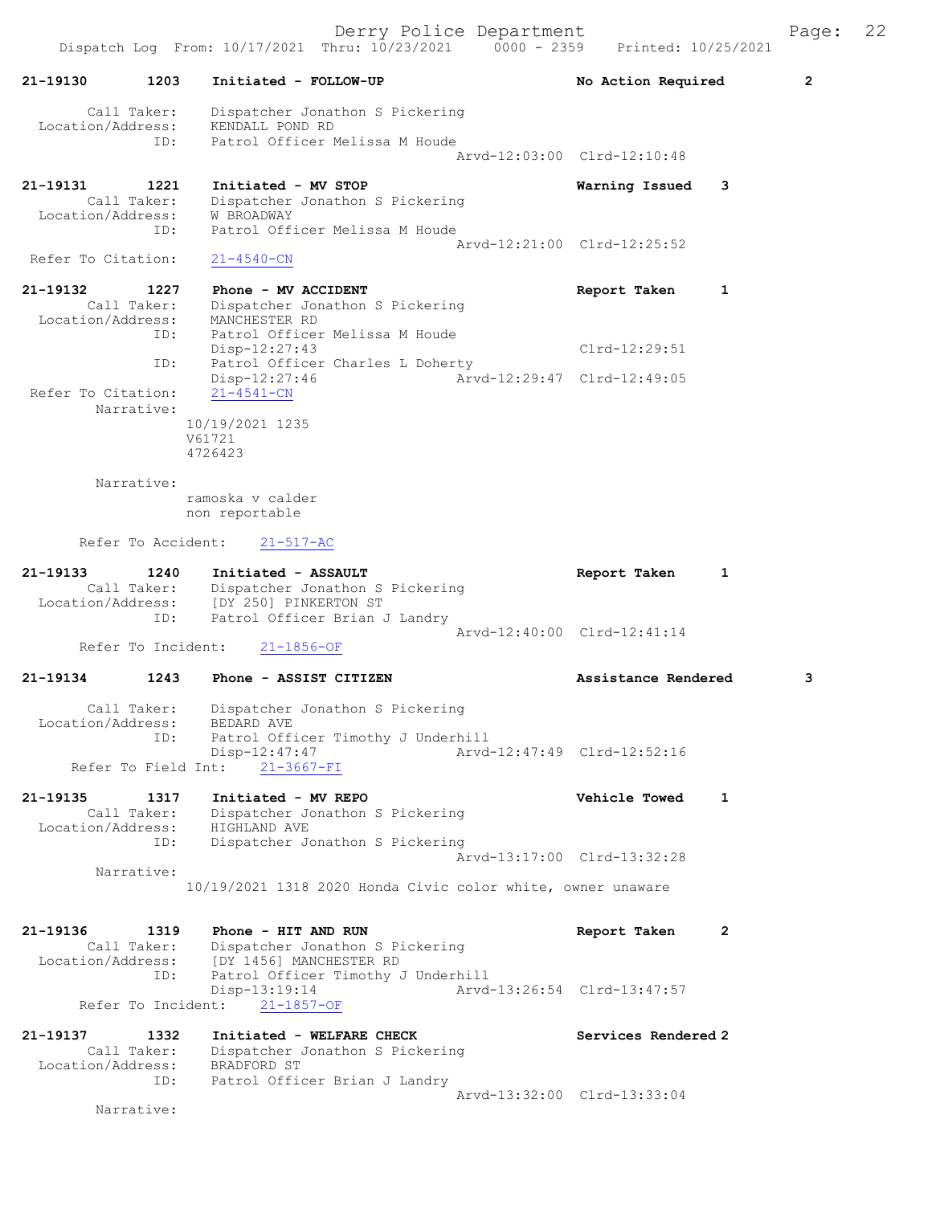21-19130 1203 Initiated - FOLLOW-UP No Action Required 2

Call Taker: Dispatcher Jonathon S Pickering
Location/Address: KENDALL POND RD
ID: Patrol Officer Melissa M Houde
Arvd-12:03:00 Clrd-12:10:48

21-19131 1221 Initiated - MV STOP Warning Issued 3
Call Taker: Dispatcher Jonathon S Pickering
Location/Address: W BROADWAY
ID: Patrol Officer Melissa M Houde
Arvd-12:21:00 Clrd-12:25:52
Refer To Citation: 21-4540-CN

21-19132 1227 Phone - MV ACCIDENT Report Taken 1
Call Taker: Dispatcher Jonathon S Pickering
Location/Address: MANCHESTER RD
ID: Patrol Officer Melissa M Houde
Disp-12:27:43 Clrd-12:29:51
ID: Patrol Officer Charles L Doherty
Disp-12:27:46 Arvd-12:29:47 Clrd-12:49:05
Refer To Citation: 21-4541-CN
Narrative:
10/19/2021 1235
V61721
4726423

Narrative:
ramoska v calder
non reportable

Refer To Accident: 21-517-AC

21-19133 1240 Initiated - ASSAULT Report Taken 1
Call Taker: Dispatcher Jonathon S Pickering
Location/Address: [DY 250] PINKERTON ST
ID: Patrol Officer Brian J Landry
Arvd-12:40:00 Clrd-12:41:14
Refer To Incident: 21-1856-OF

21-19134 1243 Phone - ASSIST CITIZEN Assistance Rendered 3

Call Taker: Dispatcher Jonathon S Pickering
Location/Address: BEDARD AVE
ID: Patrol Officer Timothy J Underhill
Disp-12:47:47 Arvd-12:47:49 Clrd-12:52:16
Refer To Field Int: 21-3667-FI

21-19135 1317 Initiated - MV REPO Vehicle Towed 1
Call Taker: Dispatcher Jonathon S Pickering
Location/Address: HIGHLAND AVE
ID: Dispatcher Jonathon S Pickering
Arvd-13:17:00 Clrd-13:32:28
Narrative:
10/19/2021 1318 2020 Honda Civic color white, owner unaware

21-19136 1319 Phone - HIT AND RUN Report Taken 2
Call Taker: Dispatcher Jonathon S Pickering
Location/Address: [DY 1456] MANCHESTER RD
ID: Patrol Officer Timothy J Underhill
Disp-13:19:14 Arvd-13:26:54 Clrd-13:47:57
Refer To Incident: 21-1857-OF

21-19137 1332 Initiated - WELFARE CHECK Services Rendered 2
Call Taker: Dispatcher Jonathon S Pickering
Location/Address: BRADFORD ST
ID: Patrol Officer Brian J Landry
Arvd-13:32:00 Clrd-13:33:04
Narrative: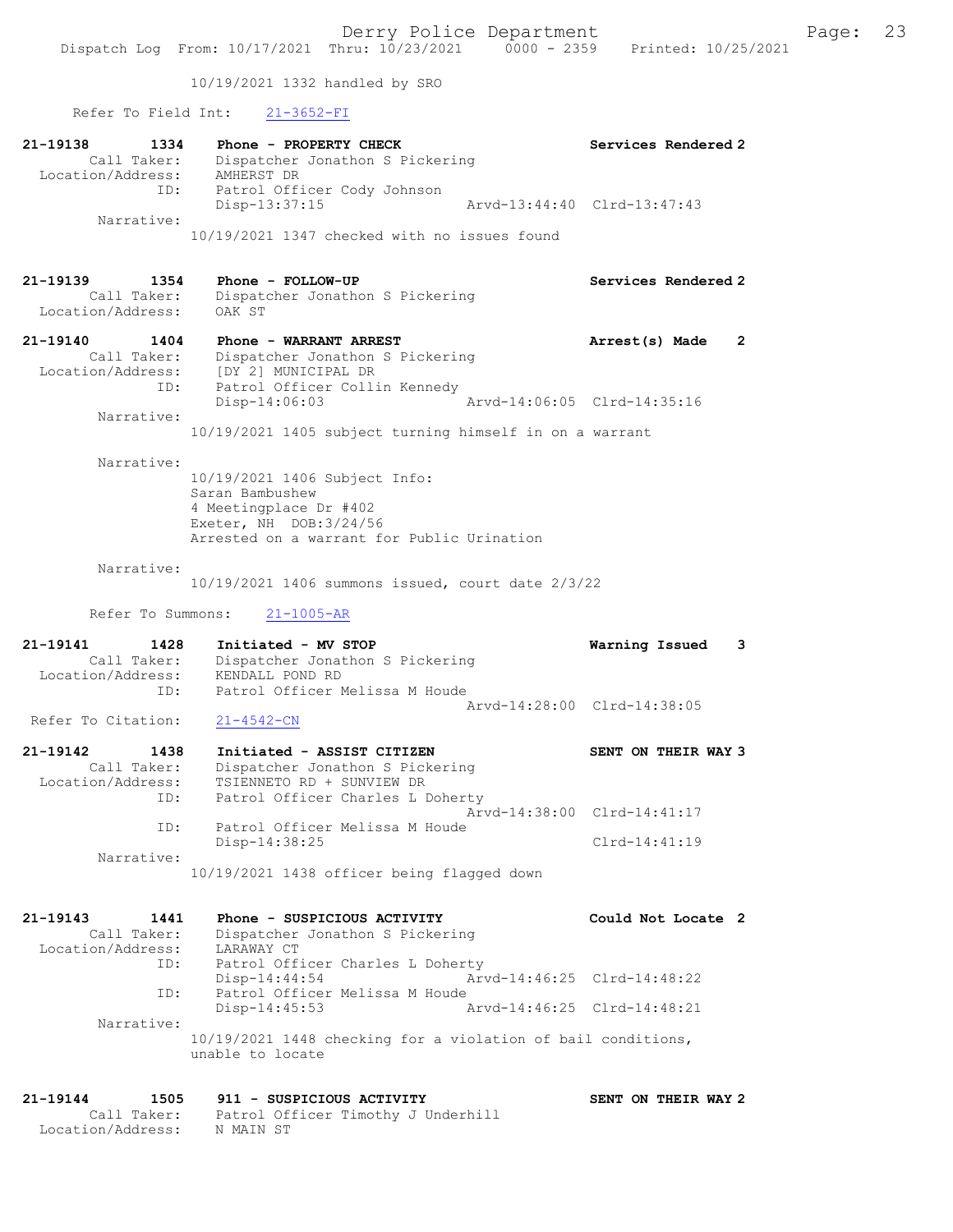10/19/2021 1332 handled by SRO

Refer To Field Int: 21-3652-FI

**21-19138 1334 Phone - PROPERTY CHECK** — Services Rendered 2
Call Taker: Dispatcher Jonathon S Pickering
Location/Address: AMHERST DR
ID: Patrol Officer Cody Johnson
Disp-13:37:15 Arvd-13:44:40 Clrd-13:47:43
Narrative:
10/19/2021 1347 checked with no issues found

**21-19139 1354 Phone - FOLLOW-UP** — Services Rendered 2
Call Taker: Dispatcher Jonathon S Pickering
Location/Address: OAK ST

**21-19140 1404 Phone - WARRANT ARREST** — Arrest(s) Made 2
Call Taker: Dispatcher Jonathon S Pickering
Location/Address: [DY 2] MUNICIPAL DR
ID: Patrol Officer Collin Kennedy
Disp-14:06:03 Arvd-14:06:05 Clrd-14:35:16
Narrative:
10/19/2021 1405 subject turning himself in on a warrant

Narrative:
10/19/2021 1406 Subject Info:
Saran Bambushew
4 Meetingplace Dr #402
Exeter, NH DOB:3/24/56
Arrested on a warrant for Public Urination

Narrative:
10/19/2021 1406 summons issued, court date 2/3/22

Refer To Summons: 21-1005-AR

**21-19141 1428 Initiated - MV STOP** — Warning Issued 3
Call Taker: Dispatcher Jonathon S Pickering
Location/Address: KENDALL POND RD
ID: Patrol Officer Melissa M Houde
Arvd-14:28:00 Clrd-14:38:05
Refer To Citation: 21-4542-CN

**21-19142 1438 Initiated - ASSIST CITIZEN** — SENT ON THEIR WAY 3
Call Taker: Dispatcher Jonathon S Pickering
Location/Address: TSIENNETO RD + SUNVIEW DR
ID: Patrol Officer Charles L Doherty
Arvd-14:38:00 Clrd-14:41:17
ID: Patrol Officer Melissa M Houde
Disp-14:38:25 Clrd-14:41:19
Narrative:
10/19/2021 1438 officer being flagged down

**21-19143 1441 Phone - SUSPICIOUS ACTIVITY** — Could Not Locate 2
Call Taker: Dispatcher Jonathon S Pickering
Location/Address: LARAWAY CT
ID: Patrol Officer Charles L Doherty
Disp-14:44:54 Arvd-14:46:25 Clrd-14:48:22
ID: Patrol Officer Melissa M Houde
Disp-14:45:53 Arvd-14:46:25 Clrd-14:48:21
Narrative:
10/19/2021 1448 checking for a violation of bail conditions, unable to locate

**21-19144 1505 911 - SUSPICIOUS ACTIVITY** — SENT ON THEIR WAY 2
Call Taker: Patrol Officer Timothy J Underhill
Location/Address: N MAIN ST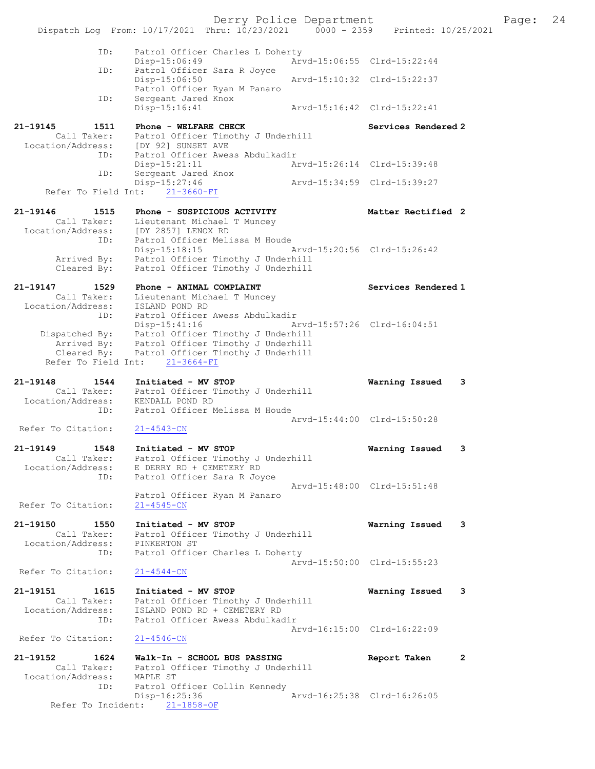```
              ID:     Patrol Officer Charles L Doherty
                      Disp-15:06:49              Arvd-15:06:55  Clrd-15:22:44
              ID:     Patrol Officer Sara R Joyce
                      Disp-15:06:50              Arvd-15:10:32  Clrd-15:22:37
                      Patrol Officer Ryan M Panaro
              ID:     Sergeant Jared Knox
                      Disp-15:16:41              Arvd-15:16:42  Clrd-15:22:41

21-19145        1511  Phone - WELFARE CHECK                    Services Rendered 2
         Call Taker:  Patrol Officer Timothy J Underhill
   Location/Address:  [DY 92] SUNSET AVE
                 ID:  Patrol Officer Awess Abdulkadir
                      Disp-15:21:11              Arvd-15:26:14  Clrd-15:39:48
                 ID:  Sergeant Jared Knox
                      Disp-15:27:46              Arvd-15:34:59  Clrd-15:39:27
     Refer To Field Int:    21-3660-FI

21-19146        1515  Phone - SUSPICIOUS ACTIVITY              Matter Rectified 2
         Call Taker:  Lieutenant Michael T Muncey
   Location/Address:  [DY 2857] LENOX RD
                 ID:  Patrol Officer Melissa M Houde
                      Disp-15:18:15              Arvd-15:20:56  Clrd-15:26:42
         Arrived By:  Patrol Officer Timothy J Underhill
         Cleared By:  Patrol Officer Timothy J Underhill

21-19147        1529  Phone - ANIMAL COMPLAINT                 Services Rendered 1
         Call Taker:  Lieutenant Michael T Muncey
   Location/Address:  ISLAND POND RD
                 ID:  Patrol Officer Awess Abdulkadir
                      Disp-15:41:16              Arvd-15:57:26  Clrd-16:04:51
      Dispatched By:  Patrol Officer Timothy J Underhill
         Arrived By:  Patrol Officer Timothy J Underhill
         Cleared By:  Patrol Officer Timothy J Underhill
     Refer To Field Int:    21-3664-FI

21-19148        1544  Initiated - MV STOP                      Warning Issued    3
         Call Taker:  Patrol Officer Timothy J Underhill
   Location/Address:  KENDALL POND RD
                 ID:  Patrol Officer Melissa M Houde
                                                 Arvd-15:44:00  Clrd-15:50:28
  Refer To Citation:  21-4543-CN

21-19149        1548  Initiated - MV STOP                      Warning Issued    3
         Call Taker:  Patrol Officer Timothy J Underhill
   Location/Address:  E DERRY RD + CEMETERY RD
                 ID:  Patrol Officer Sara R Joyce
                                                 Arvd-15:48:00  Clrd-15:51:48
                      Patrol Officer Ryan M Panaro
  Refer To Citation:  21-4545-CN

21-19150        1550  Initiated - MV STOP                      Warning Issued    3
         Call Taker:  Patrol Officer Timothy J Underhill
   Location/Address:  PINKERTON ST
                 ID:  Patrol Officer Charles L Doherty
                                                 Arvd-15:50:00  Clrd-15:55:23
  Refer To Citation:  21-4544-CN

21-19151        1615  Initiated - MV STOP                      Warning Issued    3
         Call Taker:  Patrol Officer Timothy J Underhill
   Location/Address:  ISLAND POND RD + CEMETERY RD
                 ID:  Patrol Officer Awess Abdulkadir
                                                 Arvd-16:15:00  Clrd-16:22:09
  Refer To Citation:  21-4546-CN

21-19152        1624  Walk-In - SCHOOL BUS PASSING             Report Taken      2
         Call Taker:  Patrol Officer Timothy J Underhill
   Location/Address:  MAPLE ST
                 ID:  Patrol Officer Collin Kennedy
                      Disp-16:25:36              Arvd-16:25:38  Clrd-16:26:05
      Refer To Incident:    21-1858-OF
```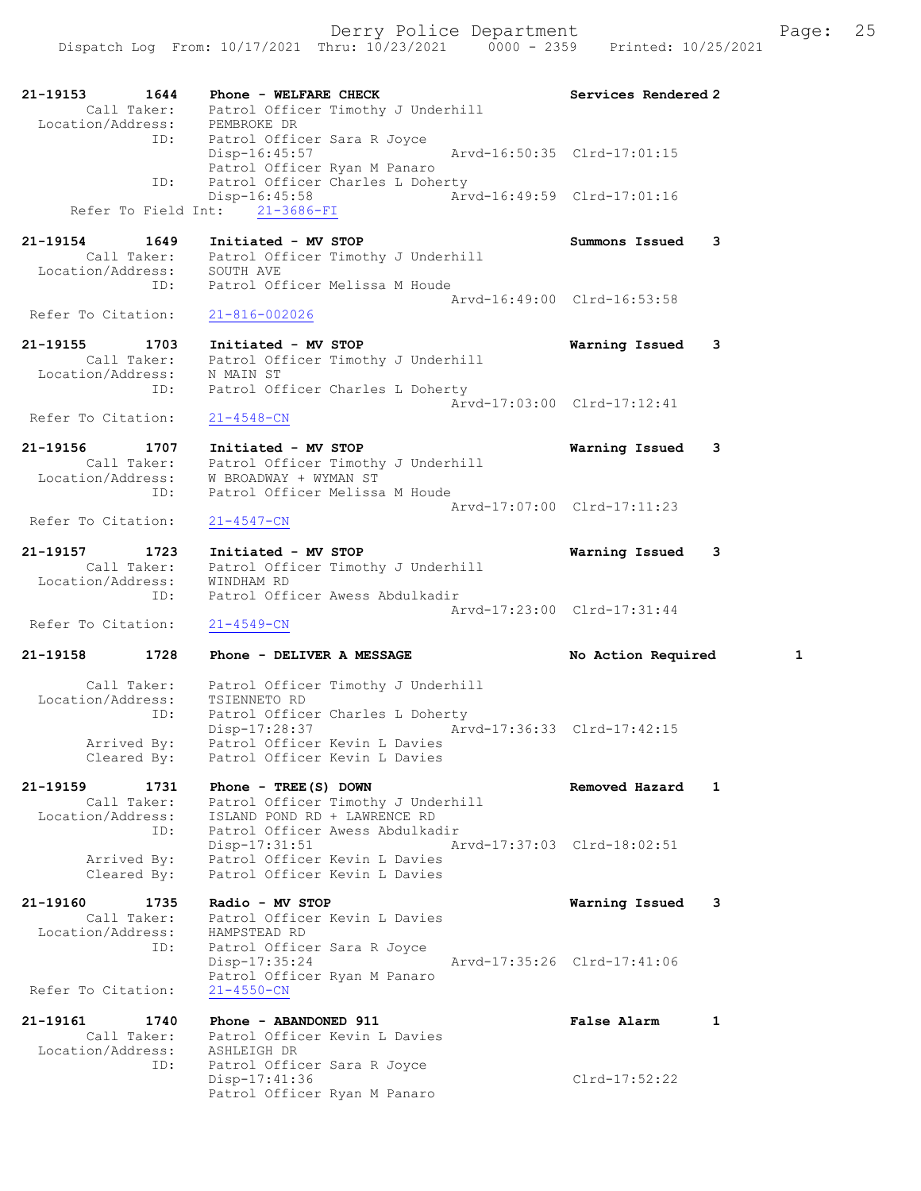21-19153 1644 Phone - WELFARE CHECK Services Rendered 2
Call Taker: Patrol Officer Timothy J Underhill
Location/Address: PEMBROKE DR
ID: Patrol Officer Sara R Joyce
Disp-16:45:57 Arvd-16:50:35 Clrd-17:01:15
Patrol Officer Ryan M Panaro
ID: Patrol Officer Charles L Doherty
Disp-16:45:58 Arvd-16:49:59 Clrd-17:01:16
Refer To Field Int: 21-3686-FI

21-19154 1649 Initiated - MV STOP Summons Issued 3
Call Taker: Patrol Officer Timothy J Underhill
Location/Address: SOUTH AVE
ID: Patrol Officer Melissa M Houde
Arvd-16:49:00 Clrd-16:53:58
Refer To Citation: 21-816-002026

21-19155 1703 Initiated - MV STOP Warning Issued 3
Call Taker: Patrol Officer Timothy J Underhill
Location/Address: N MAIN ST
ID: Patrol Officer Charles L Doherty
Arvd-17:03:00 Clrd-17:12:41
Refer To Citation: 21-4548-CN

21-19156 1707 Initiated - MV STOP Warning Issued 3
Call Taker: Patrol Officer Timothy J Underhill
Location/Address: W BROADWAY + WYMAN ST
ID: Patrol Officer Melissa M Houde
Arvd-17:07:00 Clrd-17:11:23
Refer To Citation: 21-4547-CN

21-19157 1723 Initiated - MV STOP Warning Issued 3
Call Taker: Patrol Officer Timothy J Underhill
Location/Address: WINDHAM RD
ID: Patrol Officer Awess Abdulkadir
Arvd-17:23:00 Clrd-17:31:44
Refer To Citation: 21-4549-CN

21-19158 1728 Phone - DELIVER A MESSAGE No Action Required 1
Call Taker: Patrol Officer Timothy J Underhill
Location/Address: TSIENNETO RD
ID: Patrol Officer Charles L Doherty
Disp-17:28:37 Arvd-17:36:33 Clrd-17:42:15
Arrived By: Patrol Officer Kevin L Davies
Cleared By: Patrol Officer Kevin L Davies

21-19159 1731 Phone - TREE(S) DOWN Removed Hazard 1
Call Taker: Patrol Officer Timothy J Underhill
Location/Address: ISLAND POND RD + LAWRENCE RD
ID: Patrol Officer Awess Abdulkadir
Disp-17:31:51 Arvd-17:37:03 Clrd-18:02:51
Arrived By: Patrol Officer Kevin L Davies
Cleared By: Patrol Officer Kevin L Davies

21-19160 1735 Radio - MV STOP Warning Issued 3
Call Taker: Patrol Officer Kevin L Davies
Location/Address: HAMPSTEAD RD
ID: Patrol Officer Sara R Joyce
Disp-17:35:24 Arvd-17:35:26 Clrd-17:41:06
Patrol Officer Ryan M Panaro
Refer To Citation: 21-4550-CN

21-19161 1740 Phone - ABANDONED 911 False Alarm 1
Call Taker: Patrol Officer Kevin L Davies
Location/Address: ASHLEIGH DR
ID: Patrol Officer Sara R Joyce
Disp-17:41:36 Clrd-17:52:22
Patrol Officer Ryan M Panaro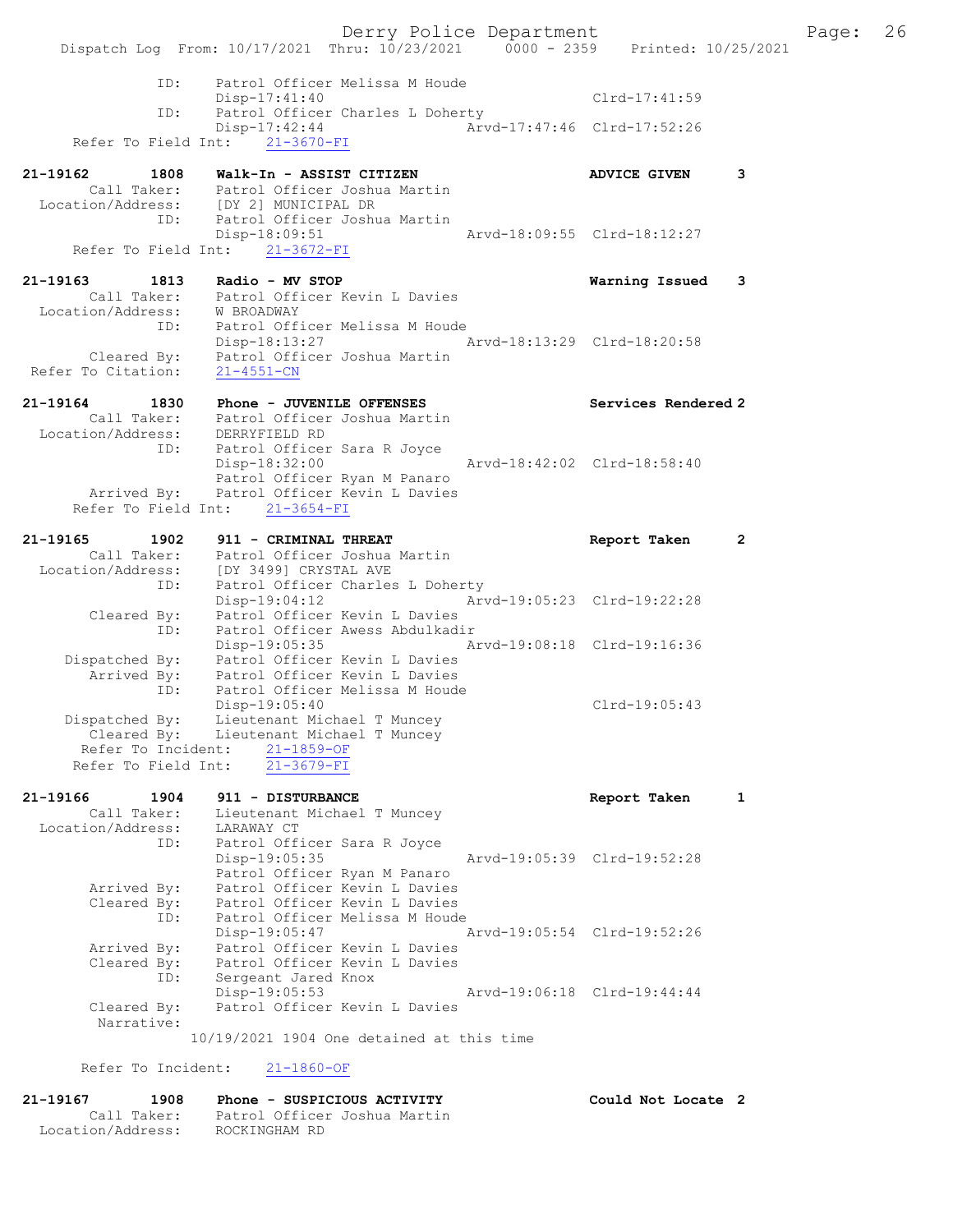```
            ID:     Patrol Officer Melissa M Houde
                    Disp-17:41:40                             Clrd-17:41:59
            ID:     Patrol Officer Charles L Doherty
                    Disp-17:42:44               Arvd-17:47:46 Clrd-17:52:26
    Refer To Field Int:    21-3670-FI

21-19162        1808    Walk-In - ASSIST CITIZEN                    ADVICE GIVEN       3
        Call Taker:     Patrol Officer Joshua Martin
  Location/Address:     [DY 2] MUNICIPAL DR
            ID:     Patrol Officer Joshua Martin
                    Disp-18:09:51               Arvd-18:09:55 Clrd-18:12:27
    Refer To Field Int:    21-3672-FI

21-19163        1813    Radio - MV STOP                             Warning Issued     3
        Call Taker:     Patrol Officer Kevin L Davies
  Location/Address:     W BROADWAY
            ID:     Patrol Officer Melissa M Houde
                    Disp-18:13:27               Arvd-18:13:29 Clrd-18:20:58
        Cleared By:     Patrol Officer Joshua Martin
  Refer To Citation:    21-4551-CN

21-19164        1830    Phone - JUVENILE OFFENSES                   Services Rendered 2
        Call Taker:     Patrol Officer Joshua Martin
  Location/Address:     DERRYFIELD RD
            ID:     Patrol Officer Sara R Joyce
                    Disp-18:32:00               Arvd-18:42:02 Clrd-18:58:40
                    Patrol Officer Ryan M Panaro
        Arrived By:     Patrol Officer Kevin L Davies
    Refer To Field Int:    21-3654-FI

21-19165        1902    911 - CRIMINAL THREAT                       Report Taken       2
        Call Taker:     Patrol Officer Joshua Martin
  Location/Address:     [DY 3499] CRYSTAL AVE
            ID:     Patrol Officer Charles L Doherty
                    Disp-19:04:12               Arvd-19:05:23 Clrd-19:22:28
        Cleared By:     Patrol Officer Kevin L Davies
            ID:     Patrol Officer Awess Abdulkadir
                    Disp-19:05:35               Arvd-19:08:18 Clrd-19:16:36
     Dispatched By:     Patrol Officer Kevin L Davies
        Arrived By:     Patrol Officer Kevin L Davies
            ID:     Patrol Officer Melissa M Houde
                    Disp-19:05:40                             Clrd-19:05:43
     Dispatched By:     Lieutenant Michael T Muncey
        Cleared By:     Lieutenant Michael T Muncey
     Refer To Incident:    21-1859-OF
    Refer To Field Int:    21-3679-FI

21-19166        1904    911 - DISTURBANCE                           Report Taken       1
        Call Taker:     Lieutenant Michael T Muncey
  Location/Address:     LARAWAY CT
            ID:     Patrol Officer Sara R Joyce
                    Disp-19:05:35               Arvd-19:05:39 Clrd-19:52:28
                    Patrol Officer Ryan M Panaro
        Arrived By:     Patrol Officer Kevin L Davies
        Cleared By:     Patrol Officer Kevin L Davies
            ID:     Patrol Officer Melissa M Houde
                    Disp-19:05:47               Arvd-19:05:54 Clrd-19:52:26
        Arrived By:     Patrol Officer Kevin L Davies
        Cleared By:     Patrol Officer Kevin L Davies
            ID:     Sergeant Jared Knox
                    Disp-19:05:53               Arvd-19:06:18 Clrd-19:44:44
        Cleared By:     Patrol Officer Kevin L Davies
         Narrative:
                10/19/2021 1904 One detained at this time

     Refer To Incident:    21-1860-OF

21-19167        1908    Phone - SUSPICIOUS ACTIVITY                 Could Not Locate 2
        Call Taker:     Patrol Officer Joshua Martin
  Location/Address:     ROCKINGHAM RD
```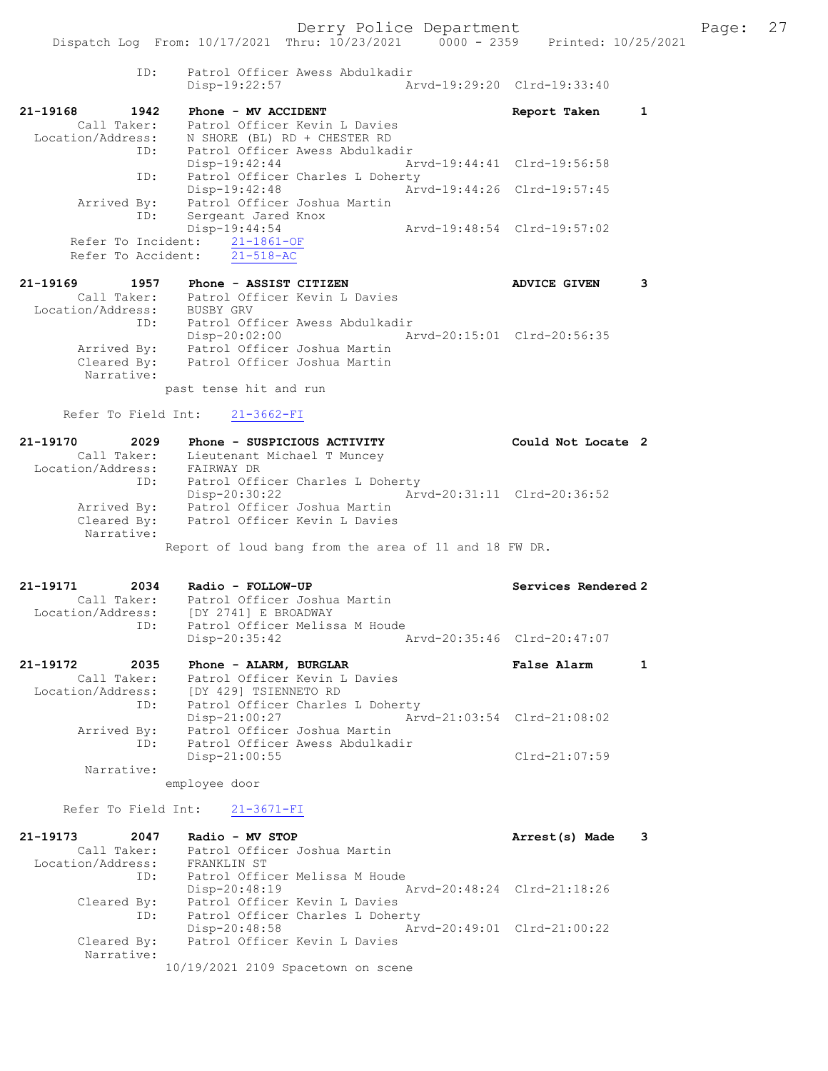```
        ID:    Patrol Officer Awess Abdulkadir
               Disp-19:22:57                  Arvd-19:29:20  Clrd-19:33:40

21-19168      1942   Phone - MV ACCIDENT                     Report Taken      1
       Call Taker:   Patrol Officer Kevin L Davies
 Location/Address:   N SHORE (BL) RD + CHESTER RD
              ID:    Patrol Officer Awess Abdulkadir
                     Disp-19:42:44                  Arvd-19:44:41  Clrd-19:56:58
              ID:    Patrol Officer Charles L Doherty
                     Disp-19:42:48                  Arvd-19:44:26  Clrd-19:57:45
       Arrived By:   Patrol Officer Joshua Martin
              ID:    Sergeant Jared Knox
                     Disp-19:44:54                  Arvd-19:48:54  Clrd-19:57:02
   Refer To Incident:    21-1861-OF
   Refer To Accident:    21-518-AC

21-19169      1957   Phone - ASSIST CITIZEN                  ADVICE GIVEN      3
       Call Taker:   Patrol Officer Kevin L Davies
 Location/Address:   BUSBY GRV
              ID:    Patrol Officer Awess Abdulkadir
                     Disp-20:02:00                  Arvd-20:15:01  Clrd-20:56:35
       Arrived By:   Patrol Officer Joshua Martin
       Cleared By:   Patrol Officer Joshua Martin
        Narrative:
                past tense hit and run

   Refer To Field Int:    21-3662-FI

21-19170      2029   Phone - SUSPICIOUS ACTIVITY             Could Not Locate  2
       Call Taker:   Lieutenant Michael T Muncey
 Location/Address:   FAIRWAY DR
              ID:    Patrol Officer Charles L Doherty
                     Disp-20:30:22                  Arvd-20:31:11  Clrd-20:36:52
       Arrived By:   Patrol Officer Joshua Martin
       Cleared By:   Patrol Officer Kevin L Davies
        Narrative:
                Report of loud bang from the area of 11 and 18 FW DR.

21-19171      2034   Radio - FOLLOW-UP                       Services Rendered 2
       Call Taker:   Patrol Officer Joshua Martin
 Location/Address:   [DY 2741] E BROADWAY
              ID:    Patrol Officer Melissa M Houde
                     Disp-20:35:42                  Arvd-20:35:46  Clrd-20:47:07

21-19172      2035   Phone - ALARM, BURGLAR                  False Alarm       1
       Call Taker:   Patrol Officer Kevin L Davies
 Location/Address:   [DY 429] TSIENNETO RD
              ID:    Patrol Officer Charles L Doherty
                     Disp-21:00:27                  Arvd-21:03:54  Clrd-21:08:02
       Arrived By:   Patrol Officer Joshua Martin
              ID:    Patrol Officer Awess Abdulkadir
                     Disp-21:00:55                                 Clrd-21:07:59
        Narrative:
                employee door

   Refer To Field Int:    21-3671-FI

21-19173      2047   Radio - MV STOP                         Arrest(s) Made    3
       Call Taker:   Patrol Officer Joshua Martin
 Location/Address:   FRANKLIN ST
              ID:    Patrol Officer Melissa M Houde
                     Disp-20:48:19                  Arvd-20:48:24  Clrd-21:18:26
       Cleared By:   Patrol Officer Kevin L Davies
              ID:    Patrol Officer Charles L Doherty
                     Disp-20:48:58                  Arvd-20:49:01  Clrd-21:00:22
       Cleared By:   Patrol Officer Kevin L Davies
        Narrative:
                10/19/2021 2109 Spacetown on scene
```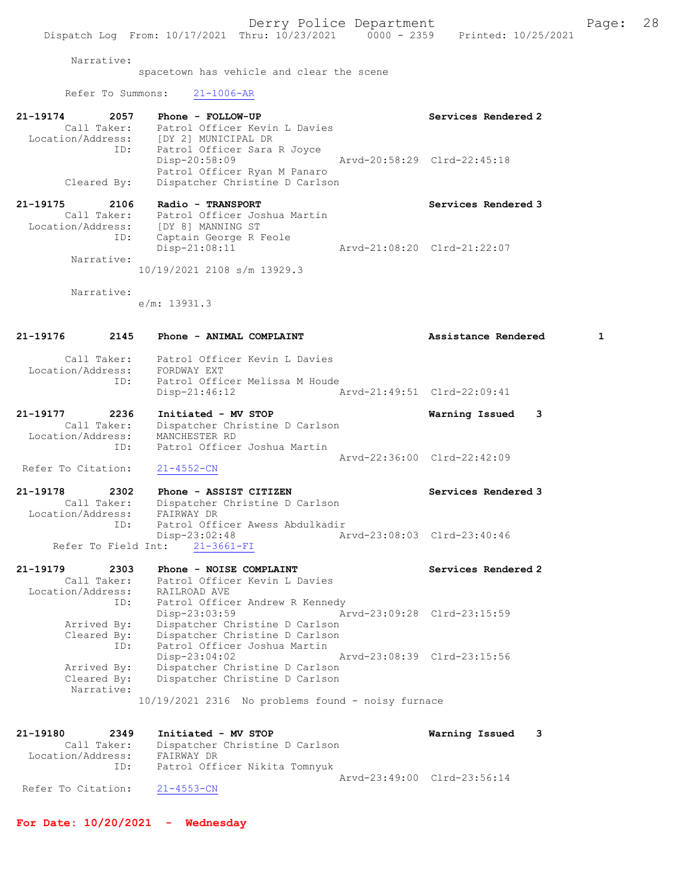Narrative:
spacetown has vehicle and clear the scene

Refer To Summons: 21-1006-AR

**21-19174 2057 Phone - FOLLOW-UP** Services Rendered 2
Call Taker: Patrol Officer Kevin L Davies
Location/Address: [DY 2] MUNICIPAL DR
ID: Patrol Officer Sara R Joyce
Disp-20:58:09 Arvd-20:58:29 Clrd-22:45:18
Patrol Officer Ryan M Panaro
Cleared By: Dispatcher Christine D Carlson

**21-19175 2106 Radio - TRANSPORT** Services Rendered 3
Call Taker: Patrol Officer Joshua Martin
Location/Address: [DY 8] MANNING ST
ID: Captain George R Feole
Disp-21:08:11 Arvd-21:08:20 Clrd-21:22:07
Narrative:
10/19/2021 2108 s/m 13929.3

Narrative:
e/m: 13931.3

**21-19176 2145 Phone - ANIMAL COMPLAINT** Assistance Rendered 1
Call Taker: Patrol Officer Kevin L Davies
Location/Address: FORDWAY EXT
ID: Patrol Officer Melissa M Houde
Disp-21:46:12 Arvd-21:49:51 Clrd-22:09:41

**21-19177 2236 Initiated - MV STOP** Warning Issued 3
Call Taker: Dispatcher Christine D Carlson
Location/Address: MANCHESTER RD
ID: Patrol Officer Joshua Martin
Arvd-22:36:00 Clrd-22:42:09
Refer To Citation: 21-4552-CN

**21-19178 2302 Phone - ASSIST CITIZEN** Services Rendered 3
Call Taker: Dispatcher Christine D Carlson
Location/Address: FAIRWAY DR
ID: Patrol Officer Awess Abdulkadir
Disp-23:02:48 Arvd-23:08:03 Clrd-23:40:46
Refer To Field Int: 21-3661-FI

**21-19179 2303 Phone - NOISE COMPLAINT** Services Rendered 2
Call Taker: Patrol Officer Kevin L Davies
Location/Address: RAILROAD AVE
ID: Patrol Officer Andrew R Kennedy
Disp-23:03:59 Arvd-23:09:28 Clrd-23:15:59
Arrived By: Dispatcher Christine D Carlson
Cleared By: Dispatcher Christine D Carlson
ID: Patrol Officer Joshua Martin
Disp-23:04:02 Arvd-23:08:39 Clrd-23:15:56
Arrived By: Dispatcher Christine D Carlson
Cleared By: Dispatcher Christine D Carlson
Narrative:
10/19/2021 2316 No problems found - noisy furnace

**21-19180 2349 Initiated - MV STOP** Warning Issued 3
Call Taker: Dispatcher Christine D Carlson
Location/Address: FAIRWAY DR
ID: Patrol Officer Nikita Tomnyuk
Arvd-23:49:00 Clrd-23:56:14
Refer To Citation: 21-4553-CN

**For Date: 10/20/2021 - Wednesday**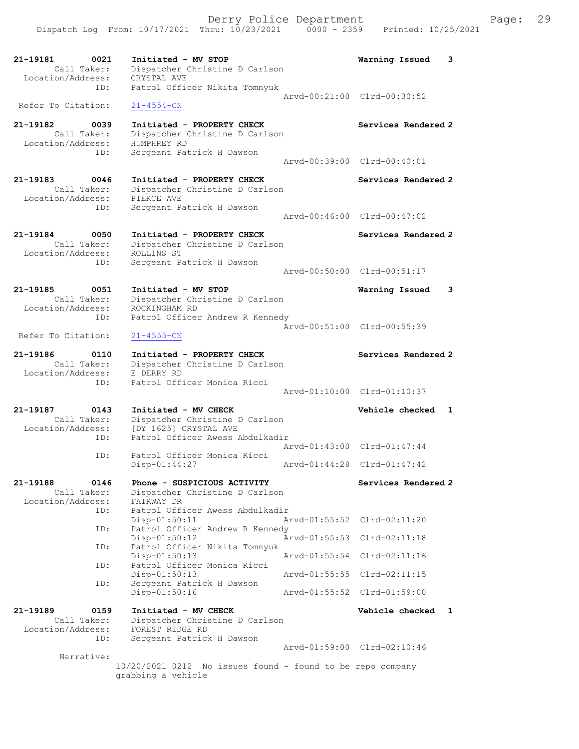21-19181 0021 Initiated - MV STOP Warning Issued 3
Call Taker: Dispatcher Christine D Carlson
Location/Address: CRYSTAL AVE
ID: Patrol Officer Nikita Tomnyuk
Arvd-00:21:00 Clrd-00:30:52
Refer To Citation: 21-4554-CN

21-19182 0039 Initiated - PROPERTY CHECK Services Rendered 2
Call Taker: Dispatcher Christine D Carlson
Location/Address: HUMPHREY RD
ID: Sergeant Patrick H Dawson
Arvd-00:39:00 Clrd-00:40:01

21-19183 0046 Initiated - PROPERTY CHECK Services Rendered 2
Call Taker: Dispatcher Christine D Carlson
Location/Address: PIERCE AVE
ID: Sergeant Patrick H Dawson
Arvd-00:46:00 Clrd-00:47:02

21-19184 0050 Initiated - PROPERTY CHECK Services Rendered 2
Call Taker: Dispatcher Christine D Carlson
Location/Address: ROLLINS ST
ID: Sergeant Patrick H Dawson
Arvd-00:50:00 Clrd-00:51:17

21-19185 0051 Initiated - MV STOP Warning Issued 3
Call Taker: Dispatcher Christine D Carlson
Location/Address: ROCKINGHAM RD
ID: Patrol Officer Andrew R Kennedy
Arvd-00:51:00 Clrd-00:55:39
Refer To Citation: 21-4555-CN

21-19186 0110 Initiated - PROPERTY CHECK Services Rendered 2
Call Taker: Dispatcher Christine D Carlson
Location/Address: E DERRY RD
ID: Patrol Officer Monica Ricci
Arvd-01:10:00 Clrd-01:10:37

21-19187 0143 Initiated - MV CHECK Vehicle checked 1
Call Taker: Dispatcher Christine D Carlson
Location/Address: [DY 1625] CRYSTAL AVE
ID: Patrol Officer Awess Abdulkadir
Arvd-01:43:00 Clrd-01:47:44
ID: Patrol Officer Monica Ricci
Disp-01:44:27 Arvd-01:44:28 Clrd-01:47:42

21-19188 0146 Phone - SUSPICIOUS ACTIVITY Services Rendered 2
Call Taker: Dispatcher Christine D Carlson
Location/Address: FAIRWAY DR
ID: Patrol Officer Awess Abdulkadir
Disp-01:50:11 Arvd-01:55:52 Clrd-02:11:20
ID: Patrol Officer Andrew R Kennedy
Disp-01:50:12 Arvd-01:55:53 Clrd-02:11:18
ID: Patrol Officer Nikita Tomnyuk
Disp-01:50:13 Arvd-01:55:54 Clrd-02:11:16
ID: Patrol Officer Monica Ricci
Disp-01:50:13 Arvd-01:55:55 Clrd-02:11:15
ID: Sergeant Patrick H Dawson
Disp-01:50:16 Arvd-01:55:52 Clrd-01:59:00

21-19189 0159 Initiated - MV CHECK Vehicle checked 1
Call Taker: Dispatcher Christine D Carlson
Location/Address: FOREST RIDGE RD
ID: Sergeant Patrick H Dawson
Arvd-01:59:00 Clrd-02:10:46
Narrative:
10/20/2021 0212 No issues found - found to be repo company grabbing a vehicle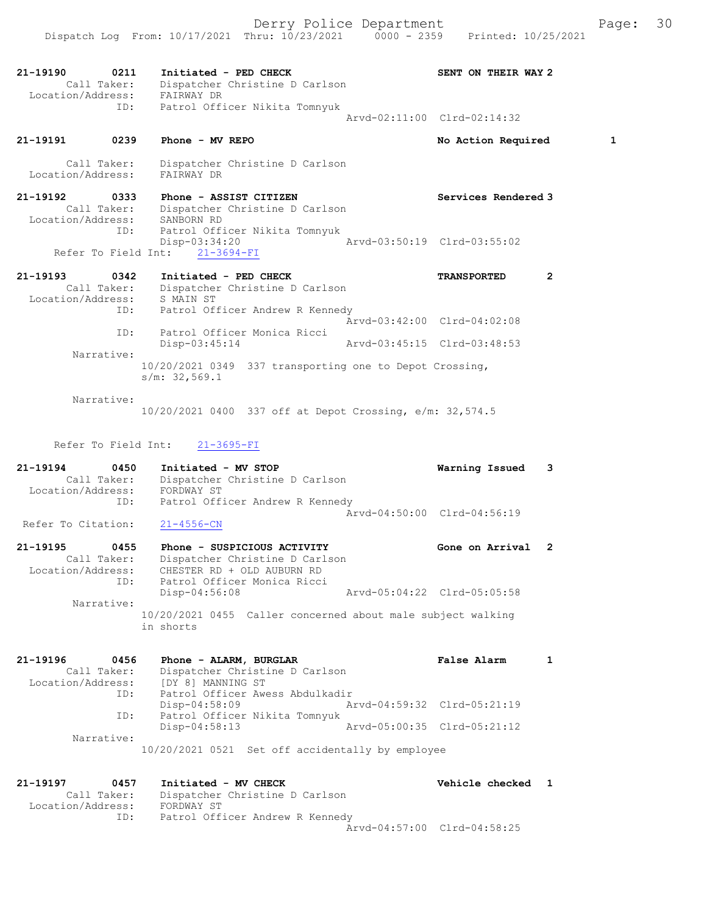Dispatch Log From: 10/17/2021 Thru: 10/23/2021 0000 - 2359 Printed: 10/25/2021

```
21-19190        0211    Initiated - PED CHECK                        SENT ON THEIR WAY 2
         Call Taker:    Dispatcher Christine D Carlson
   Location/Address:    FAIRWAY DR
                 ID:    Patrol Officer Nikita Tomnyuk
                                                  Arvd-02:11:00  Clrd-02:14:32

21-19191        0239    Phone - MV REPO                              No Action Required      1

         Call Taker:    Dispatcher Christine D Carlson
   Location/Address:    FAIRWAY DR

21-19192        0333    Phone - ASSIST CITIZEN                       Services Rendered 3
         Call Taker:    Dispatcher Christine D Carlson
   Location/Address:    SANBORN RD
                 ID:    Patrol Officer Nikita Tomnyuk
                        Disp-03:34:20             Arvd-03:50:19  Clrd-03:55:02
     Refer To Field Int:    21-3694-FI

21-19193        0342    Initiated - PED CHECK                        TRANSPORTED       2
         Call Taker:    Dispatcher Christine D Carlson
   Location/Address:    S MAIN ST
                 ID:    Patrol Officer Andrew R Kennedy
                                                  Arvd-03:42:00  Clrd-04:02:08
                 ID:    Patrol Officer Monica Ricci
                        Disp-03:45:14             Arvd-03:45:15  Clrd-03:48:53
          Narrative:
                      10/20/2021 0349  337 transporting one to Depot Crossing,
                      s/m: 32,569.1

          Narrative:
                      10/20/2021 0400  337 off at Depot Crossing, e/m: 32,574.5

     Refer To Field Int:    21-3695-FI

21-19194        0450    Initiated - MV STOP                          Warning Issued    3
         Call Taker:    Dispatcher Christine D Carlson
   Location/Address:    FORDWAY ST
                 ID:    Patrol Officer Andrew R Kennedy
                                                  Arvd-04:50:00  Clrd-04:56:19
  Refer To Citation:    21-4556-CN

21-19195        0455    Phone - SUSPICIOUS ACTIVITY                  Gone on Arrival   2
         Call Taker:    Dispatcher Christine D Carlson
   Location/Address:    CHESTER RD + OLD AUBURN RD
                 ID:    Patrol Officer Monica Ricci
                        Disp-04:56:08             Arvd-05:04:22  Clrd-05:05:58
          Narrative:
                      10/20/2021 0455  Caller concerned about male subject walking
                      in shorts

21-19196        0456    Phone - ALARM, BURGLAR                       False Alarm       1
         Call Taker:    Dispatcher Christine D Carlson
   Location/Address:    [DY 8] MANNING ST
                 ID:    Patrol Officer Awess Abdulkadir
                        Disp-04:58:09             Arvd-04:59:32  Clrd-05:21:19
                 ID:    Patrol Officer Nikita Tomnyuk
                        Disp-04:58:13             Arvd-05:00:35  Clrd-05:21:12
          Narrative:
                      10/20/2021 0521  Set off accidentally by employee

21-19197        0457    Initiated - MV CHECK                         Vehicle checked   1
         Call Taker:    Dispatcher Christine D Carlson
   Location/Address:    FORDWAY ST
                 ID:    Patrol Officer Andrew R Kennedy
                                                  Arvd-04:57:00  Clrd-04:58:25
```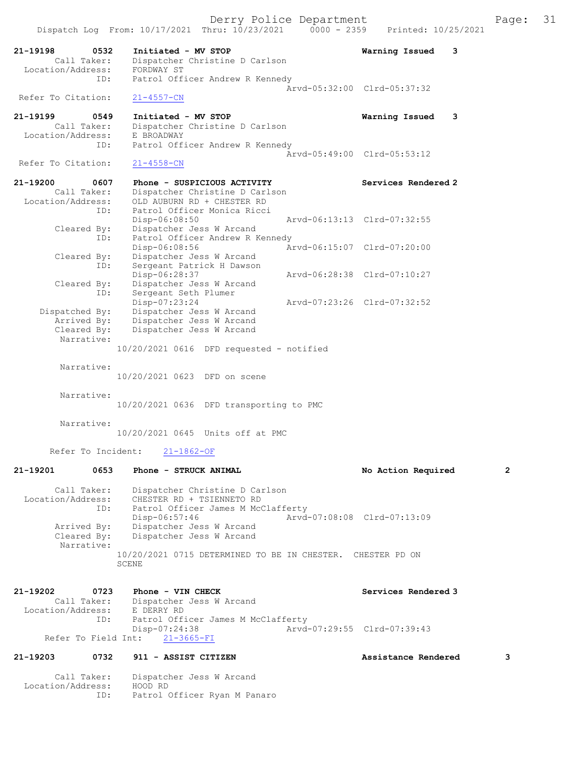21-19198 0532 Initiated - MV STOP Warning Issued 3
Call Taker: Dispatcher Christine D Carlson
Location/Address: FORDWAY ST
ID: Patrol Officer Andrew R Kennedy
Arvd-05:32:00 Clrd-05:37:32
Refer To Citation: 21-4557-CN

21-19199 0549 Initiated - MV STOP Warning Issued 3
Call Taker: Dispatcher Christine D Carlson
Location/Address: E BROADWAY
ID: Patrol Officer Andrew R Kennedy
Arvd-05:49:00 Clrd-05:53:12
Refer To Citation: 21-4558-CN

21-19200 0607 Phone - SUSPICIOUS ACTIVITY Services Rendered 2
Call Taker: Dispatcher Christine D Carlson
Location/Address: OLD AUBURN RD + CHESTER RD
ID: Patrol Officer Monica Ricci
Disp-06:08:50 Arvd-06:13:13 Clrd-07:32:55
Cleared By: Dispatcher Jess W Arcand
ID: Patrol Officer Andrew R Kennedy
Disp-06:08:56 Arvd-06:15:07 Clrd-07:20:00
Cleared By: Dispatcher Jess W Arcand
ID: Sergeant Patrick H Dawson
Disp-06:28:37 Arvd-06:28:38 Clrd-07:10:27
Cleared By: Dispatcher Jess W Arcand
ID: Sergeant Seth Plumer
Disp-07:23:24 Arvd-07:23:26 Clrd-07:32:52
Dispatched By: Dispatcher Jess W Arcand
Arrived By: Dispatcher Jess W Arcand
Cleared By: Dispatcher Jess W Arcand
Narrative:
10/20/2021 0616 DFD requested - notified

Narrative:
10/20/2021 0623 DFD on scene

Narrative:
10/20/2021 0636 DFD transporting to PMC

Narrative:
10/20/2021 0645 Units off at PMC

Refer To Incident: 21-1862-OF

21-19201 0653 Phone - STRUCK ANIMAL No Action Required 2

Call Taker: Dispatcher Christine D Carlson
Location/Address: CHESTER RD + TSIENNETO RD
ID: Patrol Officer James M McClafferty
Disp-06:57:46 Arvd-07:08:08 Clrd-07:13:09
Arrived By: Dispatcher Jess W Arcand
Cleared By: Dispatcher Jess W Arcand
Narrative:
10/20/2021 0715 DETERMINED TO BE IN CHESTER. CHESTER PD ON SCENE

21-19202 0723 Phone - VIN CHECK Services Rendered 3
Call Taker: Dispatcher Jess W Arcand
Location/Address: E DERRY RD
ID: Patrol Officer James M McClafferty
Disp-07:24:38 Arvd-07:29:55 Clrd-07:39:43
Refer To Field Int: 21-3665-FI

21-19203 0732 911 - ASSIST CITIZEN Assistance Rendered 3

Call Taker: Dispatcher Jess W Arcand
Location/Address: HOOD RD
ID: Patrol Officer Ryan M Panaro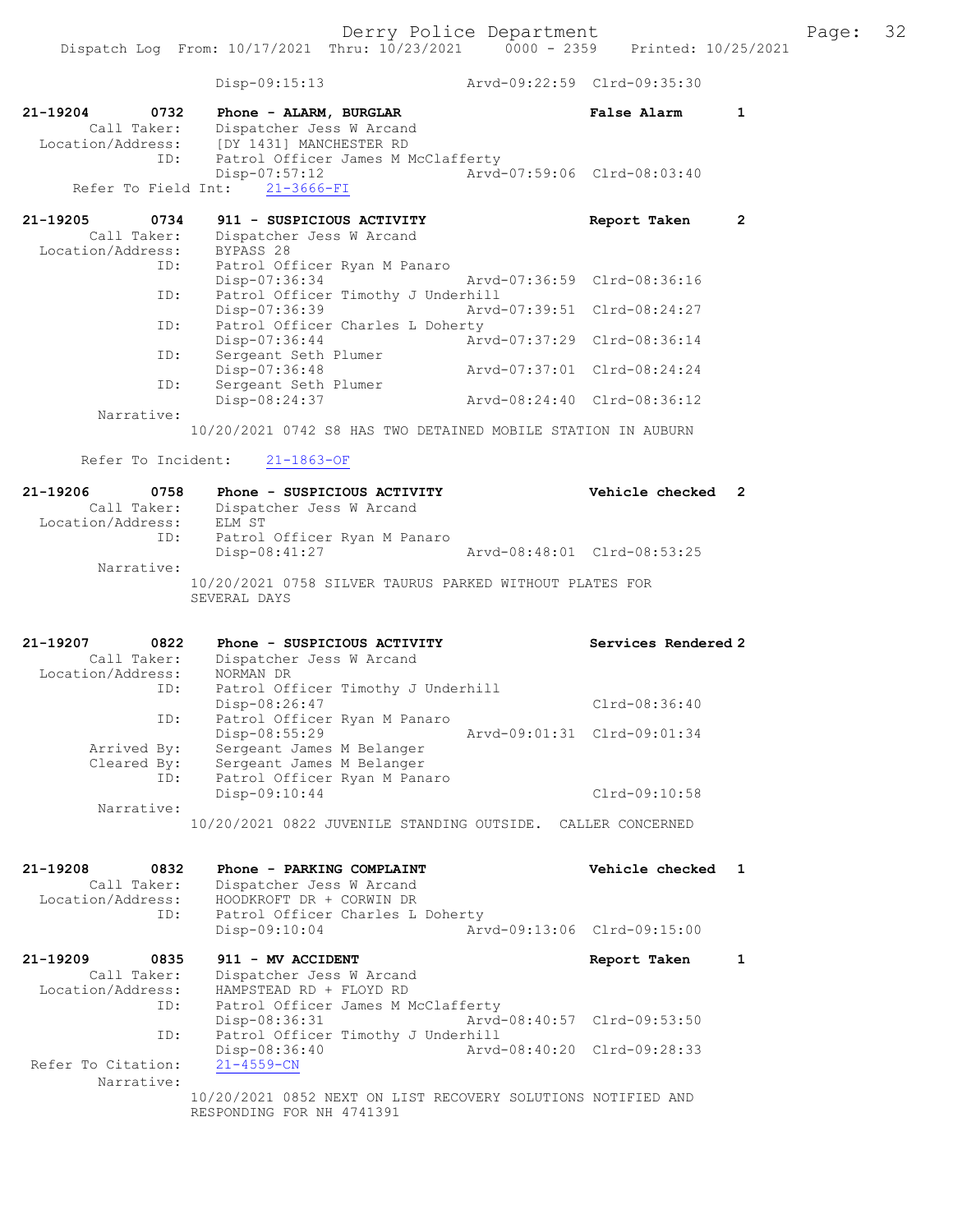Disp-09:15:13 Arvd-09:22:59 Clrd-09:35:30

**21-19204 0732 Phone - ALARM, BURGLAR False Alarm 1**
Call Taker: Dispatcher Jess W Arcand
Location/Address: [DY 1431] MANCHESTER RD
ID: Patrol Officer James M McClafferty
Disp-07:57:12 Arvd-07:59:06 Clrd-08:03:40
Refer To Field Int: 21-3666-FI

**21-19205 0734 911 - SUSPICIOUS ACTIVITY Report Taken 2**
Call Taker: Dispatcher Jess W Arcand
Location/Address: BYPASS 28
ID: Patrol Officer Ryan M Panaro
Disp-07:36:34 Arvd-07:36:59 Clrd-08:36:16
ID: Patrol Officer Timothy J Underhill
Disp-07:36:39 Arvd-07:39:51 Clrd-08:24:27
ID: Patrol Officer Charles L Doherty
Disp-07:36:44 Arvd-07:37:29 Clrd-08:36:14
ID: Sergeant Seth Plumer
Disp-07:36:48 Arvd-07:37:01 Clrd-08:24:24
ID: Sergeant Seth Plumer
Disp-08:24:37 Arvd-08:24:40 Clrd-08:36:12
Narrative:
10/20/2021 0742 S8 HAS TWO DETAINED MOBILE STATION IN AUBURN

Refer To Incident: 21-1863-OF

**21-19206 0758 Phone - SUSPICIOUS ACTIVITY Vehicle checked 2**
Call Taker: Dispatcher Jess W Arcand
Location/Address: ELM ST
ID: Patrol Officer Ryan M Panaro
Disp-08:41:27 Arvd-08:48:01 Clrd-08:53:25
Narrative:
10/20/2021 0758 SILVER TAURUS PARKED WITHOUT PLATES FOR SEVERAL DAYS

**21-19207 0822 Phone - SUSPICIOUS ACTIVITY Services Rendered 2**
Call Taker: Dispatcher Jess W Arcand
Location/Address: NORMAN DR
ID: Patrol Officer Timothy J Underhill
Disp-08:26:47 Clrd-08:36:40
ID: Patrol Officer Ryan M Panaro
Disp-08:55:29 Arvd-09:01:31 Clrd-09:01:34
Arrived By: Sergeant James M Belanger
Cleared By: Sergeant James M Belanger
ID: Patrol Officer Ryan M Panaro
Disp-09:10:44 Clrd-09:10:58
Narrative:
10/20/2021 0822 JUVENILE STANDING OUTSIDE. CALLER CONCERNED

**21-19208 0832 Phone - PARKING COMPLAINT Vehicle checked 1**
Call Taker: Dispatcher Jess W Arcand
Location/Address: HOODKROFT DR + CORWIN DR
ID: Patrol Officer Charles L Doherty
Disp-09:10:04 Arvd-09:13:06 Clrd-09:15:00

**21-19209 0835 911 - MV ACCIDENT Report Taken 1**
Call Taker: Dispatcher Jess W Arcand
Location/Address: HAMPSTEAD RD + FLOYD RD
ID: Patrol Officer James M McClafferty
Disp-08:36:31 Arvd-08:40:57 Clrd-09:53:50
ID: Patrol Officer Timothy J Underhill
Disp-08:36:40 Arvd-08:40:20 Clrd-09:28:33
Refer To Citation: 21-4559-CN
Narrative:
10/20/2021 0852 NEXT ON LIST RECOVERY SOLUTIONS NOTIFIED AND RESPONDING FOR NH 4741391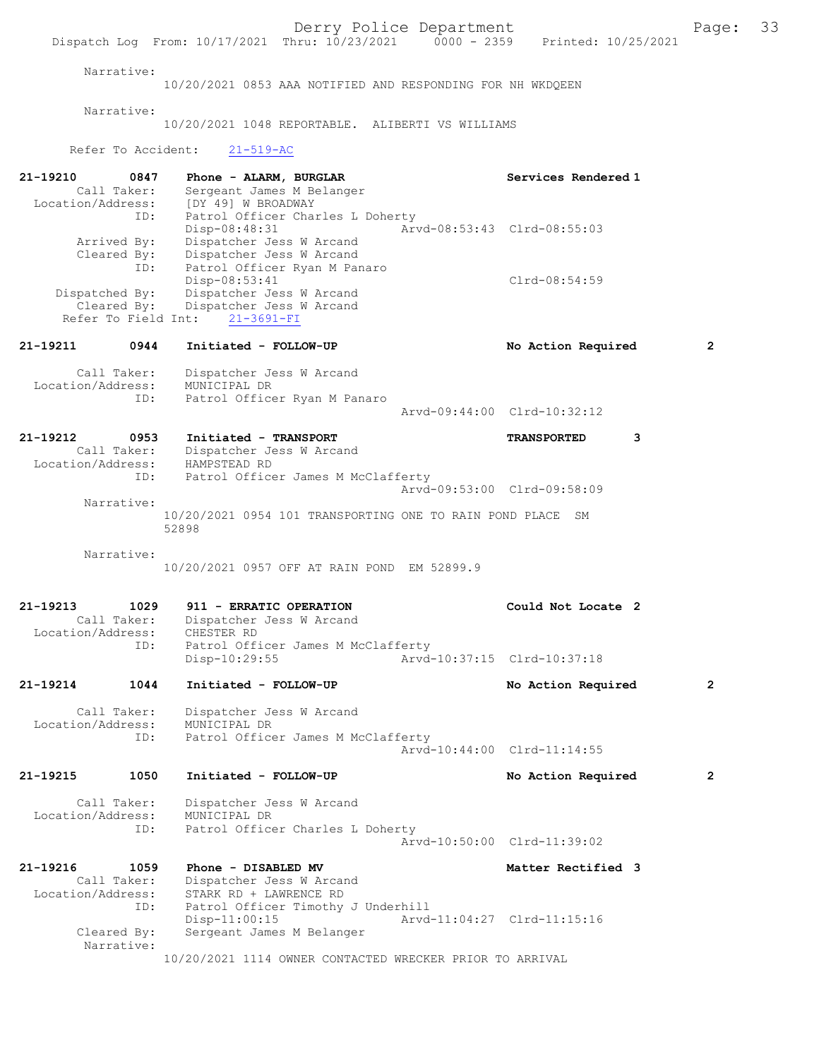Narrative:
10/20/2021 0853 AAA NOTIFIED AND RESPONDING FOR NH WKDQEEN

Narrative:
10/20/2021 1048 REPORTABLE. ALIBERTI VS WILLIAMS

Refer To Accident: 21-519-AC

**21-19210 0847 Phone - ALARM, BURGLAR — Services Rendered 1**
Call Taker: Sergeant James M Belanger
Location/Address: [DY 49] W BROADWAY
ID: Patrol Officer Charles L Doherty
Disp-08:48:31 Arvd-08:53:43 Clrd-08:55:03
Arrived By: Dispatcher Jess W Arcand
Cleared By: Dispatcher Jess W Arcand
ID: Patrol Officer Ryan M Panaro
Disp-08:53:41 Clrd-08:54:59
Dispatched By: Dispatcher Jess W Arcand
Cleared By: Dispatcher Jess W Arcand
Refer To Field Int: 21-3691-FI

**21-19211 0944 Initiated - FOLLOW-UP — No Action Required 2**
Call Taker: Dispatcher Jess W Arcand
Location/Address: MUNICIPAL DR
ID: Patrol Officer Ryan M Panaro
Arvd-09:44:00 Clrd-10:32:12

**21-19212 0953 Initiated - TRANSPORT — TRANSPORTED 3**
Call Taker: Dispatcher Jess W Arcand
Location/Address: HAMPSTEAD RD
ID: Patrol Officer James M McClafferty
Arvd-09:53:00 Clrd-09:58:09
Narrative:
10/20/2021 0954 101 TRANSPORTING ONE TO RAIN POND PLACE SM 52898

Narrative:
10/20/2021 0957 OFF AT RAIN POND EM 52899.9

**21-19213 1029 911 - ERRATIC OPERATION — Could Not Locate 2**
Call Taker: Dispatcher Jess W Arcand
Location/Address: CHESTER RD
ID: Patrol Officer James M McClafferty
Disp-10:29:55 Arvd-10:37:15 Clrd-10:37:18

**21-19214 1044 Initiated - FOLLOW-UP — No Action Required 2**
Call Taker: Dispatcher Jess W Arcand
Location/Address: MUNICIPAL DR
ID: Patrol Officer James M McClafferty
Arvd-10:44:00 Clrd-11:14:55

**21-19215 1050 Initiated - FOLLOW-UP — No Action Required 2**
Call Taker: Dispatcher Jess W Arcand
Location/Address: MUNICIPAL DR
ID: Patrol Officer Charles L Doherty
Arvd-10:50:00 Clrd-11:39:02

**21-19216 1059 Phone - DISABLED MV — Matter Rectified 3**
Call Taker: Dispatcher Jess W Arcand
Location/Address: STARK RD + LAWRENCE RD
ID: Patrol Officer Timothy J Underhill
Disp-11:00:15 Arvd-11:04:27 Clrd-11:15:16
Cleared By: Sergeant James M Belanger
Narrative:
10/20/2021 1114 OWNER CONTACTED WRECKER PRIOR TO ARRIVAL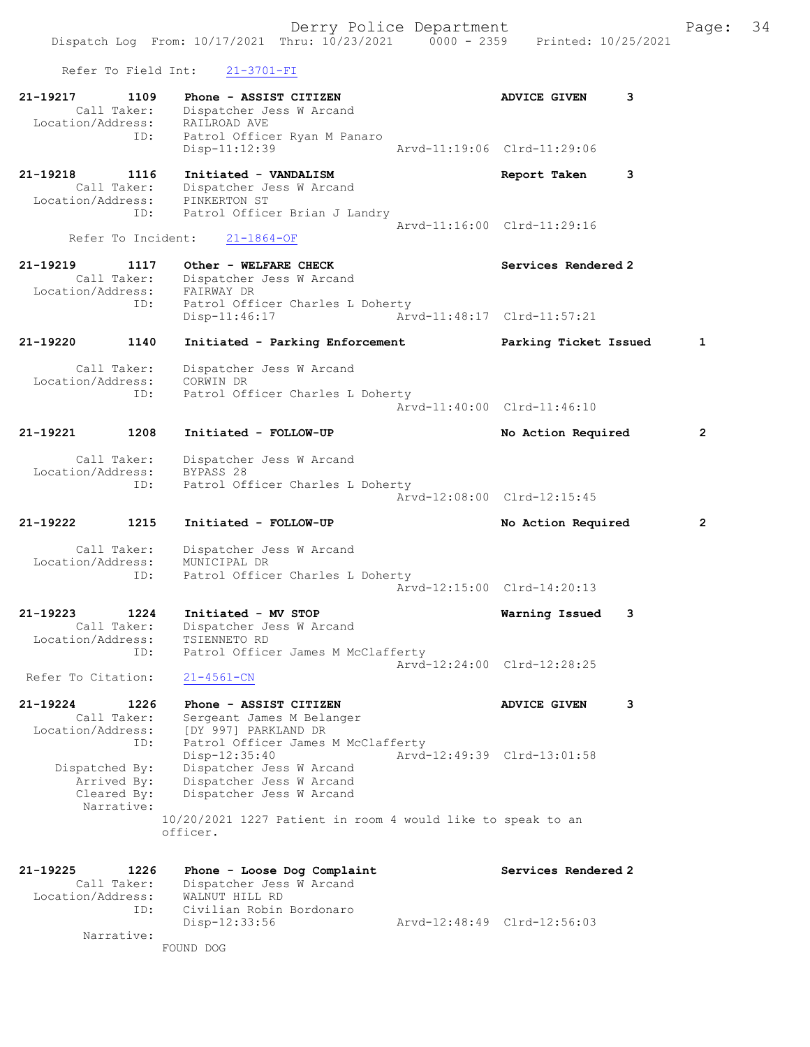Refer To Field Int: 21-3701-FI

```
21-19217       1109    Phone - ASSIST CITIZEN                      ADVICE GIVEN      3
        Call Taker:    Dispatcher Jess W Arcand
  Location/Address:    RAILROAD AVE
                ID:    Patrol Officer Ryan M Panaro
                       Disp-11:12:39                 Arvd-11:19:06  Clrd-11:29:06

21-19218       1116    Initiated - VANDALISM                       Report Taken      3
        Call Taker:    Dispatcher Jess W Arcand
  Location/Address:    PINKERTON ST
                ID:    Patrol Officer Brian J Landry
                                                     Arvd-11:16:00  Clrd-11:29:16
      Refer To Incident:    21-1864-OF

21-19219       1117    Other - WELFARE CHECK                       Services Rendered 2
        Call Taker:    Dispatcher Jess W Arcand
  Location/Address:    FAIRWAY DR
                ID:    Patrol Officer Charles L Doherty
                       Disp-11:46:17                 Arvd-11:48:17  Clrd-11:57:21

21-19220       1140    Initiated - Parking Enforcement             Parking Ticket Issued      1

        Call Taker:    Dispatcher Jess W Arcand
  Location/Address:    CORWIN DR
                ID:    Patrol Officer Charles L Doherty
                                                     Arvd-11:40:00  Clrd-11:46:10

21-19221       1208    Initiated - FOLLOW-UP                       No Action Required         2

        Call Taker:    Dispatcher Jess W Arcand
  Location/Address:    BYPASS 28
                ID:    Patrol Officer Charles L Doherty
                                                     Arvd-12:08:00  Clrd-12:15:45

21-19222       1215    Initiated - FOLLOW-UP                       No Action Required         2

        Call Taker:    Dispatcher Jess W Arcand
  Location/Address:    MUNICIPAL DR
                ID:    Patrol Officer Charles L Doherty
                                                     Arvd-12:15:00  Clrd-14:20:13

21-19223       1224    Initiated - MV STOP                         Warning Issued    3
        Call Taker:    Dispatcher Jess W Arcand
  Location/Address:    TSIENNETO RD
                ID:    Patrol Officer James M McClafferty
                                                     Arvd-12:24:00  Clrd-12:28:25
 Refer To Citation:    21-4561-CN

21-19224       1226    Phone - ASSIST CITIZEN                      ADVICE GIVEN      3
        Call Taker:    Sergeant James M Belanger
  Location/Address:    [DY 997] PARKLAND DR
                ID:    Patrol Officer James M McClafferty
                       Disp-12:35:40                 Arvd-12:49:39  Clrd-13:01:58
     Dispatched By:    Dispatcher Jess W Arcand
        Arrived By:    Dispatcher Jess W Arcand
        Cleared By:    Dispatcher Jess W Arcand
         Narrative:
                     10/20/2021 1227 Patient in room 4 would like to speak to an
                     officer.

21-19225       1226    Phone - Loose Dog Complaint                 Services Rendered 2
        Call Taker:    Dispatcher Jess W Arcand
  Location/Address:    WALNUT HILL RD
                ID:    Civilian Robin Bordonaro
                       Disp-12:33:56                 Arvd-12:48:49  Clrd-12:56:03
         Narrative:
                       FOUND DOG
```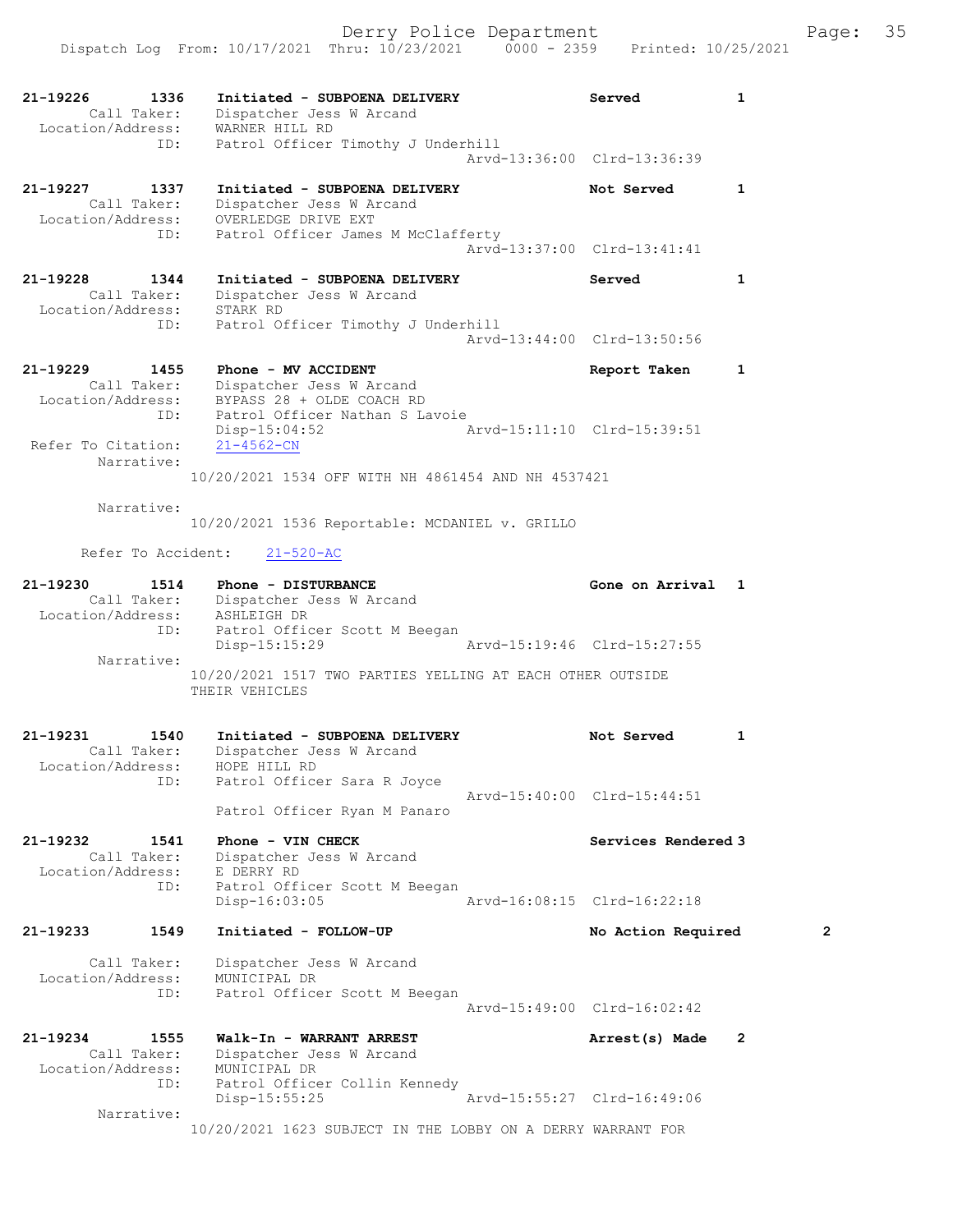21-19226 1336 Initiated - SUBPOENA DELIVERY Served 1
Call Taker: Dispatcher Jess W Arcand
Location/Address: WARNER HILL RD
ID: Patrol Officer Timothy J Underhill
Arvd-13:36:00 Clrd-13:36:39

21-19227 1337 Initiated - SUBPOENA DELIVERY Not Served 1
Call Taker: Dispatcher Jess W Arcand
Location/Address: OVERLEDGE DRIVE EXT
ID: Patrol Officer James M McClafferty
Arvd-13:37:00 Clrd-13:41:41

21-19228 1344 Initiated - SUBPOENA DELIVERY Served 1
Call Taker: Dispatcher Jess W Arcand
Location/Address: STARK RD
ID: Patrol Officer Timothy J Underhill
Arvd-13:44:00 Clrd-13:50:56

21-19229 1455 Phone - MV ACCIDENT Report Taken 1
Call Taker: Dispatcher Jess W Arcand
Location/Address: BYPASS 28 + OLDE COACH RD
ID: Patrol Officer Nathan S Lavoie
Disp-15:04:52 Arvd-15:11:10 Clrd-15:39:51
Refer To Citation: 21-4562-CN
Narrative:
10/20/2021 1534 OFF WITH NH 4861454 AND NH 4537421

Narrative:
10/20/2021 1536 Reportable: MCDANIEL v. GRILLO

Refer To Accident: 21-520-AC

21-19230 1514 Phone - DISTURBANCE Gone on Arrival 1
Call Taker: Dispatcher Jess W Arcand
Location/Address: ASHLEIGH DR
ID: Patrol Officer Scott M Beegan
Disp-15:15:29 Arvd-15:19:46 Clrd-15:27:55
Narrative:
10/20/2021 1517 TWO PARTIES YELLING AT EACH OTHER OUTSIDE THEIR VEHICLES

21-19231 1540 Initiated - SUBPOENA DELIVERY Not Served 1
Call Taker: Dispatcher Jess W Arcand
Location/Address: HOPE HILL RD
ID: Patrol Officer Sara R Joyce
Arvd-15:40:00 Clrd-15:44:51
Patrol Officer Ryan M Panaro

21-19232 1541 Phone - VIN CHECK Services Rendered 3
Call Taker: Dispatcher Jess W Arcand
Location/Address: E DERRY RD
ID: Patrol Officer Scott M Beegan
Disp-16:03:05 Arvd-16:08:15 Clrd-16:22:18

21-19233 1549 Initiated - FOLLOW-UP No Action Required 2
Call Taker: Dispatcher Jess W Arcand
Location/Address: MUNICIPAL DR
ID: Patrol Officer Scott M Beegan
Arvd-15:49:00 Clrd-16:02:42

21-19234 1555 Walk-In - WARRANT ARREST Arrest(s) Made 2
Call Taker: Dispatcher Jess W Arcand
Location/Address: MUNICIPAL DR
ID: Patrol Officer Collin Kennedy
Disp-15:55:25 Arvd-15:55:27 Clrd-16:49:06
Narrative:
10/20/2021 1623 SUBJECT IN THE LOBBY ON A DERRY WARRANT FOR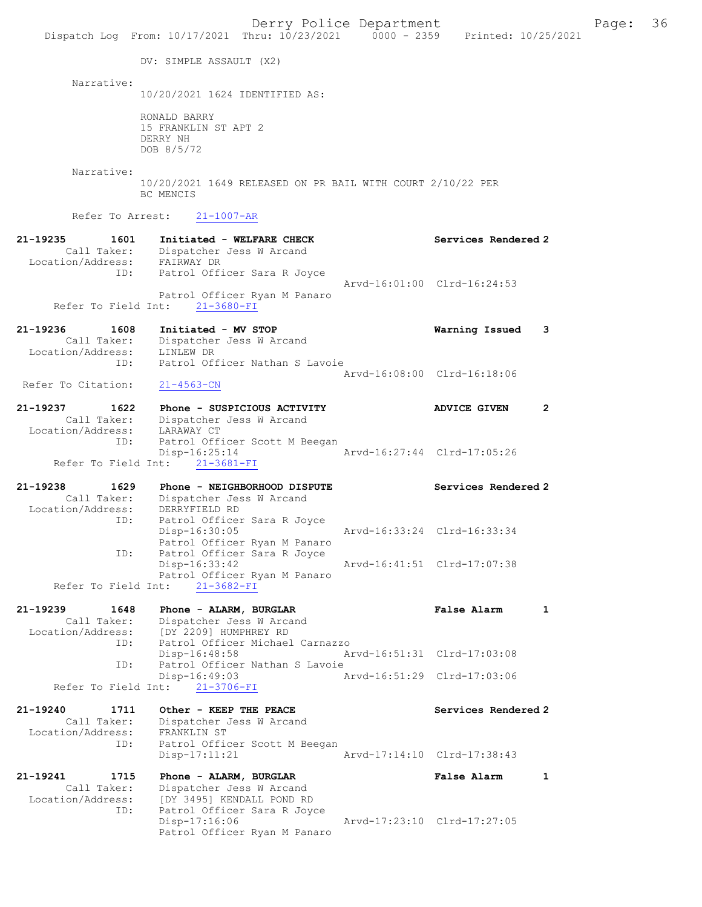DV: SIMPLE ASSAULT (X2)

Narrative:
10/20/2021 1624 IDENTIFIED AS:

RONALD BARRY
15 FRANKLIN ST APT 2
DERRY NH
DOB 8/5/72

Narrative:
10/20/2021 1649 RELEASED ON PR BAIL WITH COURT 2/10/22 PER BC MENCIS

Refer To Arrest: 21-1007-AR

**21-19235 1601 Initiated - WELFARE CHECK** — **Services Rendered 2**
Call Taker: Dispatcher Jess W Arcand
Location/Address: FAIRWAY DR
ID: Patrol Officer Sara R Joyce
Arvd-16:01:00 Clrd-16:24:53
Patrol Officer Ryan M Panaro
Refer To Field Int: 21-3680-FI

**21-19236 1608 Initiated - MV STOP** — **Warning Issued 3**
Call Taker: Dispatcher Jess W Arcand
Location/Address: LINLEW DR
ID: Patrol Officer Nathan S Lavoie
Arvd-16:08:00 Clrd-16:18:06
Refer To Citation: 21-4563-CN

**21-19237 1622 Phone - SUSPICIOUS ACTIVITY** — **ADVICE GIVEN 2**
Call Taker: Dispatcher Jess W Arcand
Location/Address: LARAWAY CT
ID: Patrol Officer Scott M Beegan
Disp-16:25:14 Arvd-16:27:44 Clrd-17:05:26
Refer To Field Int: 21-3681-FI

**21-19238 1629 Phone - NEIGHBORHOOD DISPUTE** — **Services Rendered 2**
Call Taker: Dispatcher Jess W Arcand
Location/Address: DERRYFIELD RD
ID: Patrol Officer Sara R Joyce
Disp-16:30:05 Arvd-16:33:24 Clrd-16:33:34
Patrol Officer Ryan M Panaro
ID: Patrol Officer Sara R Joyce
Disp-16:33:42 Arvd-16:41:51 Clrd-17:07:38
Patrol Officer Ryan M Panaro
Refer To Field Int: 21-3682-FI

**21-19239 1648 Phone - ALARM, BURGLAR** — **False Alarm 1**
Call Taker: Dispatcher Jess W Arcand
Location/Address: [DY 2209] HUMPHREY RD
ID: Patrol Officer Michael Carnazzo
Disp-16:48:58 Arvd-16:51:31 Clrd-17:03:08
ID: Patrol Officer Nathan S Lavoie
Disp-16:49:03 Arvd-16:51:29 Clrd-17:03:06
Refer To Field Int: 21-3706-FI

**21-19240 1711 Other - KEEP THE PEACE** — **Services Rendered 2**
Call Taker: Dispatcher Jess W Arcand
Location/Address: FRANKLIN ST
ID: Patrol Officer Scott M Beegan
Disp-17:11:21 Arvd-17:14:10 Clrd-17:38:43

**21-19241 1715 Phone - ALARM, BURGLAR** — **False Alarm 1**
Call Taker: Dispatcher Jess W Arcand
Location/Address: [DY 3495] KENDALL POND RD
ID: Patrol Officer Sara R Joyce
Disp-17:16:06 Arvd-17:23:10 Clrd-17:27:05
Patrol Officer Ryan M Panaro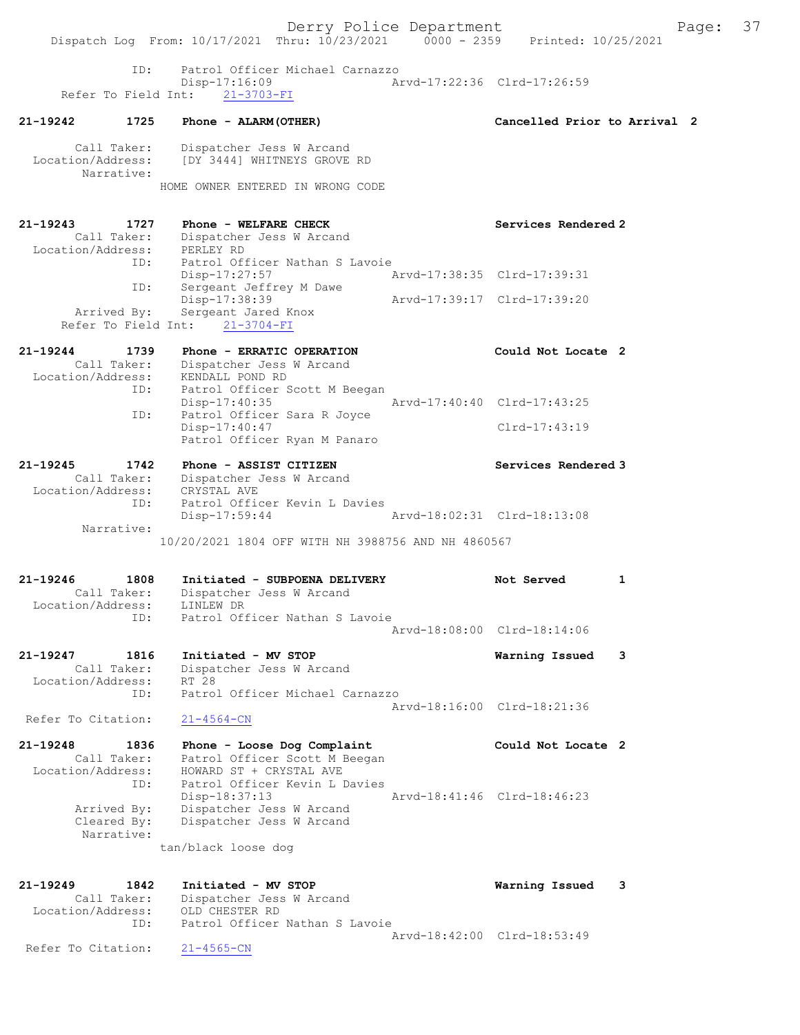```
           ID:    Patrol Officer Michael Carnazzo
                  Disp-17:16:09                   Arvd-17:22:36  Clrd-17:26:59
  Refer To Field Int:    21-3703-FI

21-19242        1725    Phone - ALARM(OTHER)                    Cancelled Prior to Arrival  2

        Call Taker:     Dispatcher Jess W Arcand
  Location/Address:     [DY 3444] WHITNEYS GROVE RD
         Narrative:
                HOME OWNER ENTERED IN WRONG CODE

21-19243        1727    Phone - WELFARE CHECK                   Services Rendered 2
        Call Taker:     Dispatcher Jess W Arcand
  Location/Address:     PERLEY RD
               ID:      Patrol Officer Nathan S Lavoie
                        Disp-17:27:57                   Arvd-17:38:35  Clrd-17:39:31
               ID:      Sergeant Jeffrey M Dawe
                        Disp-17:38:39                   Arvd-17:39:17  Clrd-17:39:20
        Arrived By:     Sergeant Jared Knox
  Refer To Field Int:    21-3704-FI

21-19244        1739    Phone - ERRATIC OPERATION               Could Not Locate  2
        Call Taker:     Dispatcher Jess W Arcand
  Location/Address:     KENDALL POND RD
               ID:      Patrol Officer Scott M Beegan
                        Disp-17:40:35                   Arvd-17:40:40  Clrd-17:43:25
               ID:      Patrol Officer Sara R Joyce
                        Disp-17:40:47                                  Clrd-17:43:19
                        Patrol Officer Ryan M Panaro

21-19245        1742    Phone - ASSIST CITIZEN                  Services Rendered 3
        Call Taker:     Dispatcher Jess W Arcand
  Location/Address:     CRYSTAL AVE
               ID:      Patrol Officer Kevin L Davies
                        Disp-17:59:44                   Arvd-18:02:31  Clrd-18:13:08
         Narrative:
                10/20/2021 1804 OFF WITH NH 3988756 AND NH 4860567

21-19246        1808    Initiated - SUBPOENA DELIVERY           Not Served        1
        Call Taker:     Dispatcher Jess W Arcand
  Location/Address:     LINLEW DR
               ID:      Patrol Officer Nathan S Lavoie
                                                        Arvd-18:08:00  Clrd-18:14:06

21-19247        1816    Initiated - MV STOP                     Warning Issued    3
        Call Taker:     Dispatcher Jess W Arcand
  Location/Address:     RT 28
               ID:      Patrol Officer Michael Carnazzo
                                                        Arvd-18:16:00  Clrd-18:21:36
 Refer To Citation:     21-4564-CN

21-19248        1836    Phone - Loose Dog Complaint             Could Not Locate  2
        Call Taker:     Patrol Officer Scott M Beegan
  Location/Address:     HOWARD ST + CRYSTAL AVE
               ID:      Patrol Officer Kevin L Davies
                        Disp-18:37:13                   Arvd-18:41:46  Clrd-18:46:23
        Arrived By:     Dispatcher Jess W Arcand
        Cleared By:     Dispatcher Jess W Arcand
         Narrative:
                tan/black loose dog

21-19249        1842    Initiated - MV STOP                     Warning Issued    3
        Call Taker:     Dispatcher Jess W Arcand
  Location/Address:     OLD CHESTER RD
               ID:      Patrol Officer Nathan S Lavoie
                                                        Arvd-18:42:00  Clrd-18:53:49
 Refer To Citation:     21-4565-CN
```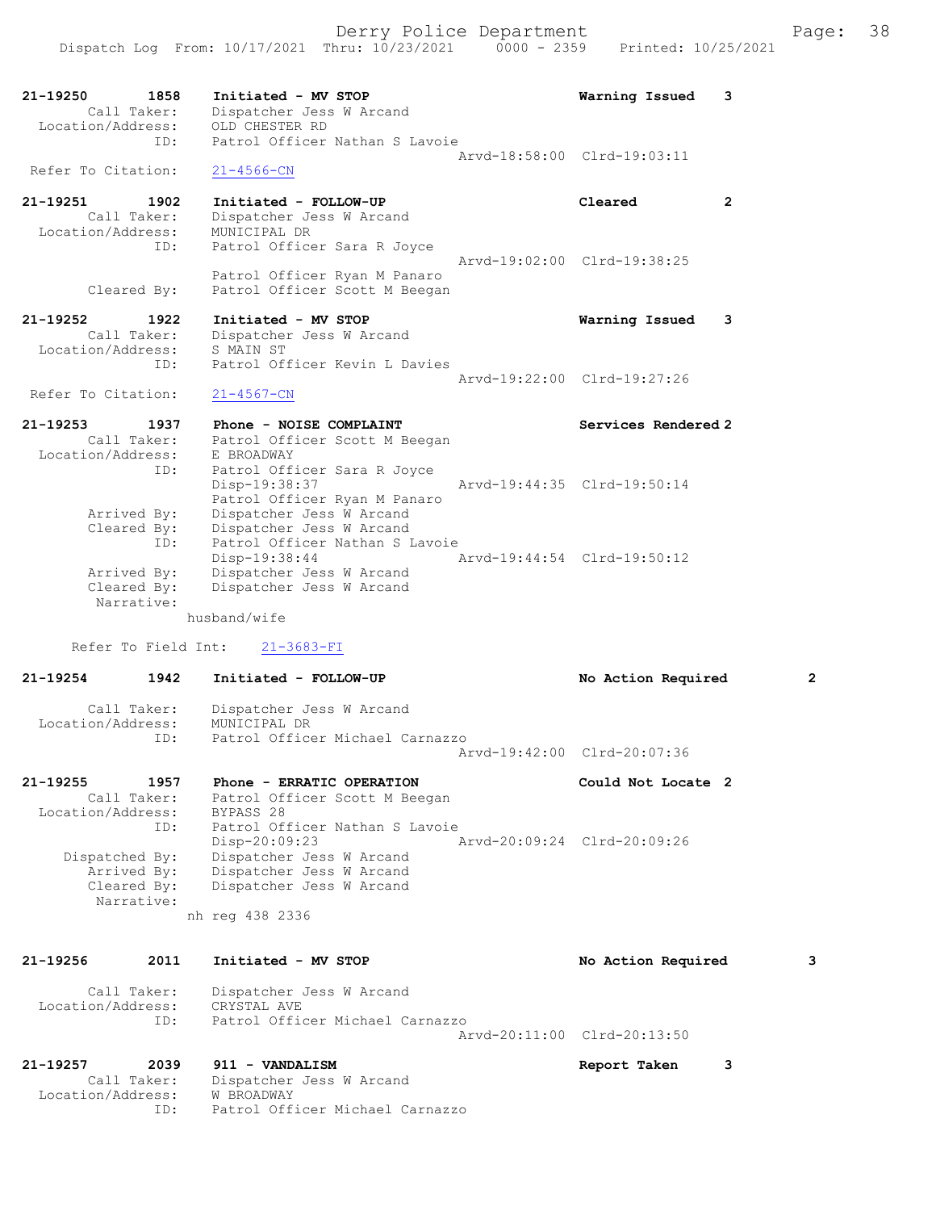21-19250 1858 Initiated - MV STOP Warning Issued 3
Call Taker: Dispatcher Jess W Arcand
Location/Address: OLD CHESTER RD
ID: Patrol Officer Nathan S Lavoie
Arvd-18:58:00 Clrd-19:03:11
Refer To Citation: 21-4566-CN

21-19251 1902 Initiated - FOLLOW-UP Cleared 2
Call Taker: Dispatcher Jess W Arcand
Location/Address: MUNICIPAL DR
ID: Patrol Officer Sara R Joyce
Arvd-19:02:00 Clrd-19:38:25
Patrol Officer Ryan M Panaro
Cleared By: Patrol Officer Scott M Beegan

21-19252 1922 Initiated - MV STOP Warning Issued 3
Call Taker: Dispatcher Jess W Arcand
Location/Address: S MAIN ST
ID: Patrol Officer Kevin L Davies
Arvd-19:22:00 Clrd-19:27:26
Refer To Citation: 21-4567-CN

21-19253 1937 Phone - NOISE COMPLAINT Services Rendered 2
Call Taker: Patrol Officer Scott M Beegan
Location/Address: E BROADWAY
ID: Patrol Officer Sara R Joyce
Disp-19:38:37 Arvd-19:44:35 Clrd-19:50:14
Patrol Officer Ryan M Panaro
Arrived By: Dispatcher Jess W Arcand
Cleared By: Dispatcher Jess W Arcand
ID: Patrol Officer Nathan S Lavoie
Disp-19:38:44 Arvd-19:44:54 Clrd-19:50:12
Arrived By: Dispatcher Jess W Arcand
Cleared By: Dispatcher Jess W Arcand
Narrative:
husband/wife

Refer To Field Int: 21-3683-FI

21-19254 1942 Initiated - FOLLOW-UP No Action Required 2
Call Taker: Dispatcher Jess W Arcand
Location/Address: MUNICIPAL DR
ID: Patrol Officer Michael Carnazzo
Arvd-19:42:00 Clrd-20:07:36

21-19255 1957 Phone - ERRATIC OPERATION Could Not Locate 2
Call Taker: Patrol Officer Scott M Beegan
Location/Address: BYPASS 28
ID: Patrol Officer Nathan S Lavoie
Disp-20:09:23 Arvd-20:09:24 Clrd-20:09:26
Dispatched By: Dispatcher Jess W Arcand
Arrived By: Dispatcher Jess W Arcand
Cleared By: Dispatcher Jess W Arcand
Narrative:
nh reg 438 2336

21-19256 2011 Initiated - MV STOP No Action Required 3
Call Taker: Dispatcher Jess W Arcand
Location/Address: CRYSTAL AVE
ID: Patrol Officer Michael Carnazzo
Arvd-20:11:00 Clrd-20:13:50

21-19257 2039 911 - VANDALISM Report Taken 3
Call Taker: Dispatcher Jess W Arcand
Location/Address: W BROADWAY
ID: Patrol Officer Michael Carnazzo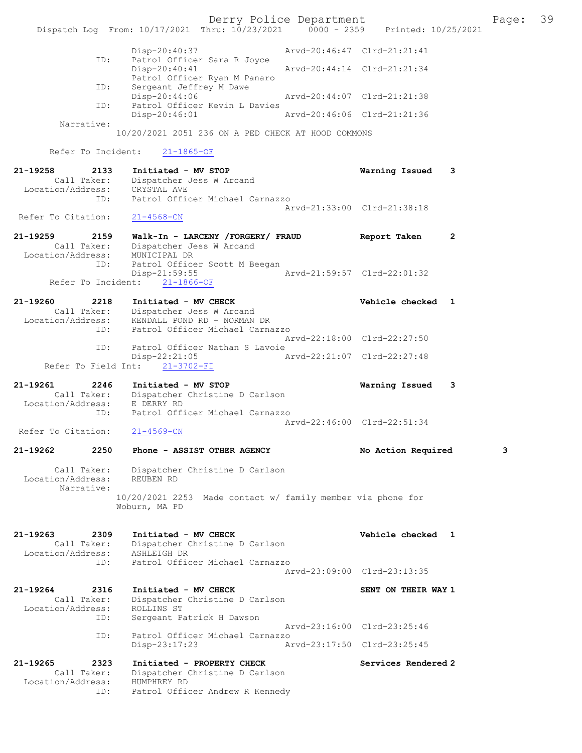```
              Disp-20:40:37              Arvd-20:46:47  Clrd-21:21:41
        ID:   Patrol Officer Sara R Joyce
              Disp-20:40:41              Arvd-20:44:14  Clrd-21:21:34
              Patrol Officer Ryan M Panaro
        ID:   Sergeant Jeffrey M Dawe
              Disp-20:44:06              Arvd-20:44:07  Clrd-21:21:38
        ID:   Patrol Officer Kevin L Davies
              Disp-20:46:01              Arvd-20:46:06  Clrd-21:21:36
  Narrative:
            10/20/2021 2051 236 ON A PED CHECK AT HOOD COMMONS

   Refer To Incident:    21-1865-OF

21-19258      2133    Initiated - MV STOP                  Warning Issued    3
       Call Taker:    Dispatcher Jess W Arcand
 Location/Address:    CRYSTAL AVE
              ID:     Patrol Officer Michael Carnazzo
                                                 Arvd-21:33:00  Clrd-21:38:18
 Refer To Citation:   21-4568-CN

21-19259      2159    Walk-In - LARCENY /FORGERY/ FRAUD    Report Taken      2
       Call Taker:    Dispatcher Jess W Arcand
 Location/Address:    MUNICIPAL DR
              ID:     Patrol Officer Scott M Beegan
                      Disp-21:59:55              Arvd-21:59:57  Clrd-22:01:32
   Refer To Incident:    21-1866-OF

21-19260      2218    Initiated - MV CHECK                 Vehicle checked   1
       Call Taker:    Dispatcher Jess W Arcand
 Location/Address:    KENDALL POND RD + NORMAN DR
              ID:     Patrol Officer Michael Carnazzo
                                                 Arvd-22:18:00  Clrd-22:27:50
              ID:     Patrol Officer Nathan S Lavoie
                      Disp-22:21:05              Arvd-22:21:07  Clrd-22:27:48
   Refer To Field Int:    21-3702-FI

21-19261      2246    Initiated - MV STOP                  Warning Issued    3
       Call Taker:    Dispatcher Christine D Carlson
 Location/Address:    E DERRY RD
              ID:     Patrol Officer Michael Carnazzo
                                                 Arvd-22:46:00  Clrd-22:51:34
 Refer To Citation:   21-4569-CN

21-19262      2250    Phone - ASSIST OTHER AGENCY          No Action Required        3

       Call Taker:    Dispatcher Christine D Carlson
 Location/Address:    REUBEN RD
       Narrative:
            10/20/2021 2253  Made contact w/ family member via phone for
            Woburn, MA PD


21-19263      2309    Initiated - MV CHECK                 Vehicle checked   1
       Call Taker:    Dispatcher Christine D Carlson
 Location/Address:    ASHLEIGH DR
              ID:     Patrol Officer Michael Carnazzo
                                                 Arvd-23:09:00  Clrd-23:13:35

21-19264      2316    Initiated - MV CHECK                 SENT ON THEIR WAY 1
       Call Taker:    Dispatcher Christine D Carlson
 Location/Address:    ROLLINS ST
              ID:     Sergeant Patrick H Dawson
                                                 Arvd-23:16:00  Clrd-23:25:46
              ID:     Patrol Officer Michael Carnazzo
                      Disp-23:17:23              Arvd-23:17:50  Clrd-23:25:45

21-19265      2323    Initiated - PROPERTY CHECK           Services Rendered 2
       Call Taker:    Dispatcher Christine D Carlson
 Location/Address:    HUMPHREY RD
              ID:     Patrol Officer Andrew R Kennedy
```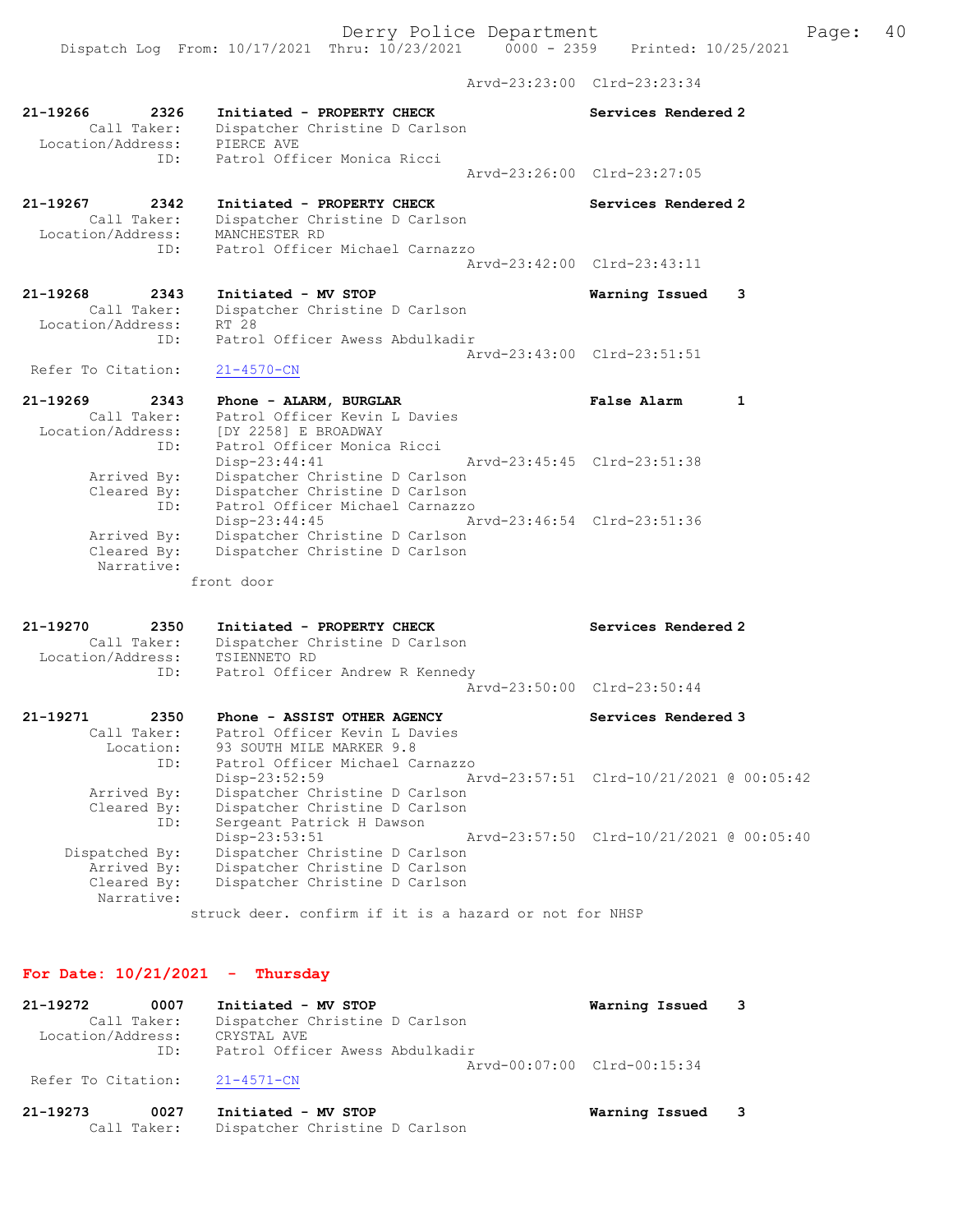Arvd-23:23:00 Clrd-23:23:34

```
21-19266        2326    Initiated - PROPERTY CHECK                Services Rendered 2
        Call Taker:     Dispatcher Christine D Carlson
  Location/Address:     PIERCE AVE
                ID:     Patrol Officer Monica Ricci
                                                  Arvd-23:26:00  Clrd-23:27:05

21-19267        2342    Initiated - PROPERTY CHECK                Services Rendered 2
        Call Taker:     Dispatcher Christine D Carlson
  Location/Address:     MANCHESTER RD
                ID:     Patrol Officer Michael Carnazzo
                                                  Arvd-23:42:00  Clrd-23:43:11

21-19268        2343    Initiated - MV STOP                       Warning Issued    3
        Call Taker:     Dispatcher Christine D Carlson
  Location/Address:     RT 28
                ID:     Patrol Officer Awess Abdulkadir
                                                  Arvd-23:43:00  Clrd-23:51:51
 Refer To Citation:     21-4570-CN

21-19269        2343    Phone - ALARM, BURGLAR                    False Alarm       1
        Call Taker:     Patrol Officer Kevin L Davies
  Location/Address:     [DY 2258] E BROADWAY
                ID:     Patrol Officer Monica Ricci
                        Disp-23:44:41             Arvd-23:45:45  Clrd-23:51:38
       Arrived By:      Dispatcher Christine D Carlson
       Cleared By:      Dispatcher Christine D Carlson
                ID:     Patrol Officer Michael Carnazzo
                        Disp-23:44:45             Arvd-23:46:54  Clrd-23:51:36
       Arrived By:      Dispatcher Christine D Carlson
       Cleared By:      Dispatcher Christine D Carlson
        Narrative:
                      front door

21-19270        2350    Initiated - PROPERTY CHECK                Services Rendered 2
        Call Taker:     Dispatcher Christine D Carlson
  Location/Address:     TSIENNETO RD
                ID:     Patrol Officer Andrew R Kennedy
                                                  Arvd-23:50:00  Clrd-23:50:44

21-19271        2350    Phone - ASSIST OTHER AGENCY               Services Rendered 3
        Call Taker:     Patrol Officer Kevin L Davies
          Location:     93 SOUTH MILE MARKER 9.8
                ID:     Patrol Officer Michael Carnazzo
                        Disp-23:52:59             Arvd-23:57:51  Clrd-10/21/2021 @ 00:05:42
       Arrived By:      Dispatcher Christine D Carlson
       Cleared By:      Dispatcher Christine D Carlson
                ID:     Sergeant Patrick H Dawson
                        Disp-23:53:51             Arvd-23:57:50  Clrd-10/21/2021 @ 00:05:40
    Dispatched By:      Dispatcher Christine D Carlson
       Arrived By:      Dispatcher Christine D Carlson
       Cleared By:      Dispatcher Christine D Carlson
        Narrative:
                      struck deer. confirm if it is a hazard or not for NHSP
```

## For Date: 10/21/2021 - Thursday

```
21-19272        0007    Initiated - MV STOP                       Warning Issued    3
        Call Taker:     Dispatcher Christine D Carlson
  Location/Address:     CRYSTAL AVE
                ID:     Patrol Officer Awess Abdulkadir
                                                  Arvd-00:07:00  Clrd-00:15:34
 Refer To Citation:     21-4571-CN

21-19273        0027    Initiated - MV STOP                       Warning Issued    3
        Call Taker:     Dispatcher Christine D Carlson
```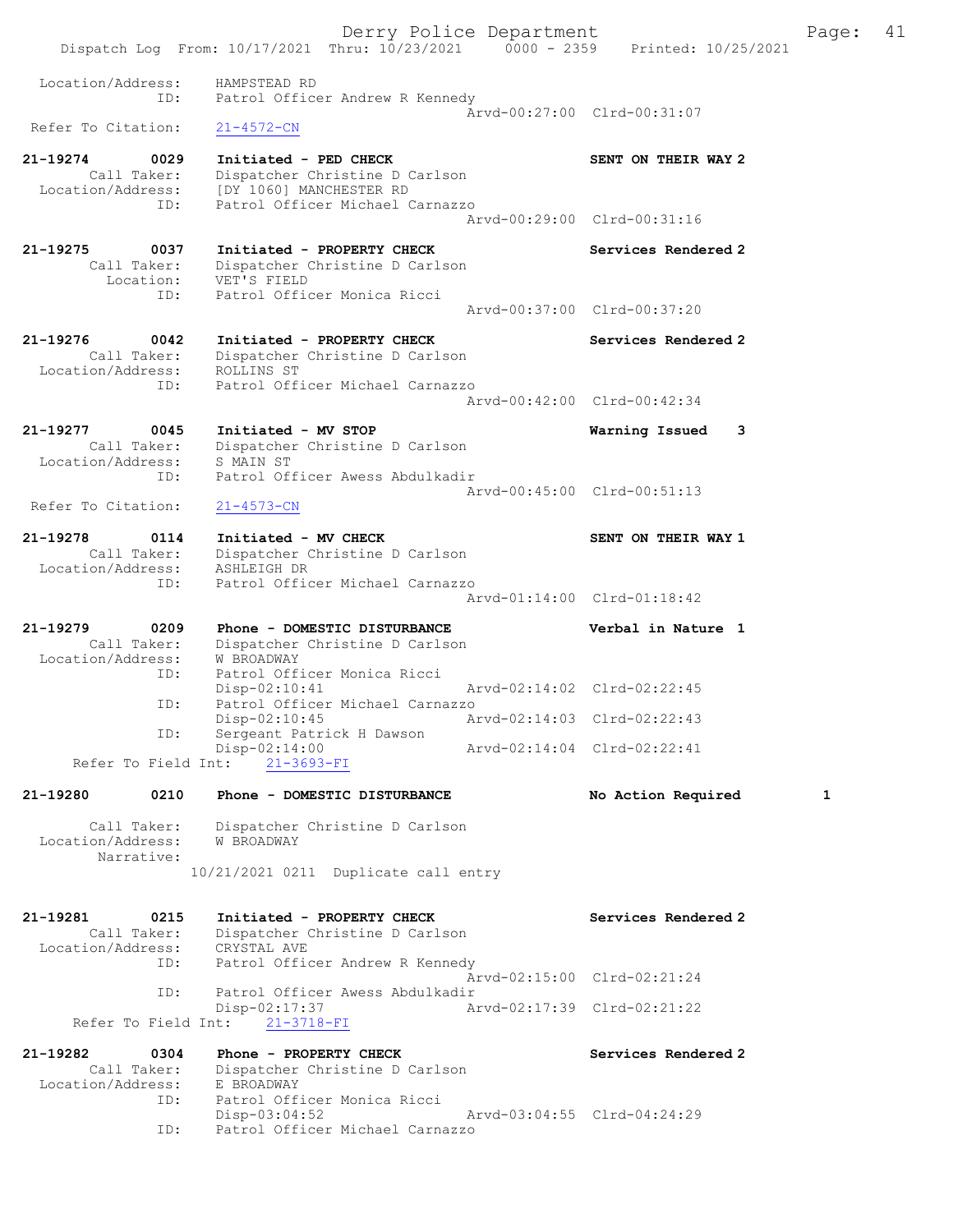Location/Address: HAMPSTEAD RD
ID: Patrol Officer Andrew R Kennedy
Arvd-00:27:00 Clrd-00:31:07
Refer To Citation: 21-4572-CN

21-19274 0029 Initiated - PED CHECK SENT ON THEIR WAY 2
Call Taker: Dispatcher Christine D Carlson
Location/Address: [DY 1060] MANCHESTER RD
ID: Patrol Officer Michael Carnazzo
Arvd-00:29:00 Clrd-00:31:16

21-19275 0037 Initiated - PROPERTY CHECK Services Rendered 2
Call Taker: Dispatcher Christine D Carlson
Location: VET'S FIELD
ID: Patrol Officer Monica Ricci
Arvd-00:37:00 Clrd-00:37:20

21-19276 0042 Initiated - PROPERTY CHECK Services Rendered 2
Call Taker: Dispatcher Christine D Carlson
Location/Address: ROLLINS ST
ID: Patrol Officer Michael Carnazzo
Arvd-00:42:00 Clrd-00:42:34

21-19277 0045 Initiated - MV STOP Warning Issued 3
Call Taker: Dispatcher Christine D Carlson
Location/Address: S MAIN ST
ID: Patrol Officer Awess Abdulkadir
Arvd-00:45:00 Clrd-00:51:13
Refer To Citation: 21-4573-CN

21-19278 0114 Initiated - MV CHECK SENT ON THEIR WAY 1
Call Taker: Dispatcher Christine D Carlson
Location/Address: ASHLEIGH DR
ID: Patrol Officer Michael Carnazzo
Arvd-01:14:00 Clrd-01:18:42

21-19279 0209 Phone - DOMESTIC DISTURBANCE Verbal in Nature 1
Call Taker: Dispatcher Christine D Carlson
Location/Address: W BROADWAY
ID: Patrol Officer Monica Ricci
Disp-02:10:41 Arvd-02:14:02 Clrd-02:22:45
ID: Patrol Officer Michael Carnazzo
Disp-02:10:45 Arvd-02:14:03 Clrd-02:22:43
ID: Sergeant Patrick H Dawson
Disp-02:14:00 Arvd-02:14:04 Clrd-02:22:41
Refer To Field Int: 21-3693-FI

21-19280 0210 Phone - DOMESTIC DISTURBANCE No Action Required 1
Call Taker: Dispatcher Christine D Carlson
Location/Address: W BROADWAY
Narrative:
10/21/2021 0211 Duplicate call entry

21-19281 0215 Initiated - PROPERTY CHECK Services Rendered 2
Call Taker: Dispatcher Christine D Carlson
Location/Address: CRYSTAL AVE
ID: Patrol Officer Andrew R Kennedy
Arvd-02:15:00 Clrd-02:21:24
ID: Patrol Officer Awess Abdulkadir
Disp-02:17:37 Arvd-02:17:39 Clrd-02:21:22
Refer To Field Int: 21-3718-FI

21-19282 0304 Phone - PROPERTY CHECK Services Rendered 2
Call Taker: Dispatcher Christine D Carlson
Location/Address: E BROADWAY
ID: Patrol Officer Monica Ricci
Disp-03:04:52 Arvd-03:04:55 Clrd-04:24:29
ID: Patrol Officer Michael Carnazzo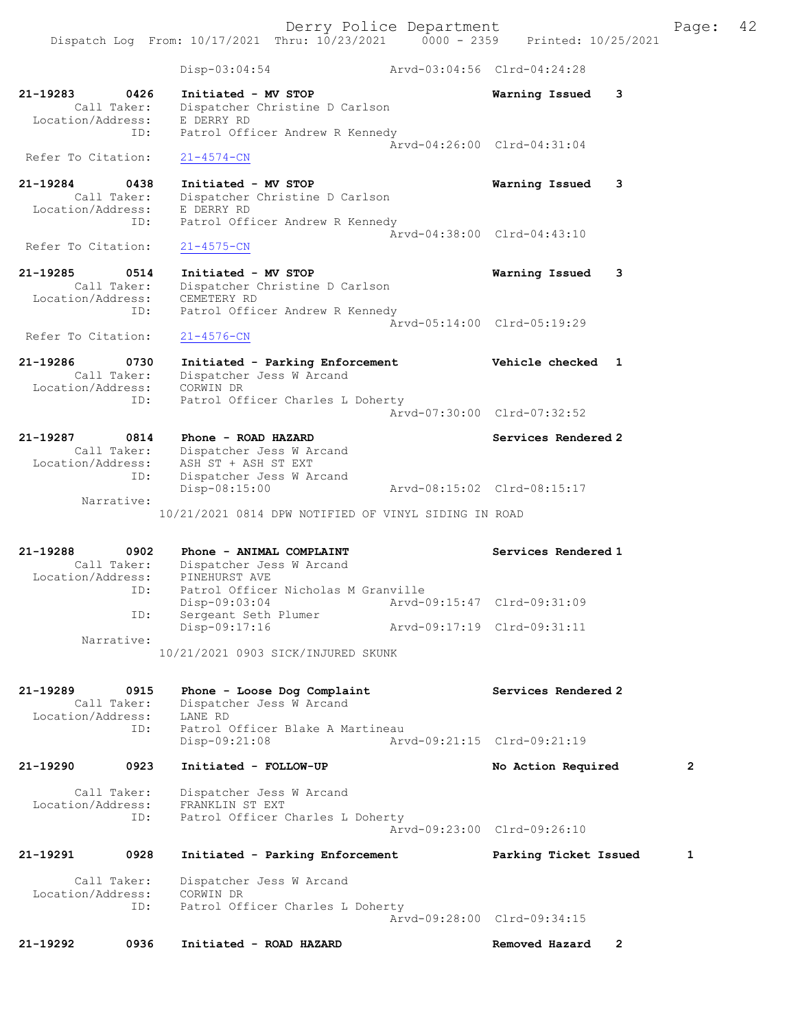Disp-03:04:54 Arvd-03:04:56 Clrd-04:24:28

```
21-19283      0426    Initiated - MV STOP                          Warning Issued    3
        Call Taker:    Dispatcher Christine D Carlson
  Location/Address:    E DERRY RD
               ID:    Patrol Officer Andrew R Kennedy
                                                   Arvd-04:26:00  Clrd-04:31:04
  Refer To Citation:   21-4574-CN

21-19284      0438    Initiated - MV STOP                          Warning Issued    3
        Call Taker:    Dispatcher Christine D Carlson
  Location/Address:    E DERRY RD
               ID:    Patrol Officer Andrew R Kennedy
                                                   Arvd-04:38:00  Clrd-04:43:10
  Refer To Citation:   21-4575-CN

21-19285      0514    Initiated - MV STOP                          Warning Issued    3
        Call Taker:    Dispatcher Christine D Carlson
  Location/Address:    CEMETERY RD
               ID:    Patrol Officer Andrew R Kennedy
                                                   Arvd-05:14:00  Clrd-05:19:29
  Refer To Citation:   21-4576-CN

21-19286      0730    Initiated - Parking Enforcement              Vehicle checked   1
        Call Taker:    Dispatcher Jess W Arcand
  Location/Address:    CORWIN DR
               ID:    Patrol Officer Charles L Doherty
                                                   Arvd-07:30:00  Clrd-07:32:52

21-19287      0814    Phone - ROAD HAZARD                          Services Rendered 2
        Call Taker:    Dispatcher Jess W Arcand
  Location/Address:    ASH ST + ASH ST EXT
               ID:    Dispatcher Jess W Arcand
                      Disp-08:15:00                Arvd-08:15:02  Clrd-08:15:17
        Narrative:
                 10/21/2021 0814 DPW NOTIFIED OF VINYL SIDING IN ROAD

21-19288      0902    Phone - ANIMAL COMPLAINT                     Services Rendered 1
        Call Taker:    Dispatcher Jess W Arcand
  Location/Address:    PINEHURST AVE
               ID:    Patrol Officer Nicholas M Granville
                      Disp-09:03:04                Arvd-09:15:47  Clrd-09:31:09
               ID:    Sergeant Seth Plumer
                      Disp-09:17:16                Arvd-09:17:19  Clrd-09:31:11
        Narrative:
                 10/21/2021 0903 SICK/INJURED SKUNK

21-19289      0915    Phone - Loose Dog Complaint                  Services Rendered 2
        Call Taker:    Dispatcher Jess W Arcand
  Location/Address:    LANE RD
               ID:    Patrol Officer Blake A Martineau
                      Disp-09:21:08                Arvd-09:21:15  Clrd-09:21:19

21-19290      0923    Initiated - FOLLOW-UP                        No Action Required        2

        Call Taker:    Dispatcher Jess W Arcand
  Location/Address:    FRANKLIN ST EXT
               ID:    Patrol Officer Charles L Doherty
                                                   Arvd-09:23:00  Clrd-09:26:10

21-19291      0928    Initiated - Parking Enforcement              Parking Ticket Issued     1

        Call Taker:    Dispatcher Jess W Arcand
  Location/Address:    CORWIN DR
               ID:    Patrol Officer Charles L Doherty
                                                   Arvd-09:28:00  Clrd-09:34:15

21-19292      0936    Initiated - ROAD HAZARD                      Removed Hazard    2
```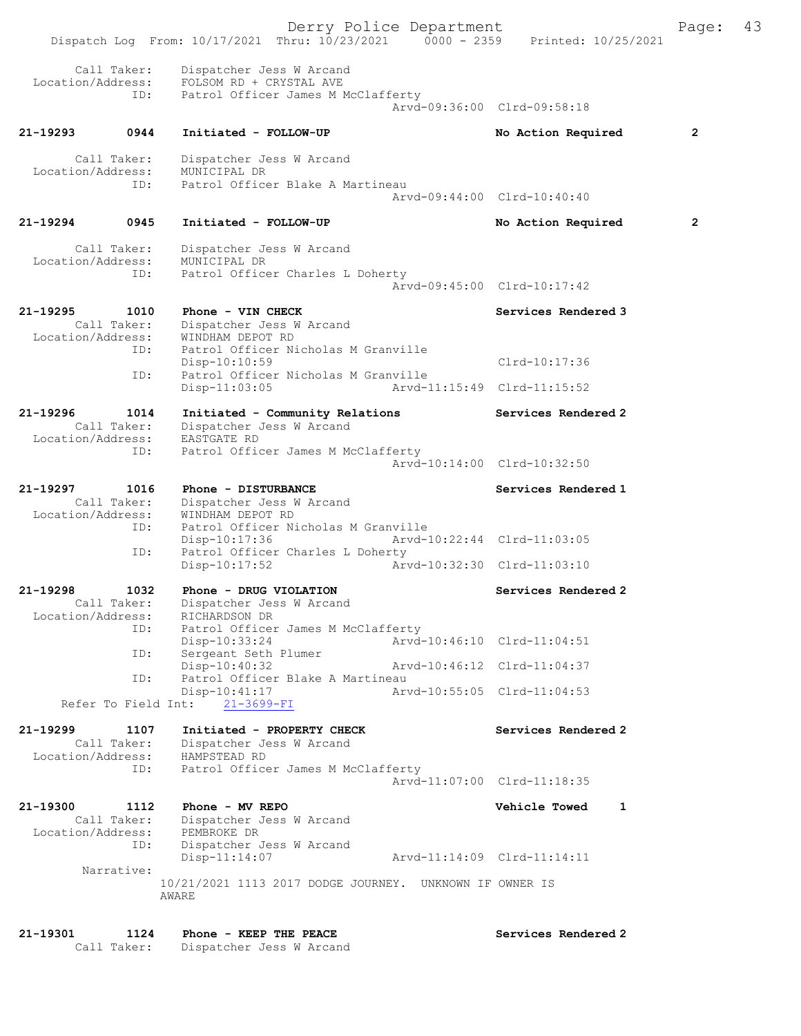Call Taker: Dispatcher Jess W Arcand
Location/Address: FOLSOM RD + CRYSTAL AVE
ID: Patrol Officer James M McClafferty
Arvd-09:36:00 Clrd-09:58:18

**21-19293 0944 Initiated - FOLLOW-UP No Action Required 2**

Call Taker: Dispatcher Jess W Arcand
Location/Address: MUNICIPAL DR
ID: Patrol Officer Blake A Martineau
Arvd-09:44:00 Clrd-10:40:40

**21-19294 0945 Initiated - FOLLOW-UP No Action Required 2**

Call Taker: Dispatcher Jess W Arcand
Location/Address: MUNICIPAL DR
ID: Patrol Officer Charles L Doherty
Arvd-09:45:00 Clrd-10:17:42

**21-19295 1010 Phone - VIN CHECK Services Rendered 3**

Call Taker: Dispatcher Jess W Arcand
Location/Address: WINDHAM DEPOT RD
ID: Patrol Officer Nicholas M Granville
Disp-10:10:59 Clrd-10:17:36
ID: Patrol Officer Nicholas M Granville
Disp-11:03:05 Arvd-11:15:49 Clrd-11:15:52

**21-19296 1014 Initiated - Community Relations Services Rendered 2**

Call Taker: Dispatcher Jess W Arcand
Location/Address: EASTGATE RD
ID: Patrol Officer James M McClafferty
Arvd-10:14:00 Clrd-10:32:50

**21-19297 1016 Phone - DISTURBANCE Services Rendered 1**

Call Taker: Dispatcher Jess W Arcand
Location/Address: WINDHAM DEPOT RD
ID: Patrol Officer Nicholas M Granville
Disp-10:17:36 Arvd-10:22:44 Clrd-11:03:05
ID: Patrol Officer Charles L Doherty
Disp-10:17:52 Arvd-10:32:30 Clrd-11:03:10

**21-19298 1032 Phone - DRUG VIOLATION Services Rendered 2**

Call Taker: Dispatcher Jess W Arcand
Location/Address: RICHARDSON DR
ID: Patrol Officer James M McClafferty
Disp-10:33:24 Arvd-10:46:10 Clrd-11:04:51
ID: Sergeant Seth Plumer
Disp-10:40:32 Arvd-10:46:12 Clrd-11:04:37
ID: Patrol Officer Blake A Martineau
Disp-10:41:17 Arvd-10:55:05 Clrd-11:04:53
Refer To Field Int: 21-3699-FI

**21-19299 1107 Initiated - PROPERTY CHECK Services Rendered 2**

Call Taker: Dispatcher Jess W Arcand
Location/Address: HAMPSTEAD RD
ID: Patrol Officer James M McClafferty
Arvd-11:07:00 Clrd-11:18:35

**21-19300 1112 Phone - MV REPO Vehicle Towed 1**

Call Taker: Dispatcher Jess W Arcand
Location/Address: PEMBROKE DR
ID: Dispatcher Jess W Arcand
Disp-11:14:07 Arvd-11:14:09 Clrd-11:14:11
Narrative:
10/21/2021 1113 2017 DODGE JOURNEY. UNKNOWN IF OWNER IS AWARE

**21-19301 1124 Phone - KEEP THE PEACE Services Rendered 2**

Call Taker: Dispatcher Jess W Arcand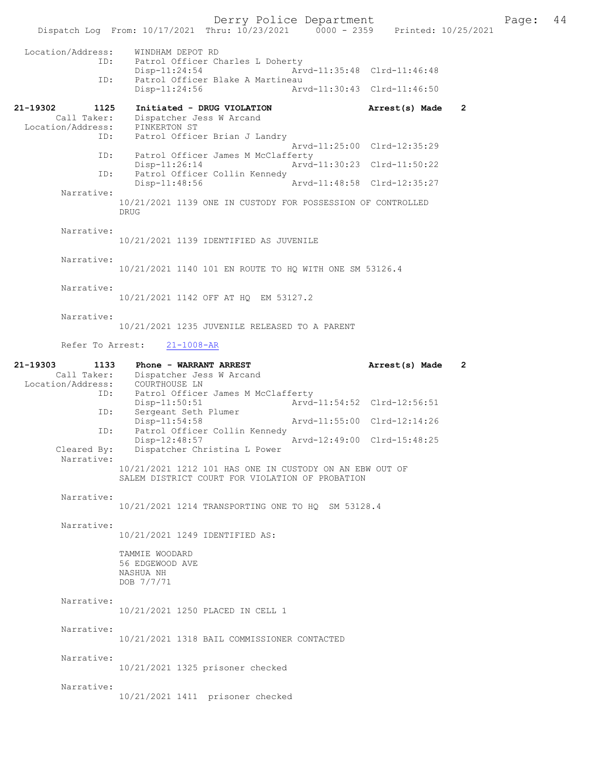```
 Location/Address:     WINDHAM DEPOT RD
               ID:     Patrol Officer Charles L Doherty
                       Disp-11:24:54              Arvd-11:35:48  Clrd-11:46:48
               ID:     Patrol Officer Blake A Martineau
                       Disp-11:24:56              Arvd-11:30:43  Clrd-11:46:50

21-19302        1125   Initiated - DRUG VIOLATION                Arrest(s) Made   2
      Call Taker:      Dispatcher Jess W Arcand
 Location/Address:     PINKERTON ST
               ID:     Patrol Officer Brian J Landry
                                                  Arvd-11:25:00  Clrd-12:35:29
               ID:     Patrol Officer James M McClafferty
                       Disp-11:26:14              Arvd-11:30:23  Clrd-11:50:22
               ID:     Patrol Officer Collin Kennedy
                       Disp-11:48:56              Arvd-11:48:58  Clrd-12:35:27
       Narrative:
                       10/21/2021 1139 ONE IN CUSTODY FOR POSSESSION OF CONTROLLED
                       DRUG

       Narrative:
                       10/21/2021 1139 IDENTIFIED AS JUVENILE

       Narrative:
                       10/21/2021 1140 101 EN ROUTE TO HQ WITH ONE SM 53126.4

       Narrative:
                       10/21/2021 1142 OFF AT HQ  EM 53127.2

       Narrative:
                       10/21/2021 1235 JUVENILE RELEASED TO A PARENT

       Refer To Arrest:    21-1008-AR

21-19303        1133   Phone - WARRANT ARREST                    Arrest(s) Made   2
      Call Taker:      Dispatcher Jess W Arcand
 Location/Address:     COURTHOUSE LN
               ID:     Patrol Officer James M McClafferty
                       Disp-11:50:51              Arvd-11:54:52  Clrd-12:56:51
               ID:     Sergeant Seth Plumer
                       Disp-11:54:58              Arvd-11:55:00  Clrd-12:14:26
               ID:     Patrol Officer Collin Kennedy
                       Disp-12:48:57              Arvd-12:49:00  Clrd-15:48:25
      Cleared By:      Dispatcher Christina L Power
       Narrative:
                       10/21/2021 1212 101 HAS ONE IN CUSTODY ON AN EBW OUT OF
                       SALEM DISTRICT COURT FOR VIOLATION OF PROBATION

       Narrative:
                       10/21/2021 1214 TRANSPORTING ONE TO HQ  SM 53128.4

       Narrative:
                       10/21/2021 1249 IDENTIFIED AS:

                       TAMMIE WOODARD
                       56 EDGEWOOD AVE
                       NASHUA NH
                       DOB 7/7/71

       Narrative:
                       10/21/2021 1250 PLACED IN CELL 1

       Narrative:
                       10/21/2021 1318 BAIL COMMISSIONER CONTACTED

       Narrative:
                       10/21/2021 1325 prisoner checked

       Narrative:
                       10/21/2021 1411  prisoner checked
```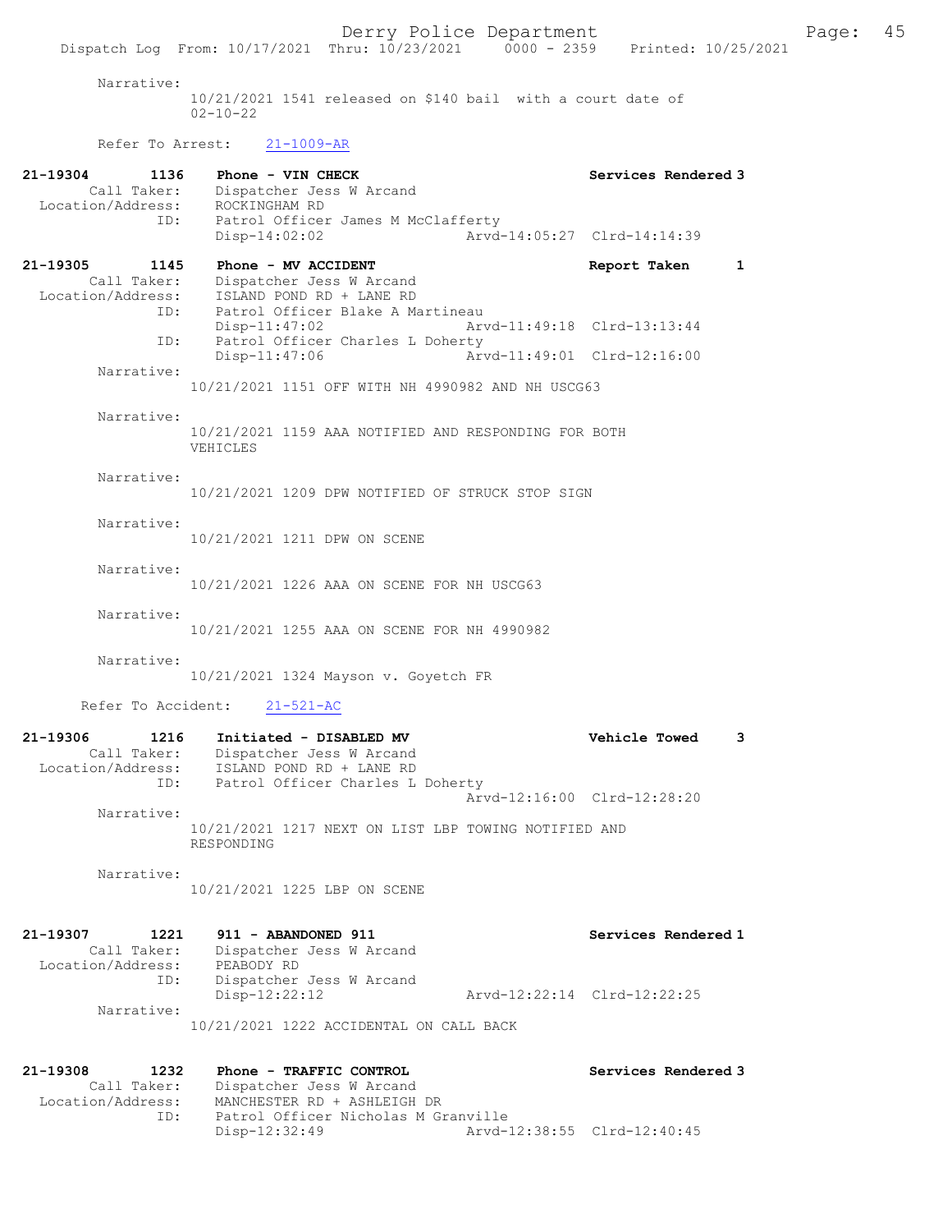Narrative:
10/21/2021 1541 released on $140 bail with a court date of 02-10-22

Refer To Arrest: 21-1009-AR

**21-19304 1136 Phone - VIN CHECK** — **Services Rendered 3**
Call Taker: Dispatcher Jess W Arcand
Location/Address: ROCKINGHAM RD
ID: Patrol Officer James M McClafferty
Disp-14:02:02 Arvd-14:05:27 Clrd-14:14:39

**21-19305 1145 Phone - MV ACCIDENT** — **Report Taken 1**
Call Taker: Dispatcher Jess W Arcand
Location/Address: ISLAND POND RD + LANE RD
ID: Patrol Officer Blake A Martineau
Disp-11:47:02 Arvd-11:49:18 Clrd-13:13:44
ID: Patrol Officer Charles L Doherty
Disp-11:47:06 Arvd-11:49:01 Clrd-12:16:00

Narrative:
10/21/2021 1151 OFF WITH NH 4990982 AND NH USCG63

Narrative:
10/21/2021 1159 AAA NOTIFIED AND RESPONDING FOR BOTH VEHICLES

Narrative:
10/21/2021 1209 DPW NOTIFIED OF STRUCK STOP SIGN

Narrative:
10/21/2021 1211 DPW ON SCENE

Narrative:
10/21/2021 1226 AAA ON SCENE FOR NH USCG63

Narrative:
10/21/2021 1255 AAA ON SCENE FOR NH 4990982

Narrative:
10/21/2021 1324 Mayson v. Goyetch FR

Refer To Accident: 21-521-AC

**21-19306 1216 Initiated - DISABLED MV** — **Vehicle Towed 3**
Call Taker: Dispatcher Jess W Arcand
Location/Address: ISLAND POND RD + LANE RD
ID: Patrol Officer Charles L Doherty
Arvd-12:16:00 Clrd-12:28:20

Narrative:
10/21/2021 1217 NEXT ON LIST LBP TOWING NOTIFIED AND RESPONDING

Narrative:
10/21/2021 1225 LBP ON SCENE

**21-19307 1221 911 - ABANDONED 911** — **Services Rendered 1**
Call Taker: Dispatcher Jess W Arcand
Location/Address: PEABODY RD
ID: Dispatcher Jess W Arcand
Disp-12:22:12 Arvd-12:22:14 Clrd-12:22:25

Narrative:
10/21/2021 1222 ACCIDENTAL ON CALL BACK

**21-19308 1232 Phone - TRAFFIC CONTROL** — **Services Rendered 3**
Call Taker: Dispatcher Jess W Arcand
Location/Address: MANCHESTER RD + ASHLEIGH DR
ID: Patrol Officer Nicholas M Granville
Disp-12:32:49 Arvd-12:38:55 Clrd-12:40:45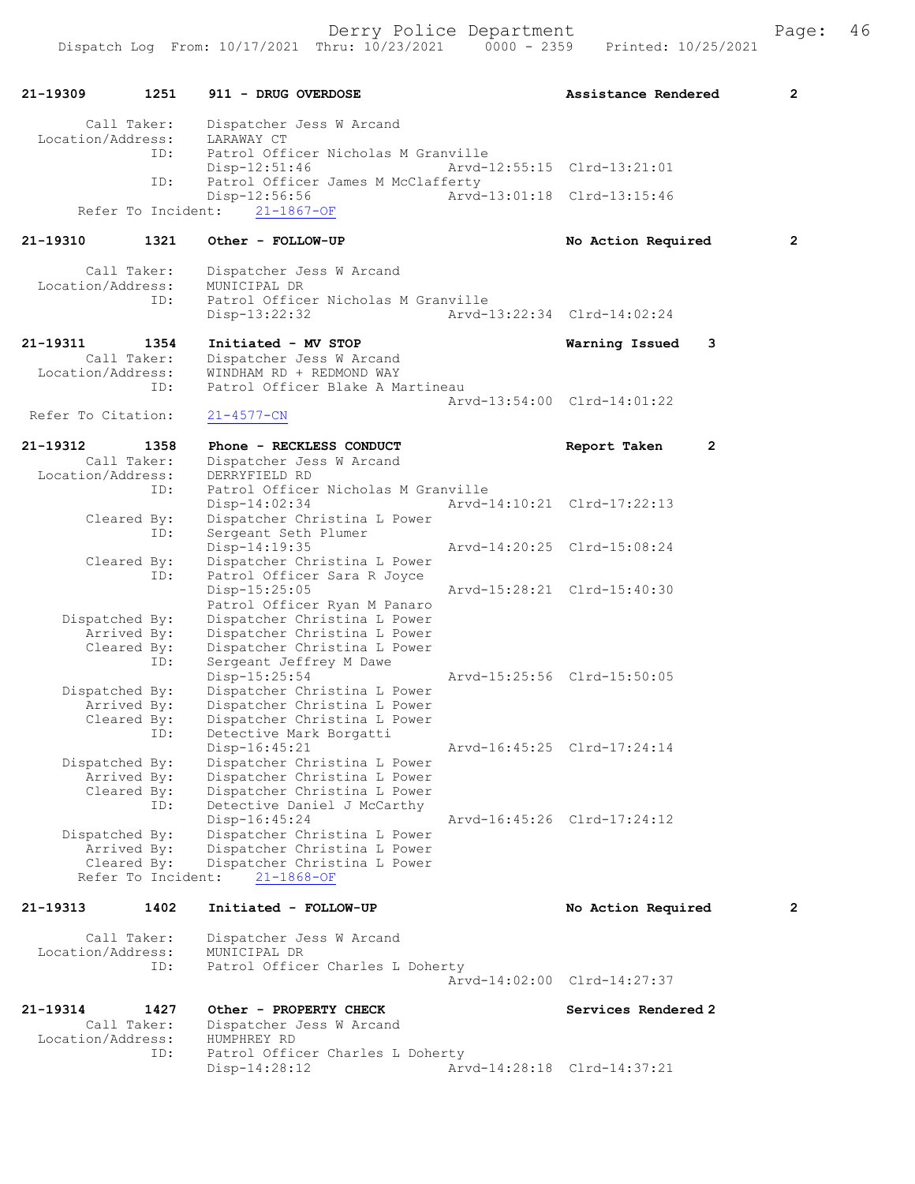21-19309 1251 911 - DRUG OVERDOSE Assistance Rendered 2

Call Taker: Dispatcher Jess W Arcand
Location/Address: LARAWAY CT
ID: Patrol Officer Nicholas M Granville
Disp-12:51:46 Arvd-12:55:15 Clrd-13:21:01
ID: Patrol Officer James M McClafferty
Disp-12:56:56 Arvd-13:01:18 Clrd-13:15:46
Refer To Incident: 21-1867-OF

21-19310 1321 Other - FOLLOW-UP No Action Required 2

Call Taker: Dispatcher Jess W Arcand
Location/Address: MUNICIPAL DR
ID: Patrol Officer Nicholas M Granville
Disp-13:22:32 Arvd-13:22:34 Clrd-14:02:24

21-19311 1354 Initiated - MV STOP Warning Issued 3
Call Taker: Dispatcher Jess W Arcand
Location/Address: WINDHAM RD + REDMOND WAY
ID: Patrol Officer Blake A Martineau
Arvd-13:54:00 Clrd-14:01:22
Refer To Citation: 21-4577-CN

21-19312 1358 Phone - RECKLESS CONDUCT Report Taken 2
Call Taker: Dispatcher Jess W Arcand
Location/Address: DERRYFIELD RD
ID: Patrol Officer Nicholas M Granville
Disp-14:02:34 Arvd-14:10:21 Clrd-17:22:13
Cleared By: Dispatcher Christina L Power
ID: Sergeant Seth Plumer
Disp-14:19:35 Arvd-14:20:25 Clrd-15:08:24
Cleared By: Dispatcher Christina L Power
ID: Patrol Officer Sara R Joyce
Disp-15:25:05 Arvd-15:28:21 Clrd-15:40:30
Patrol Officer Ryan M Panaro
Dispatched By: Dispatcher Christina L Power
Arrived By: Dispatcher Christina L Power
Cleared By: Dispatcher Christina L Power
ID: Sergeant Jeffrey M Dawe
Disp-15:25:54 Arvd-15:25:56 Clrd-15:50:05
Dispatched By: Dispatcher Christina L Power
Arrived By: Dispatcher Christina L Power
Cleared By: Dispatcher Christina L Power
ID: Detective Mark Borgatti
Disp-16:45:21 Arvd-16:45:25 Clrd-17:24:14
Dispatched By: Dispatcher Christina L Power
Arrived By: Dispatcher Christina L Power
Cleared By: Dispatcher Christina L Power
ID: Detective Daniel J McCarthy
Disp-16:45:24 Arvd-16:45:26 Clrd-17:24:12
Dispatched By: Dispatcher Christina L Power
Arrived By: Dispatcher Christina L Power
Cleared By: Dispatcher Christina L Power
Refer To Incident: 21-1868-OF

21-19313 1402 Initiated - FOLLOW-UP No Action Required 2

Call Taker: Dispatcher Jess W Arcand
Location/Address: MUNICIPAL DR
ID: Patrol Officer Charles L Doherty
Arvd-14:02:00 Clrd-14:27:37

21-19314 1427 Other - PROPERTY CHECK Services Rendered 2
Call Taker: Dispatcher Jess W Arcand
Location/Address: HUMPHREY RD
ID: Patrol Officer Charles L Doherty
Disp-14:28:12 Arvd-14:28:18 Clrd-14:37:21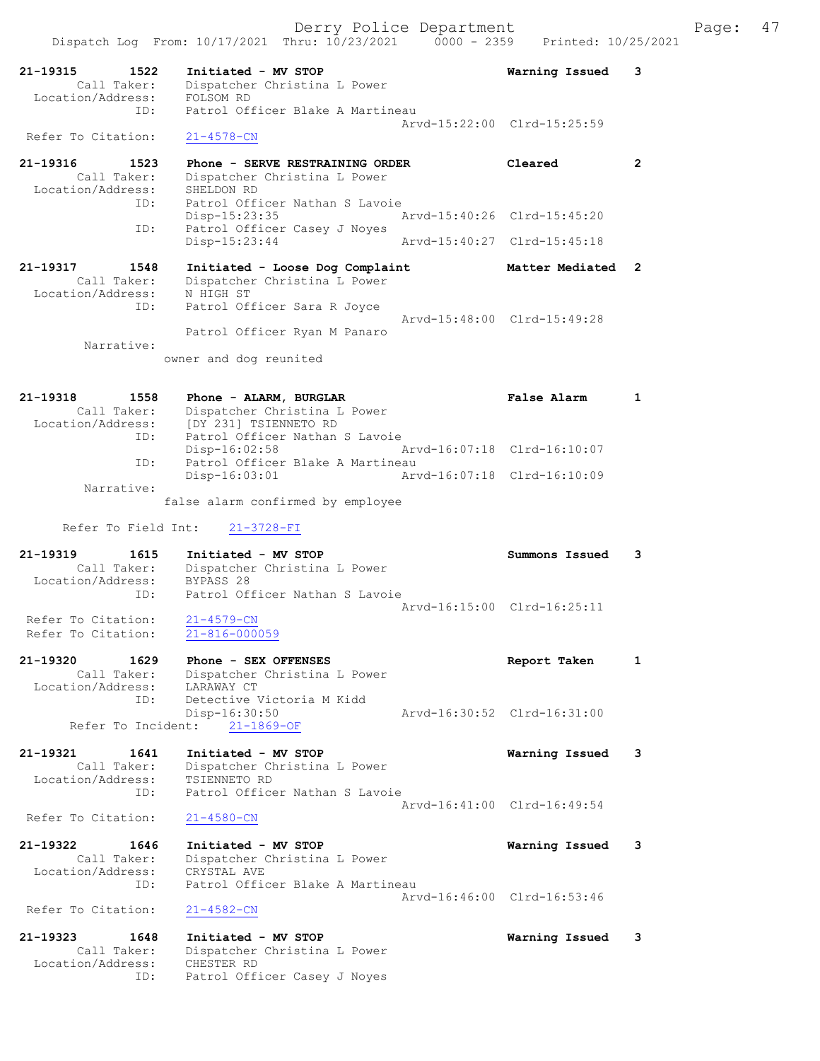Dispatch Log From: 10/17/2021 Thru: 10/23/2021 0000 - 2359 Printed: 10/25/2021

```
21-19315        1522    Initiated - MV STOP                          Warning Issued    3
        Call Taker:     Dispatcher Christina L Power
  Location/Address:     FOLSOM RD
                ID:     Patrol Officer Blake A Martineau
                                                Arvd-15:22:00  Clrd-15:25:59
 Refer To Citation:     21-4578-CN

21-19316        1523    Phone - SERVE RESTRAINING ORDER              Cleared           2
        Call Taker:     Dispatcher Christina L Power
  Location/Address:     SHELDON RD
                ID:     Patrol Officer Nathan S Lavoie
                        Disp-15:23:35           Arvd-15:40:26  Clrd-15:45:20
                ID:     Patrol Officer Casey J Noyes
                        Disp-15:23:44           Arvd-15:40:27  Clrd-15:45:18

21-19317        1548    Initiated - Loose Dog Complaint              Matter Mediated   2
        Call Taker:     Dispatcher Christina L Power
  Location/Address:     N HIGH ST
                ID:     Patrol Officer Sara R Joyce
                                                Arvd-15:48:00  Clrd-15:49:28
                        Patrol Officer Ryan M Panaro
         Narrative:
                      owner and dog reunited

21-19318        1558    Phone - ALARM, BURGLAR                       False Alarm       1
        Call Taker:     Dispatcher Christina L Power
  Location/Address:     [DY 231] TSIENNETO RD
                ID:     Patrol Officer Nathan S Lavoie
                        Disp-16:02:58           Arvd-16:07:18  Clrd-16:10:07
                ID:     Patrol Officer Blake A Martineau
                        Disp-16:03:01           Arvd-16:07:18  Clrd-16:10:09
         Narrative:
                      false alarm confirmed by employee

      Refer To Field Int:    21-3728-FI

21-19319        1615    Initiated - MV STOP                          Summons Issued    3
        Call Taker:     Dispatcher Christina L Power
  Location/Address:     BYPASS 28
                ID:     Patrol Officer Nathan S Lavoie
                                                Arvd-16:15:00  Clrd-16:25:11
 Refer To Citation:     21-4579-CN
 Refer To Citation:     21-816-000059

21-19320        1629    Phone - SEX OFFENSES                         Report Taken      1
        Call Taker:     Dispatcher Christina L Power
  Location/Address:     LARAWAY CT
                ID:     Detective Victoria M Kidd
                        Disp-16:30:50           Arvd-16:30:52  Clrd-16:31:00
      Refer To Incident:    21-1869-OF

21-19321        1641    Initiated - MV STOP                          Warning Issued    3
        Call Taker:     Dispatcher Christina L Power
  Location/Address:     TSIENNETO RD
                ID:     Patrol Officer Nathan S Lavoie
                                                Arvd-16:41:00  Clrd-16:49:54
 Refer To Citation:     21-4580-CN

21-19322        1646    Initiated - MV STOP                          Warning Issued    3
        Call Taker:     Dispatcher Christina L Power
  Location/Address:     CRYSTAL AVE
                ID:     Patrol Officer Blake A Martineau
                                                Arvd-16:46:00  Clrd-16:53:46
 Refer To Citation:     21-4582-CN

21-19323        1648    Initiated - MV STOP                          Warning Issued    3
        Call Taker:     Dispatcher Christina L Power
  Location/Address:     CHESTER RD
                ID:     Patrol Officer Casey J Noyes
```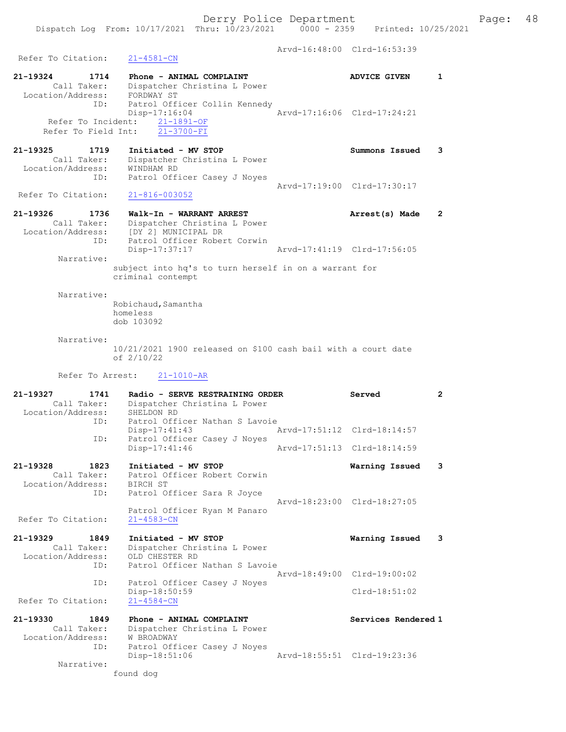Arvd-16:48:00 Clrd-16:53:39
Refer To Citation: 21-4581-CN

21-19324 1714 Phone - ANIMAL COMPLAINT ADVICE GIVEN 1
Call Taker: Dispatcher Christina L Power
Location/Address: FORDWAY ST
ID: Patrol Officer Collin Kennedy
Disp-17:16:04 Arvd-17:16:06 Clrd-17:24:21
Refer To Incident: 21-1891-OF
Refer To Field Int: 21-3700-FI

21-19325 1719 Initiated - MV STOP Summons Issued 3
Call Taker: Dispatcher Christina L Power
Location/Address: WINDHAM RD
ID: Patrol Officer Casey J Noyes
Arvd-17:19:00 Clrd-17:30:17
Refer To Citation: 21-816-003052

21-19326 1736 Walk-In - WARRANT ARREST Arrest(s) Made 2
Call Taker: Dispatcher Christina L Power
Location/Address: [DY 2] MUNICIPAL DR
ID: Patrol Officer Robert Corwin
Disp-17:37:17 Arvd-17:41:19 Clrd-17:56:05
Narrative:
subject into hq's to turn herself in on a warrant for criminal contempt

Narrative:
Robichaud,Samantha
homeless
dob 103092

Narrative:
10/21/2021 1900 released on $100 cash bail with a court date of 2/10/22

Refer To Arrest: 21-1010-AR

21-19327 1741 Radio - SERVE RESTRAINING ORDER Served 2
Call Taker: Dispatcher Christina L Power
Location/Address: SHELDON RD
ID: Patrol Officer Nathan S Lavoie
Disp-17:41:43 Arvd-17:51:12 Clrd-18:14:57
ID: Patrol Officer Casey J Noyes
Disp-17:41:46 Arvd-17:51:13 Clrd-18:14:59

21-19328 1823 Initiated - MV STOP Warning Issued 3
Call Taker: Patrol Officer Robert Corwin
Location/Address: BIRCH ST
ID: Patrol Officer Sara R Joyce
Arvd-18:23:00 Clrd-18:27:05
Patrol Officer Ryan M Panaro
Refer To Citation: 21-4583-CN

21-19329 1849 Initiated - MV STOP Warning Issued 3
Call Taker: Dispatcher Christina L Power
Location/Address: OLD CHESTER RD
ID: Patrol Officer Nathan S Lavoie
Arvd-18:49:00 Clrd-19:00:02
ID: Patrol Officer Casey J Noyes
Disp-18:50:59 Clrd-18:51:02
Refer To Citation: 21-4584-CN

21-19330 1849 Phone - ANIMAL COMPLAINT Services Rendered 1
Call Taker: Dispatcher Christina L Power
Location/Address: W BROADWAY
ID: Patrol Officer Casey J Noyes
Disp-18:51:06 Arvd-18:55:51 Clrd-19:23:36
Narrative:
found dog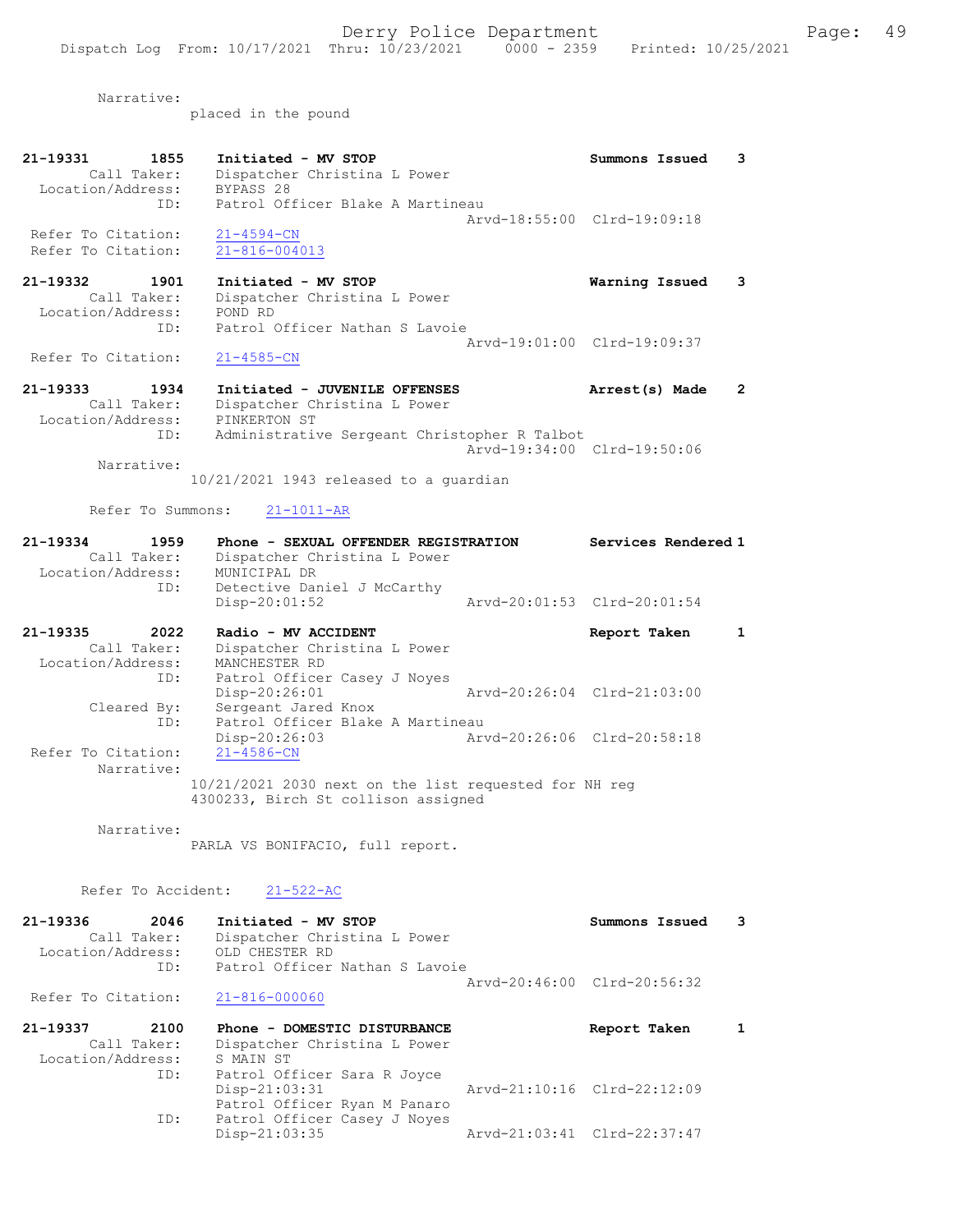Narrative:
placed in the pound

21-19331 1855 Initiated - MV STOP Summons Issued 3
Call Taker: Dispatcher Christina L Power
Location/Address: BYPASS 28
ID: Patrol Officer Blake A Martineau
Arvd-18:55:00 Clrd-19:09:18
Refer To Citation: 21-4594-CN
Refer To Citation: 21-816-004013

21-19332 1901 Initiated - MV STOP Warning Issued 3
Call Taker: Dispatcher Christina L Power
Location/Address: POND RD
ID: Patrol Officer Nathan S Lavoie
Arvd-19:01:00 Clrd-19:09:37
Refer To Citation: 21-4585-CN

21-19333 1934 Initiated - JUVENILE OFFENSES Arrest(s) Made 2
Call Taker: Dispatcher Christina L Power
Location/Address: PINKERTON ST
ID: Administrative Sergeant Christopher R Talbot
Arvd-19:34:00 Clrd-19:50:06
Narrative:
10/21/2021 1943 released to a guardian

Refer To Summons: 21-1011-AR

21-19334 1959 Phone - SEXUAL OFFENDER REGISTRATION Services Rendered 1
Call Taker: Dispatcher Christina L Power
Location/Address: MUNICIPAL DR
ID: Detective Daniel J McCarthy
Disp-20:01:52 Arvd-20:01:53 Clrd-20:01:54

21-19335 2022 Radio - MV ACCIDENT Report Taken 1
Call Taker: Dispatcher Christina L Power
Location/Address: MANCHESTER RD
ID: Patrol Officer Casey J Noyes
Disp-20:26:01 Arvd-20:26:04 Clrd-21:03:00
Cleared By: Sergeant Jared Knox
ID: Patrol Officer Blake A Martineau
Disp-20:26:03 Arvd-20:26:06 Clrd-20:58:18
Refer To Citation: 21-4586-CN
Narrative:
10/21/2021 2030 next on the list requested for NH reg 4300233, Birch St collison assigned

Narrative:
PARLA VS BONIFACIO, full report.

Refer To Accident: 21-522-AC

21-19336 2046 Initiated - MV STOP Summons Issued 3
Call Taker: Dispatcher Christina L Power
Location/Address: OLD CHESTER RD
ID: Patrol Officer Nathan S Lavoie
Arvd-20:46:00 Clrd-20:56:32
Refer To Citation: 21-816-000060

21-19337 2100 Phone - DOMESTIC DISTURBANCE Report Taken 1
Call Taker: Dispatcher Christina L Power
Location/Address: S MAIN ST
ID: Patrol Officer Sara R Joyce
Disp-21:03:31 Arvd-21:10:16 Clrd-22:12:09
Patrol Officer Ryan M Panaro
ID: Patrol Officer Casey J Noyes
Disp-21:03:35 Arvd-21:03:41 Clrd-22:37:47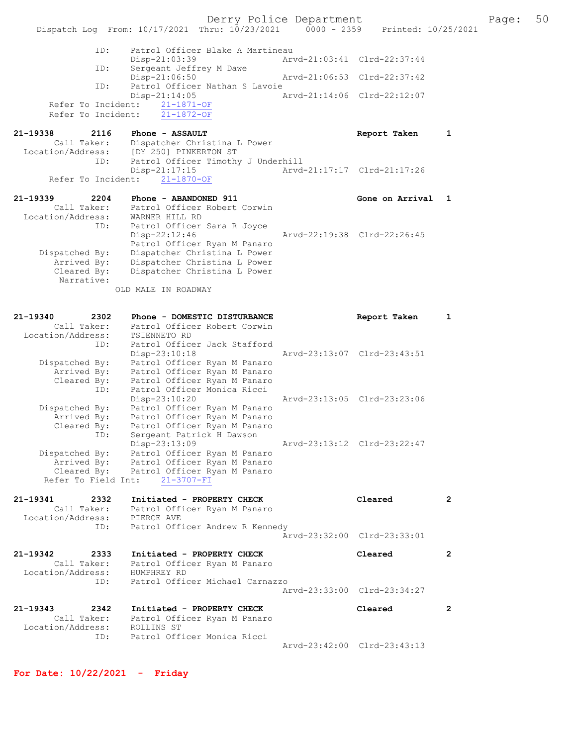```
            ID:     Patrol Officer Blake A Martineau
                    Disp-21:03:39               Arvd-21:03:41  Clrd-22:37:44
            ID:     Sergeant Jeffrey M Dawe
                    Disp-21:06:50               Arvd-21:06:53  Clrd-22:37:42
            ID:     Patrol Officer Nathan S Lavoie
                    Disp-21:14:05               Arvd-21:14:06  Clrd-22:12:07
      Refer To Incident:    21-1871-OF
      Refer To Incident:    21-1872-OF

21-19338        2116    Phone - ASSAULT                           Report Taken      1
        Call Taker:     Dispatcher Christina L Power
  Location/Address:     [DY 250] PINKERTON ST
                ID:     Patrol Officer Timothy J Underhill
                        Disp-21:17:15               Arvd-21:17:17  Clrd-21:17:26
      Refer To Incident:    21-1870-OF

21-19339        2204    Phone - ABANDONED 911                     Gone on Arrival   1
        Call Taker:     Patrol Officer Robert Corwin
  Location/Address:     WARNER HILL RD
                ID:     Patrol Officer Sara R Joyce
                        Disp-22:12:46               Arvd-22:19:38  Clrd-22:26:45
                        Patrol Officer Ryan M Panaro
     Dispatched By:     Dispatcher Christina L Power
        Arrived By:     Dispatcher Christina L Power
        Cleared By:     Dispatcher Christina L Power
         Narrative:
               OLD MALE IN ROADWAY


21-19340        2302    Phone - DOMESTIC DISTURBANCE              Report Taken      1
        Call Taker:     Patrol Officer Robert Corwin
  Location/Address:     TSIENNETO RD
                ID:     Patrol Officer Jack Stafford
                        Disp-23:10:18               Arvd-23:13:07  Clrd-23:43:51
     Dispatched By:     Patrol Officer Ryan M Panaro
        Arrived By:     Patrol Officer Ryan M Panaro
        Cleared By:     Patrol Officer Ryan M Panaro
                ID:     Patrol Officer Monica Ricci
                        Disp-23:10:20               Arvd-23:13:05  Clrd-23:23:06
     Dispatched By:     Patrol Officer Ryan M Panaro
        Arrived By:     Patrol Officer Ryan M Panaro
        Cleared By:     Patrol Officer Ryan M Panaro
                ID:     Sergeant Patrick H Dawson
                        Disp-23:13:09               Arvd-23:13:12  Clrd-23:22:47
     Dispatched By:     Patrol Officer Ryan M Panaro
        Arrived By:     Patrol Officer Ryan M Panaro
        Cleared By:     Patrol Officer Ryan M Panaro
     Refer To Field Int:    21-3707-FI

21-19341        2332    Initiated - PROPERTY CHECK                Cleared           2
        Call Taker:     Patrol Officer Ryan M Panaro
  Location/Address:     PIERCE AVE
                ID:     Patrol Officer Andrew R Kennedy
                                                    Arvd-23:32:00  Clrd-23:33:01

21-19342        2333    Initiated - PROPERTY CHECK                Cleared           2
        Call Taker:     Patrol Officer Ryan M Panaro
  Location/Address:     HUMPHREY RD
                ID:     Patrol Officer Michael Carnazzo
                                                    Arvd-23:33:00  Clrd-23:34:27

21-19343        2342    Initiated - PROPERTY CHECK                Cleared           2
        Call Taker:     Patrol Officer Ryan M Panaro
  Location/Address:     ROLLINS ST
                ID:     Patrol Officer Monica Ricci
                                                    Arvd-23:42:00  Clrd-23:43:13
```

**For Date: 10/22/2021 - Friday**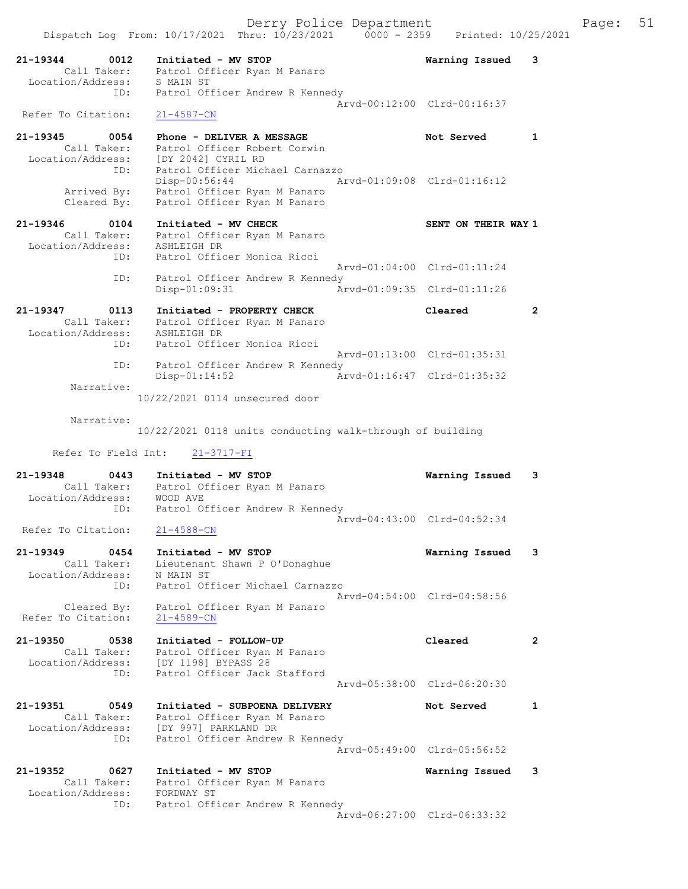21-19344 0012 Initiated - MV STOP Warning Issued 3
Call Taker: Patrol Officer Ryan M Panaro
Location/Address: S MAIN ST
ID: Patrol Officer Andrew R Kennedy
Arvd-00:12:00 Clrd-00:16:37
Refer To Citation: 21-4587-CN

21-19345 0054 Phone - DELIVER A MESSAGE Not Served 1
Call Taker: Patrol Officer Robert Corwin
Location/Address: [DY 2042] CYRIL RD
ID: Patrol Officer Michael Carnazzo
Disp-00:56:44 Arvd-01:09:08 Clrd-01:16:12
Arrived By: Patrol Officer Ryan M Panaro
Cleared By: Patrol Officer Ryan M Panaro

21-19346 0104 Initiated - MV CHECK SENT ON THEIR WAY 1
Call Taker: Patrol Officer Ryan M Panaro
Location/Address: ASHLEIGH DR
ID: Patrol Officer Monica Ricci
Arvd-01:04:00 Clrd-01:11:24
ID: Patrol Officer Andrew R Kennedy
Disp-01:09:31 Arvd-01:09:35 Clrd-01:11:26

21-19347 0113 Initiated - PROPERTY CHECK Cleared 2
Call Taker: Patrol Officer Ryan M Panaro
Location/Address: ASHLEIGH DR
ID: Patrol Officer Monica Ricci
Arvd-01:13:00 Clrd-01:35:31
ID: Patrol Officer Andrew R Kennedy
Disp-01:14:52 Arvd-01:16:47 Clrd-01:35:32
Narrative:
10/22/2021 0114 unsecured door

Narrative:
10/22/2021 0118 units conducting walk-through of building

Refer To Field Int: 21-3717-FI

21-19348 0443 Initiated - MV STOP Warning Issued 3
Call Taker: Patrol Officer Ryan M Panaro
Location/Address: WOOD AVE
ID: Patrol Officer Andrew R Kennedy
Arvd-04:43:00 Clrd-04:52:34
Refer To Citation: 21-4588-CN

21-19349 0454 Initiated - MV STOP Warning Issued 3
Call Taker: Lieutenant Shawn P O'Donaghue
Location/Address: N MAIN ST
ID: Patrol Officer Michael Carnazzo
Arvd-04:54:00 Clrd-04:58:56
Cleared By: Patrol Officer Ryan M Panaro
Refer To Citation: 21-4589-CN

21-19350 0538 Initiated - FOLLOW-UP Cleared 2
Call Taker: Patrol Officer Ryan M Panaro
Location/Address: [DY 1198] BYPASS 28
ID: Patrol Officer Jack Stafford
Arvd-05:38:00 Clrd-06:20:30

21-19351 0549 Initiated - SUBPOENA DELIVERY Not Served 1
Call Taker: Patrol Officer Ryan M Panaro
Location/Address: [DY 997] PARKLAND DR
ID: Patrol Officer Andrew R Kennedy
Arvd-05:49:00 Clrd-05:56:52

21-19352 0627 Initiated - MV STOP Warning Issued 3
Call Taker: Patrol Officer Ryan M Panaro
Location/Address: FORDWAY ST
ID: Patrol Officer Andrew R Kennedy
Arvd-06:27:00 Clrd-06:33:32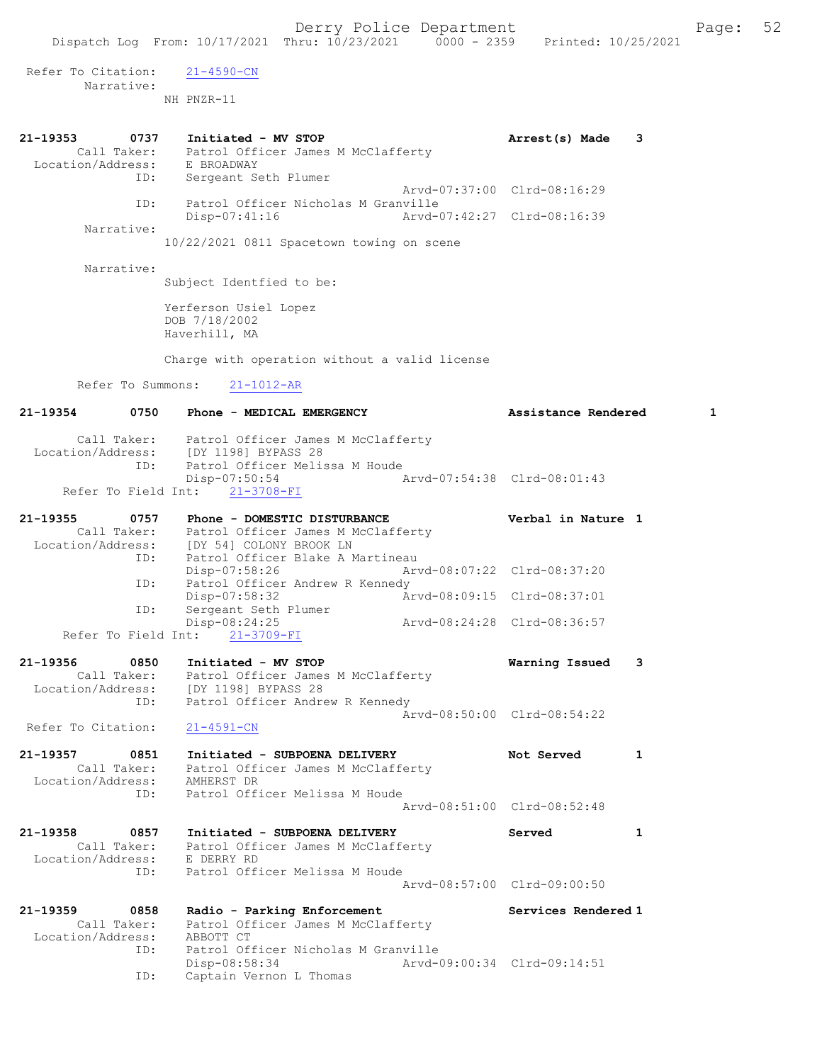Refer To Citation: 21-4590-CN
Narrative:
NH PNZR-11

**21-19353 0737 Initiated - MV STOP — Arrest(s) Made 3**
Call Taker: Patrol Officer James M McClafferty
Location/Address: E BROADWAY
ID: Sergeant Seth Plumer
Arvd-07:37:00 Clrd-08:16:29
ID: Patrol Officer Nicholas M Granville
Disp-07:41:16 Arvd-07:42:27 Clrd-08:16:39
Narrative:
10/22/2021 0811 Spacetown towing on scene

Narrative:
Subject Identfied to be:

Yerferson Usiel Lopez
DOB 7/18/2002
Haverhill, MA

Charge with operation without a valid license

Refer To Summons: 21-1012-AR

**21-19354 0750 Phone - MEDICAL EMERGENCY — Assistance Rendered 1**
Call Taker: Patrol Officer James M McClafferty
Location/Address: [DY 1198] BYPASS 28
ID: Patrol Officer Melissa M Houde
Disp-07:50:54 Arvd-07:54:38 Clrd-08:01:43
Refer To Field Int: 21-3708-FI

**21-19355 0757 Phone - DOMESTIC DISTURBANCE — Verbal in Nature 1**
Call Taker: Patrol Officer James M McClafferty
Location/Address: [DY 54] COLONY BROOK LN
ID: Patrol Officer Blake A Martineau
Disp-07:58:26 Arvd-08:07:22 Clrd-08:37:20
ID: Patrol Officer Andrew R Kennedy
Disp-07:58:32 Arvd-08:09:15 Clrd-08:37:01
ID: Sergeant Seth Plumer
Disp-08:24:25 Arvd-08:24:28 Clrd-08:36:57
Refer To Field Int: 21-3709-FI

**21-19356 0850 Initiated - MV STOP — Warning Issued 3**
Call Taker: Patrol Officer James M McClafferty
Location/Address: [DY 1198] BYPASS 28
ID: Patrol Officer Andrew R Kennedy
Arvd-08:50:00 Clrd-08:54:22
Refer To Citation: 21-4591-CN

**21-19357 0851 Initiated - SUBPOENA DELIVERY — Not Served 1**
Call Taker: Patrol Officer James M McClafferty
Location/Address: AMHERST DR
ID: Patrol Officer Melissa M Houde
Arvd-08:51:00 Clrd-08:52:48

**21-19358 0857 Initiated - SUBPOENA DELIVERY — Served 1**
Call Taker: Patrol Officer James M McClafferty
Location/Address: E DERRY RD
ID: Patrol Officer Melissa M Houde
Arvd-08:57:00 Clrd-09:00:50

**21-19359 0858 Radio - Parking Enforcement — Services Rendered 1**
Call Taker: Patrol Officer James M McClafferty
Location/Address: ABBOTT CT
ID: Patrol Officer Nicholas M Granville
Disp-08:58:34 Arvd-09:00:34 Clrd-09:14:51
ID: Captain Vernon L Thomas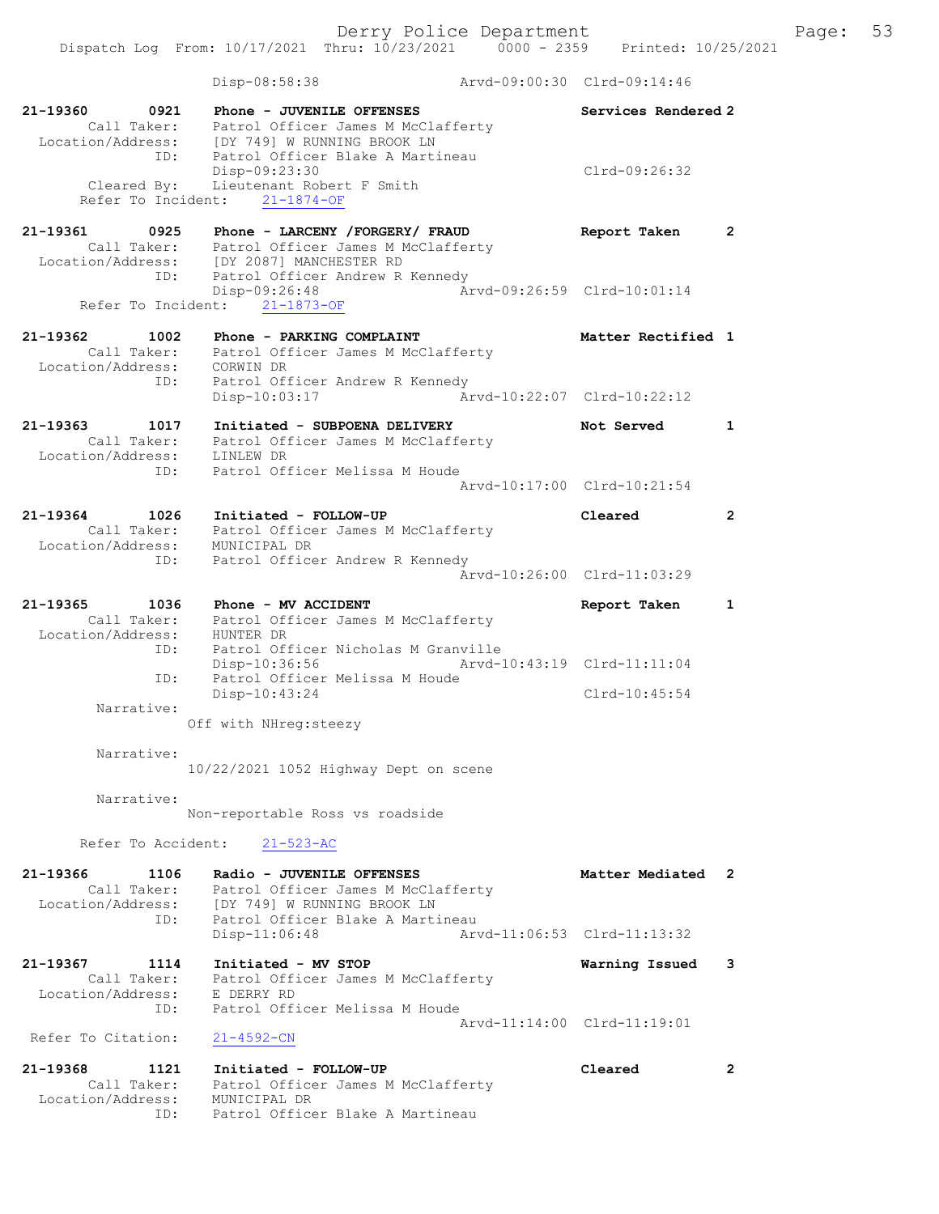Disp-08:58:38 Arvd-09:00:30 Clrd-09:14:46

**21-19360 0921 Phone - JUVENILE OFFENSES** Services Rendered 2
Call Taker: Patrol Officer James M McClafferty
Location/Address: [DY 749] W RUNNING BROOK LN
ID: Patrol Officer Blake A Martineau
Disp-09:23:30 Clrd-09:26:32
Cleared By: Lieutenant Robert F Smith
Refer To Incident: 21-1874-OF

**21-19361 0925 Phone - LARCENY /FORGERY/ FRAUD** Report Taken 2
Call Taker: Patrol Officer James M McClafferty
Location/Address: [DY 2087] MANCHESTER RD
ID: Patrol Officer Andrew R Kennedy
Disp-09:26:48 Arvd-09:26:59 Clrd-10:01:14
Refer To Incident: 21-1873-OF

**21-19362 1002 Phone - PARKING COMPLAINT** Matter Rectified 1
Call Taker: Patrol Officer James M McClafferty
Location/Address: CORWIN DR
ID: Patrol Officer Andrew R Kennedy
Disp-10:03:17 Arvd-10:22:07 Clrd-10:22:12

**21-19363 1017 Initiated - SUBPOENA DELIVERY** Not Served 1
Call Taker: Patrol Officer James M McClafferty
Location/Address: LINLEW DR
ID: Patrol Officer Melissa M Houde
Arvd-10:17:00 Clrd-10:21:54

**21-19364 1026 Initiated - FOLLOW-UP** Cleared 2
Call Taker: Patrol Officer James M McClafferty
Location/Address: MUNICIPAL DR
ID: Patrol Officer Andrew R Kennedy
Arvd-10:26:00 Clrd-11:03:29

**21-19365 1036 Phone - MV ACCIDENT** Report Taken 1
Call Taker: Patrol Officer James M McClafferty
Location/Address: HUNTER DR
ID: Patrol Officer Nicholas M Granville
Disp-10:36:56 Arvd-10:43:19 Clrd-11:11:04
ID: Patrol Officer Melissa M Houde
Disp-10:43:24 Clrd-10:45:54
Narrative:
Off with NHreg:steezy

Narrative:
10/22/2021 1052 Highway Dept on scene

Narrative:
Non-reportable Ross vs roadside

Refer To Accident: 21-523-AC

**21-19366 1106 Radio - JUVENILE OFFENSES** Matter Mediated 2
Call Taker: Patrol Officer James M McClafferty
Location/Address: [DY 749] W RUNNING BROOK LN
ID: Patrol Officer Blake A Martineau
Disp-11:06:48 Arvd-11:06:53 Clrd-11:13:32

**21-19367 1114 Initiated - MV STOP** Warning Issued 3
Call Taker: Patrol Officer James M McClafferty
Location/Address: E DERRY RD
ID: Patrol Officer Melissa M Houde
Arvd-11:14:00 Clrd-11:19:01
Refer To Citation: 21-4592-CN

**21-19368 1121 Initiated - FOLLOW-UP** Cleared 2
Call Taker: Patrol Officer James M McClafferty
Location/Address: MUNICIPAL DR
ID: Patrol Officer Blake A Martineau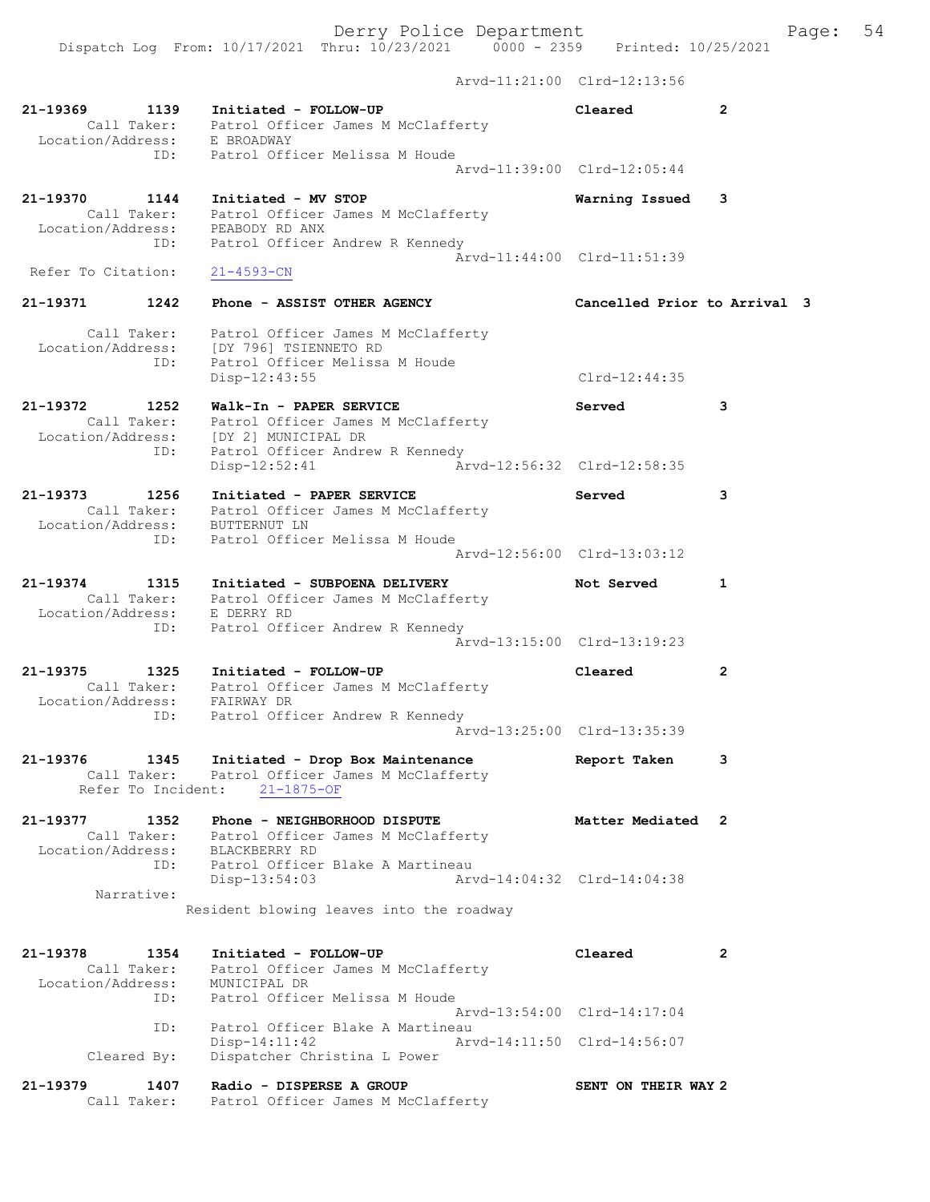Arvd-11:21:00 Clrd-12:13:56

21-19369 1139 Initiated - FOLLOW-UP Cleared 2
Call Taker: Patrol Officer James M McClafferty
Location/Address: E BROADWAY
ID: Patrol Officer Melissa M Houde
Arvd-11:39:00 Clrd-12:05:44

21-19370 1144 Initiated - MV STOP Warning Issued 3
Call Taker: Patrol Officer James M McClafferty
Location/Address: PEABODY RD ANX
ID: Patrol Officer Andrew R Kennedy
Arvd-11:44:00 Clrd-11:51:39
Refer To Citation: 21-4593-CN

21-19371 1242 Phone - ASSIST OTHER AGENCY Cancelled Prior to Arrival 3
Call Taker: Patrol Officer James M McClafferty
Location/Address: [DY 796] TSIENNETO RD
ID: Patrol Officer Melissa M Houde
Disp-12:43:55 Clrd-12:44:35

21-19372 1252 Walk-In - PAPER SERVICE Served 3
Call Taker: Patrol Officer James M McClafferty
Location/Address: [DY 2] MUNICIPAL DR
ID: Patrol Officer Andrew R Kennedy
Disp-12:52:41 Arvd-12:56:32 Clrd-12:58:35

21-19373 1256 Initiated - PAPER SERVICE Served 3
Call Taker: Patrol Officer James M McClafferty
Location/Address: BUTTERNUT LN
ID: Patrol Officer Melissa M Houde
Arvd-12:56:00 Clrd-13:03:12

21-19374 1315 Initiated - SUBPOENA DELIVERY Not Served 1
Call Taker: Patrol Officer James M McClafferty
Location/Address: E DERRY RD
ID: Patrol Officer Andrew R Kennedy
Arvd-13:15:00 Clrd-13:19:23

21-19375 1325 Initiated - FOLLOW-UP Cleared 2
Call Taker: Patrol Officer James M McClafferty
Location/Address: FAIRWAY DR
ID: Patrol Officer Andrew R Kennedy
Arvd-13:25:00 Clrd-13:35:39

21-19376 1345 Initiated - Drop Box Maintenance Report Taken 3
Call Taker: Patrol Officer James M McClafferty
Refer To Incident: 21-1875-OF

21-19377 1352 Phone - NEIGHBORHOOD DISPUTE Matter Mediated 2
Call Taker: Patrol Officer James M McClafferty
Location/Address: BLACKBERRY RD
ID: Patrol Officer Blake A Martineau
Disp-13:54:03 Arvd-14:04:32 Clrd-14:04:38
Narrative:
Resident blowing leaves into the roadway

21-19378 1354 Initiated - FOLLOW-UP Cleared 2
Call Taker: Patrol Officer James M McClafferty
Location/Address: MUNICIPAL DR
ID: Patrol Officer Melissa M Houde
Arvd-13:54:00 Clrd-14:17:04
ID: Patrol Officer Blake A Martineau
Disp-14:11:42 Arvd-14:11:50 Clrd-14:56:07
Cleared By: Dispatcher Christina L Power

21-19379 1407 Radio - DISPERSE A GROUP SENT ON THEIR WAY 2
Call Taker: Patrol Officer James M McClafferty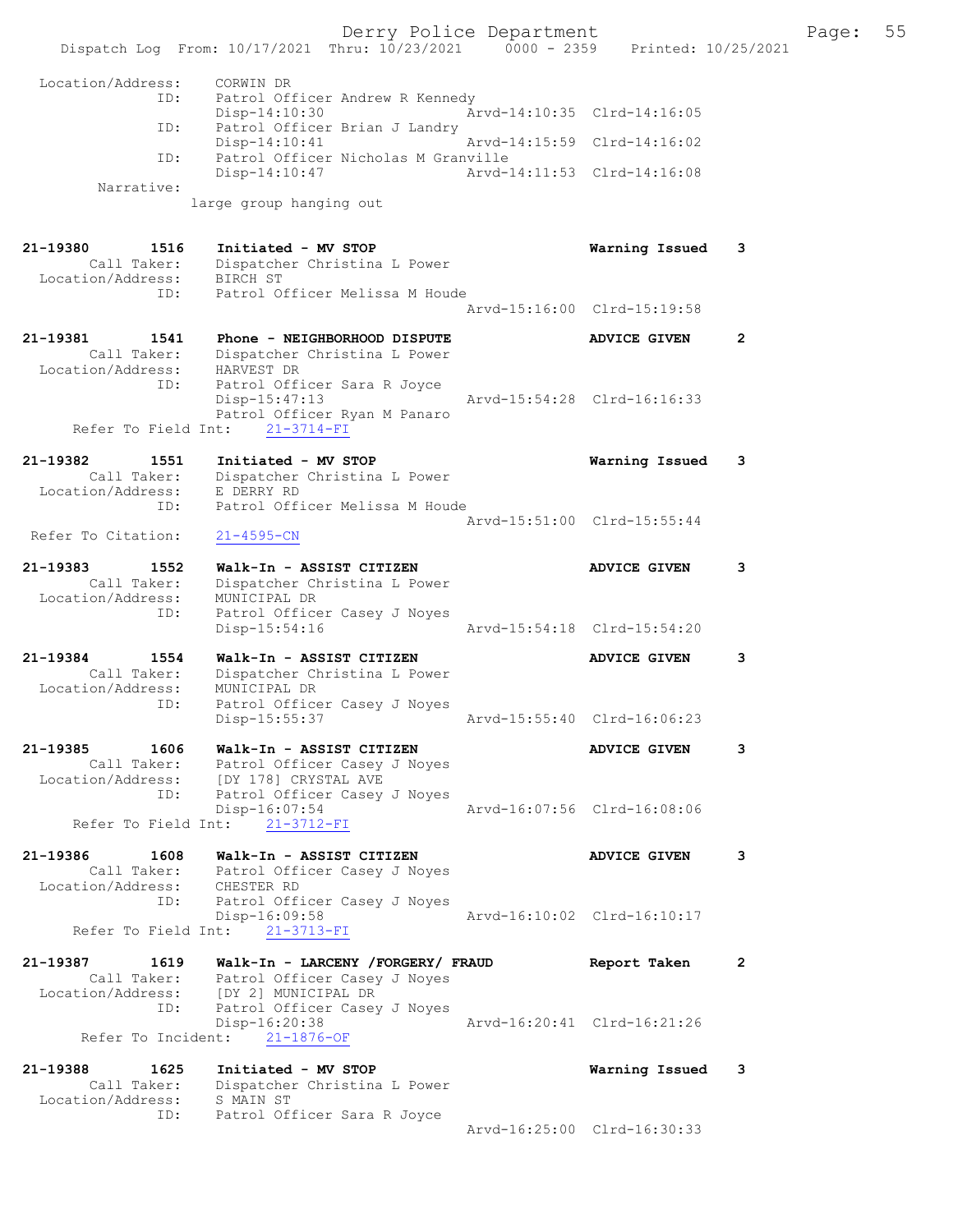```
Location/Address:     CORWIN DR
              ID:     Patrol Officer Andrew R Kennedy
                      Disp-14:10:30              Arvd-14:10:35  Clrd-14:16:05
              ID:     Patrol Officer Brian J Landry
                      Disp-14:10:41              Arvd-14:15:59  Clrd-14:16:02
              ID:     Patrol Officer Nicholas M Granville
                      Disp-14:10:47              Arvd-14:11:53  Clrd-14:16:08
       Narrative:
                    large group hanging out

21-19380        1516    Initiated - MV STOP                       Warning Issued    3
         Call Taker:    Dispatcher Christina L Power
   Location/Address:    BIRCH ST
                ID:     Patrol Officer Melissa M Houde
                                                 Arvd-15:16:00  Clrd-15:19:58

21-19381        1541    Phone - NEIGHBORHOOD DISPUTE              ADVICE GIVEN      2
         Call Taker:    Dispatcher Christina L Power
   Location/Address:    HARVEST DR
                ID:     Patrol Officer Sara R Joyce
                        Disp-15:47:13            Arvd-15:54:28  Clrd-16:16:33
                        Patrol Officer Ryan M Panaro
     Refer To Field Int:    21-3714-FI

21-19382        1551    Initiated - MV STOP                       Warning Issued    3
         Call Taker:    Dispatcher Christina L Power
   Location/Address:    E DERRY RD
                ID:     Patrol Officer Melissa M Houde
                                                 Arvd-15:51:00  Clrd-15:55:44
  Refer To Citation:    21-4595-CN

21-19383        1552    Walk-In - ASSIST CITIZEN                  ADVICE GIVEN      3
         Call Taker:    Dispatcher Christina L Power
   Location/Address:    MUNICIPAL DR
                ID:     Patrol Officer Casey J Noyes
                        Disp-15:54:16            Arvd-15:54:18  Clrd-15:54:20

21-19384        1554    Walk-In - ASSIST CITIZEN                  ADVICE GIVEN      3
         Call Taker:    Dispatcher Christina L Power
   Location/Address:    MUNICIPAL DR
                ID:     Patrol Officer Casey J Noyes
                        Disp-15:55:37            Arvd-15:55:40  Clrd-16:06:23

21-19385        1606    Walk-In - ASSIST CITIZEN                  ADVICE GIVEN      3
         Call Taker:    Patrol Officer Casey J Noyes
   Location/Address:    [DY 178] CRYSTAL AVE
                ID:     Patrol Officer Casey J Noyes
                        Disp-16:07:54            Arvd-16:07:56  Clrd-16:08:06
     Refer To Field Int:    21-3712-FI

21-19386        1608    Walk-In - ASSIST CITIZEN                  ADVICE GIVEN      3
         Call Taker:    Patrol Officer Casey J Noyes
   Location/Address:    CHESTER RD
                ID:     Patrol Officer Casey J Noyes
                        Disp-16:09:58            Arvd-16:10:02  Clrd-16:10:17
     Refer To Field Int:    21-3713-FI

21-19387        1619    Walk-In - LARCENY /FORGERY/ FRAUD         Report Taken      2
         Call Taker:    Patrol Officer Casey J Noyes
   Location/Address:    [DY 2] MUNICIPAL DR
                ID:     Patrol Officer Casey J Noyes
                        Disp-16:20:38            Arvd-16:20:41  Clrd-16:21:26
      Refer To Incident:    21-1876-OF

21-19388        1625    Initiated - MV STOP                       Warning Issued    3
         Call Taker:    Dispatcher Christina L Power
   Location/Address:    S MAIN ST
                ID:     Patrol Officer Sara R Joyce
                                                 Arvd-16:25:00  Clrd-16:30:33
```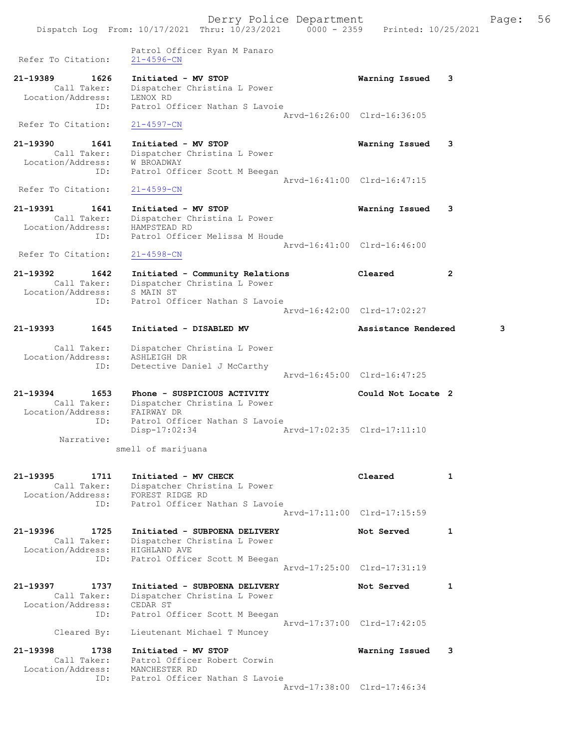Patrol Officer Ryan M Panaro
Refer To Citation: 21-4596-CN

21-19389 1626 Initiated - MV STOP Warning Issued 3
Call Taker: Dispatcher Christina L Power
Location/Address: LENOX RD
ID: Patrol Officer Nathan S Lavoie
Arvd-16:26:00 Clrd-16:36:05
Refer To Citation: 21-4597-CN

21-19390 1641 Initiated - MV STOP Warning Issued 3
Call Taker: Dispatcher Christina L Power
Location/Address: W BROADWAY
ID: Patrol Officer Scott M Beegan
Arvd-16:41:00 Clrd-16:47:15
Refer To Citation: 21-4599-CN

21-19391 1641 Initiated - MV STOP Warning Issued 3
Call Taker: Dispatcher Christina L Power
Location/Address: HAMPSTEAD RD
ID: Patrol Officer Melissa M Houde
Arvd-16:41:00 Clrd-16:46:00
Refer To Citation: 21-4598-CN

21-19392 1642 Initiated - Community Relations Cleared 2
Call Taker: Dispatcher Christina L Power
Location/Address: S MAIN ST
ID: Patrol Officer Nathan S Lavoie
Arvd-16:42:00 Clrd-17:02:27

21-19393 1645 Initiated - DISABLED MV Assistance Rendered 3
Call Taker: Dispatcher Christina L Power
Location/Address: ASHLEIGH DR
ID: Detective Daniel J McCarthy
Arvd-16:45:00 Clrd-16:47:25

21-19394 1653 Phone - SUSPICIOUS ACTIVITY Could Not Locate 2
Call Taker: Dispatcher Christina L Power
Location/Address: FAIRWAY DR
ID: Patrol Officer Nathan S Lavoie
Disp-17:02:34 Arvd-17:02:35 Clrd-17:11:10
Narrative:
smell of marijuana

21-19395 1711 Initiated - MV CHECK Cleared 1
Call Taker: Dispatcher Christina L Power
Location/Address: FOREST RIDGE RD
ID: Patrol Officer Nathan S Lavoie
Arvd-17:11:00 Clrd-17:15:59

21-19396 1725 Initiated - SUBPOENA DELIVERY Not Served 1
Call Taker: Dispatcher Christina L Power
Location/Address: HIGHLAND AVE
ID: Patrol Officer Scott M Beegan
Arvd-17:25:00 Clrd-17:31:19

21-19397 1737 Initiated - SUBPOENA DELIVERY Not Served 1
Call Taker: Dispatcher Christina L Power
Location/Address: CEDAR ST
ID: Patrol Officer Scott M Beegan
Arvd-17:37:00 Clrd-17:42:05
Cleared By: Lieutenant Michael T Muncey

21-19398 1738 Initiated - MV STOP Warning Issued 3
Call Taker: Patrol Officer Robert Corwin
Location/Address: MANCHESTER RD
ID: Patrol Officer Nathan S Lavoie
Arvd-17:38:00 Clrd-17:46:34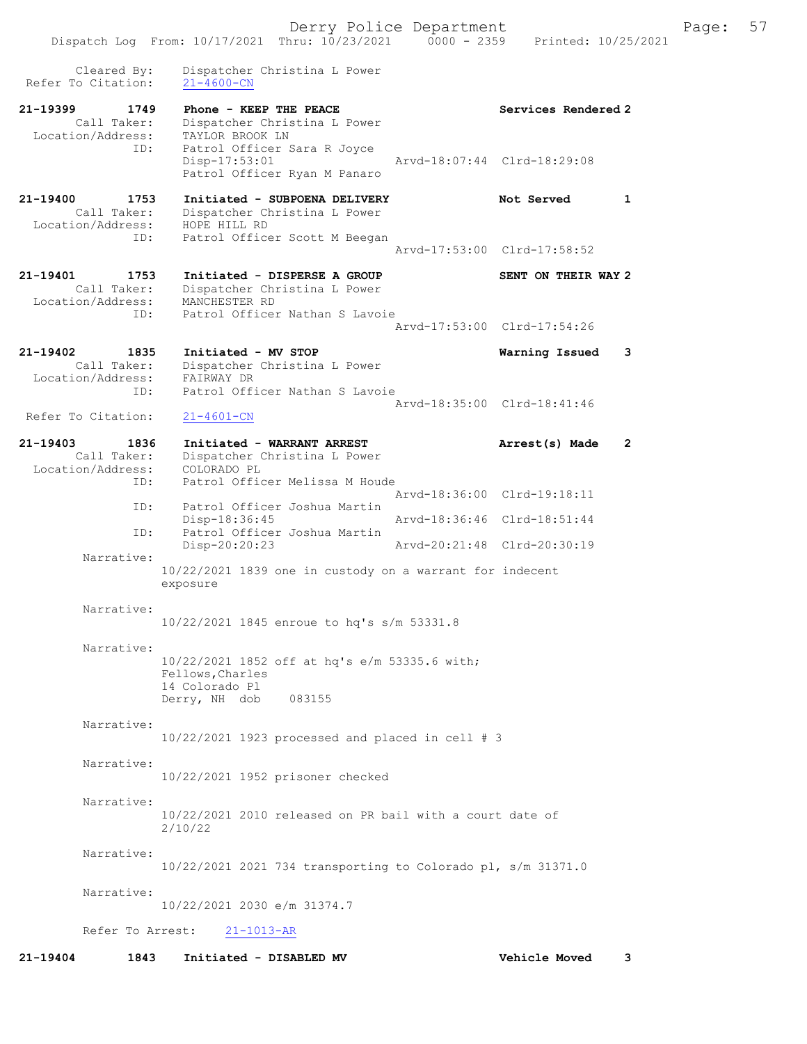Cleared By: Dispatcher Christina L Power
Refer To Citation: 21-4600-CN

**21-19399 1749 Phone - KEEP THE PEACE** Services Rendered 2
Call Taker: Dispatcher Christina L Power
Location/Address: TAYLOR BROOK LN
ID: Patrol Officer Sara R Joyce
Disp-17:53:01 Arvd-18:07:44 Clrd-18:29:08
Patrol Officer Ryan M Panaro

**21-19400 1753 Initiated - SUBPOENA DELIVERY** Not Served 1
Call Taker: Dispatcher Christina L Power
Location/Address: HOPE HILL RD
ID: Patrol Officer Scott M Beegan
Arvd-17:53:00 Clrd-17:58:52

**21-19401 1753 Initiated - DISPERSE A GROUP** SENT ON THEIR WAY 2
Call Taker: Dispatcher Christina L Power
Location/Address: MANCHESTER RD
ID: Patrol Officer Nathan S Lavoie
Arvd-17:53:00 Clrd-17:54:26

**21-19402 1835 Initiated - MV STOP** Warning Issued 3
Call Taker: Dispatcher Christina L Power
Location/Address: FAIRWAY DR
ID: Patrol Officer Nathan S Lavoie
Arvd-18:35:00 Clrd-18:41:46
Refer To Citation: 21-4601-CN

**21-19403 1836 Initiated - WARRANT ARREST** Arrest(s) Made 2
Call Taker: Dispatcher Christina L Power
Location/Address: COLORADO PL
ID: Patrol Officer Melissa M Houde
Arvd-18:36:00 Clrd-19:18:11
ID: Patrol Officer Joshua Martin
Disp-18:36:45 Arvd-18:36:46 Clrd-18:51:44
ID: Patrol Officer Joshua Martin
Disp-20:20:23 Arvd-20:21:48 Clrd-20:30:19

Narrative:
10/22/2021 1839 one in custody on a warrant for indecent exposure

Narrative:
10/22/2021 1845 enroue to hq's s/m 53331.8

Narrative:
10/22/2021 1852 off at hq's e/m 53335.6 with;
Fellows,Charles
14 Colorado Pl
Derry, NH dob 083155

Narrative:
10/22/2021 1923 processed and placed in cell # 3

Narrative:
10/22/2021 1952 prisoner checked

Narrative:
10/22/2021 2010 released on PR bail with a court date of 2/10/22

Narrative:
10/22/2021 2021 734 transporting to Colorado pl, s/m 31371.0

Narrative:
10/22/2021 2030 e/m 31374.7

Refer To Arrest: 21-1013-AR

**21-19404 1843 Initiated - DISABLED MV** Vehicle Moved 3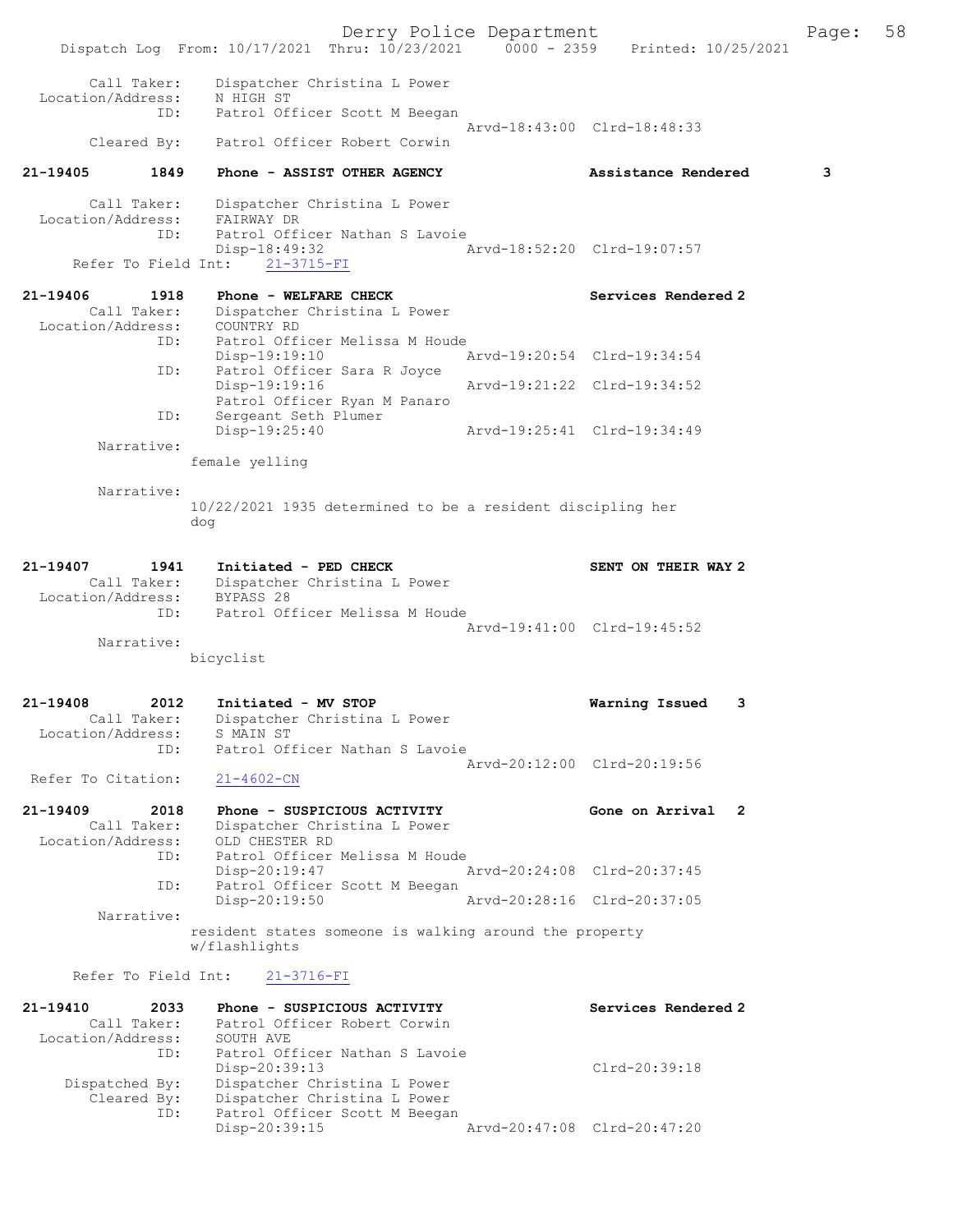Call Taker: Dispatcher Christina L Power
Location/Address: N HIGH ST
ID: Patrol Officer Scott M Beegan
Arvd-18:43:00 Clrd-18:48:33
Cleared By: Patrol Officer Robert Corwin

**21-19405 1849 Phone - ASSIST OTHER AGENCY — Assistance Rendered 3**

Call Taker: Dispatcher Christina L Power
Location/Address: FAIRWAY DR
ID: Patrol Officer Nathan S Lavoie
Disp-18:49:32 Arvd-18:52:20 Clrd-19:07:57
Refer To Field Int: 21-3715-FI

**21-19406 1918 Phone - WELFARE CHECK — Services Rendered 2**

Call Taker: Dispatcher Christina L Power
Location/Address: COUNTRY RD
ID: Patrol Officer Melissa M Houde
Disp-19:19:10 Arvd-19:20:54 Clrd-19:34:54
ID: Patrol Officer Sara R Joyce
Disp-19:19:16 Arvd-19:21:22 Clrd-19:34:52
Patrol Officer Ryan M Panaro
ID: Sergeant Seth Plumer
Disp-19:25:40 Arvd-19:25:41 Clrd-19:34:49

Narrative:
female yelling

Narrative:
10/22/2021 1935 determined to be a resident discipling her dog

**21-19407 1941 Initiated - PED CHECK — SENT ON THEIR WAY 2**

Call Taker: Dispatcher Christina L Power
Location/Address: BYPASS 28
ID: Patrol Officer Melissa M Houde
Arvd-19:41:00 Clrd-19:45:52

Narrative:
bicyclist

**21-19408 2012 Initiated - MV STOP — Warning Issued 3**

Call Taker: Dispatcher Christina L Power
Location/Address: S MAIN ST
ID: Patrol Officer Nathan S Lavoie
Arvd-20:12:00 Clrd-20:19:56
Refer To Citation: 21-4602-CN

**21-19409 2018 Phone - SUSPICIOUS ACTIVITY — Gone on Arrival 2**

Call Taker: Dispatcher Christina L Power
Location/Address: OLD CHESTER RD
ID: Patrol Officer Melissa M Houde
Disp-20:19:47 Arvd-20:24:08 Clrd-20:37:45
ID: Patrol Officer Scott M Beegan
Disp-20:19:50 Arvd-20:28:16 Clrd-20:37:05

Narrative:
resident states someone is walking around the property w/flashlights

Refer To Field Int: 21-3716-FI

**21-19410 2033 Phone - SUSPICIOUS ACTIVITY — Services Rendered 2**

Call Taker: Patrol Officer Robert Corwin
Location/Address: SOUTH AVE
ID: Patrol Officer Nathan S Lavoie
Disp-20:39:13 Clrd-20:39:18
Dispatched By: Dispatcher Christina L Power
Cleared By: Dispatcher Christina L Power
ID: Patrol Officer Scott M Beegan
Disp-20:39:15 Arvd-20:47:08 Clrd-20:47:20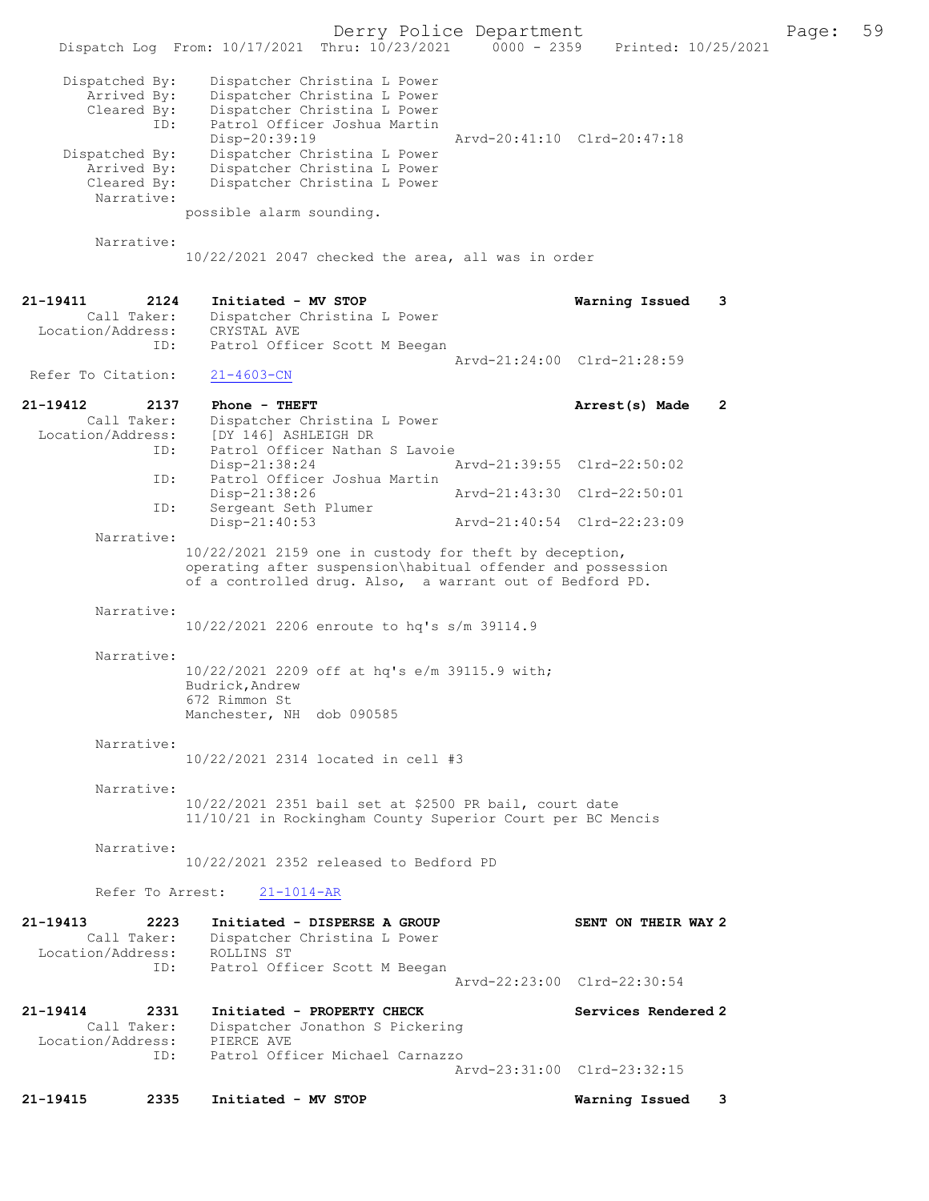```
    Dispatched By:    Dispatcher Christina L Power
       Arrived By:    Dispatcher Christina L Power
       Cleared By:    Dispatcher Christina L Power
               ID:    Patrol Officer Joshua Martin
                      Disp-20:39:19                 Arvd-20:41:10  Clrd-20:47:18
    Dispatched By:    Dispatcher Christina L Power
       Arrived By:    Dispatcher Christina L Power
       Cleared By:    Dispatcher Christina L Power
        Narrative:
                    possible alarm sounding.

        Narrative:
                    10/22/2021 2047 checked the area, all was in order


21-19411         2124    Initiated - MV STOP                           Warning Issued    3
        Call Taker:    Dispatcher Christina L Power
  Location/Address:    CRYSTAL AVE
               ID:    Patrol Officer Scott M Beegan
                                                    Arvd-21:24:00  Clrd-21:28:59
  Refer To Citation:    21-4603-CN

21-19412         2137    Phone - THEFT                                 Arrest(s) Made    2
        Call Taker:    Dispatcher Christina L Power
  Location/Address:    [DY 146] ASHLEIGH DR
               ID:    Patrol Officer Nathan S Lavoie
                      Disp-21:38:24                 Arvd-21:39:55  Clrd-22:50:02
               ID:    Patrol Officer Joshua Martin
                      Disp-21:38:26                 Arvd-21:43:30  Clrd-22:50:01
               ID:    Sergeant Seth Plumer
                      Disp-21:40:53                 Arvd-21:40:54  Clrd-22:23:09
        Narrative:
                    10/22/2021 2159 one in custody for theft by deception,
                    operating after suspension\habitual offender and possession
                    of a controlled drug. Also,  a warrant out of Bedford PD.

        Narrative:
                    10/22/2021 2206 enroute to hq's s/m 39114.9

        Narrative:
                    10/22/2021 2209 off at hq's e/m 39115.9 with;
                    Budrick,Andrew
                    672 Rimmon St
                    Manchester, NH  dob 090585

        Narrative:
                    10/22/2021 2314 located in cell #3

        Narrative:
                    10/22/2021 2351 bail set at $2500 PR bail, court date
                    11/10/21 in Rockingham County Superior Court per BC Mencis

        Narrative:
                    10/22/2021 2352 released to Bedford PD

        Refer To Arrest:    21-1014-AR

21-19413         2223    Initiated - DISPERSE A GROUP                  SENT ON THEIR WAY 2
        Call Taker:    Dispatcher Christina L Power
  Location/Address:    ROLLINS ST
               ID:    Patrol Officer Scott M Beegan
                                                    Arvd-22:23:00  Clrd-22:30:54

21-19414         2331    Initiated - PROPERTY CHECK                    Services Rendered 2
        Call Taker:    Dispatcher Jonathon S Pickering
  Location/Address:    PIERCE AVE
               ID:    Patrol Officer Michael Carnazzo
                                                    Arvd-23:31:00  Clrd-23:32:15

21-19415         2335    Initiated - MV STOP                           Warning Issued    3
```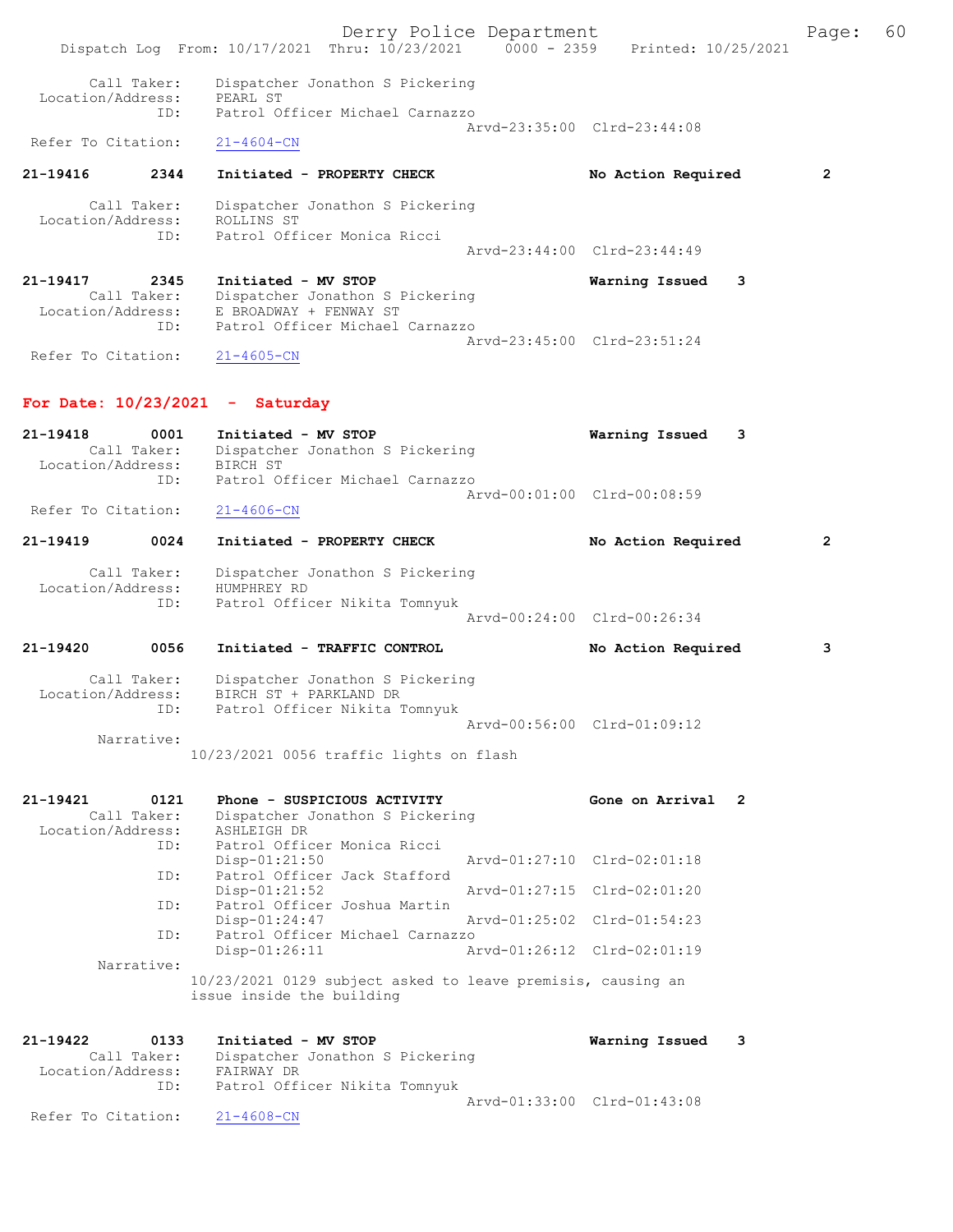Call Taker: Dispatcher Jonathon S Pickering
Location/Address: PEARL ST
ID: Patrol Officer Michael Carnazzo
Arvd-23:35:00 Clrd-23:44:08
Refer To Citation: 21-4604-CN

**21-19416** 2344 **Initiated - PROPERTY CHECK** **No Action Required** 2

Call Taker: Dispatcher Jonathon S Pickering
Location/Address: ROLLINS ST
ID: Patrol Officer Monica Ricci
Arvd-23:44:00 Clrd-23:44:49

**21-19417** 2345 **Initiated - MV STOP** **Warning Issued** 3
Call Taker: Dispatcher Jonathon S Pickering
Location/Address: E BROADWAY + FENWAY ST
ID: Patrol Officer Michael Carnazzo
Arvd-23:45:00 Clrd-23:51:24
Refer To Citation: 21-4605-CN

## For Date: 10/23/2021 - Saturday

**21-19418** 0001 **Initiated - MV STOP** **Warning Issued** 3
Call Taker: Dispatcher Jonathon S Pickering
Location/Address: BIRCH ST
ID: Patrol Officer Michael Carnazzo
Arvd-00:01:00 Clrd-00:08:59
Refer To Citation: 21-4606-CN

**21-19419** 0024 **Initiated - PROPERTY CHECK** **No Action Required** 2

Call Taker: Dispatcher Jonathon S Pickering
Location/Address: HUMPHREY RD
ID: Patrol Officer Nikita Tomnyuk
Arvd-00:24:00 Clrd-00:26:34

**21-19420** 0056 **Initiated - TRAFFIC CONTROL** **No Action Required** 3

Call Taker: Dispatcher Jonathon S Pickering
Location/Address: BIRCH ST + PARKLAND DR
ID: Patrol Officer Nikita Tomnyuk
Arvd-00:56:00 Clrd-01:09:12
Narrative:
10/23/2021 0056 traffic lights on flash

**21-19421** 0121 **Phone - SUSPICIOUS ACTIVITY** **Gone on Arrival** 2
Call Taker: Dispatcher Jonathon S Pickering
Location/Address: ASHLEIGH DR
ID: Patrol Officer Monica Ricci
Disp-01:21:50 Arvd-01:27:10 Clrd-02:01:18
ID: Patrol Officer Jack Stafford
Disp-01:21:52 Arvd-01:27:15 Clrd-02:01:20
ID: Patrol Officer Joshua Martin
Disp-01:24:47 Arvd-01:25:02 Clrd-01:54:23
ID: Patrol Officer Michael Carnazzo
Disp-01:26:11 Arvd-01:26:12 Clrd-02:01:19
Narrative:
10/23/2021 0129 subject asked to leave premisis, causing an issue inside the building

**21-19422** 0133 **Initiated - MV STOP** **Warning Issued** 3
Call Taker: Dispatcher Jonathon S Pickering
Location/Address: FAIRWAY DR
ID: Patrol Officer Nikita Tomnyuk
Arvd-01:33:00 Clrd-01:43:08
Refer To Citation: 21-4608-CN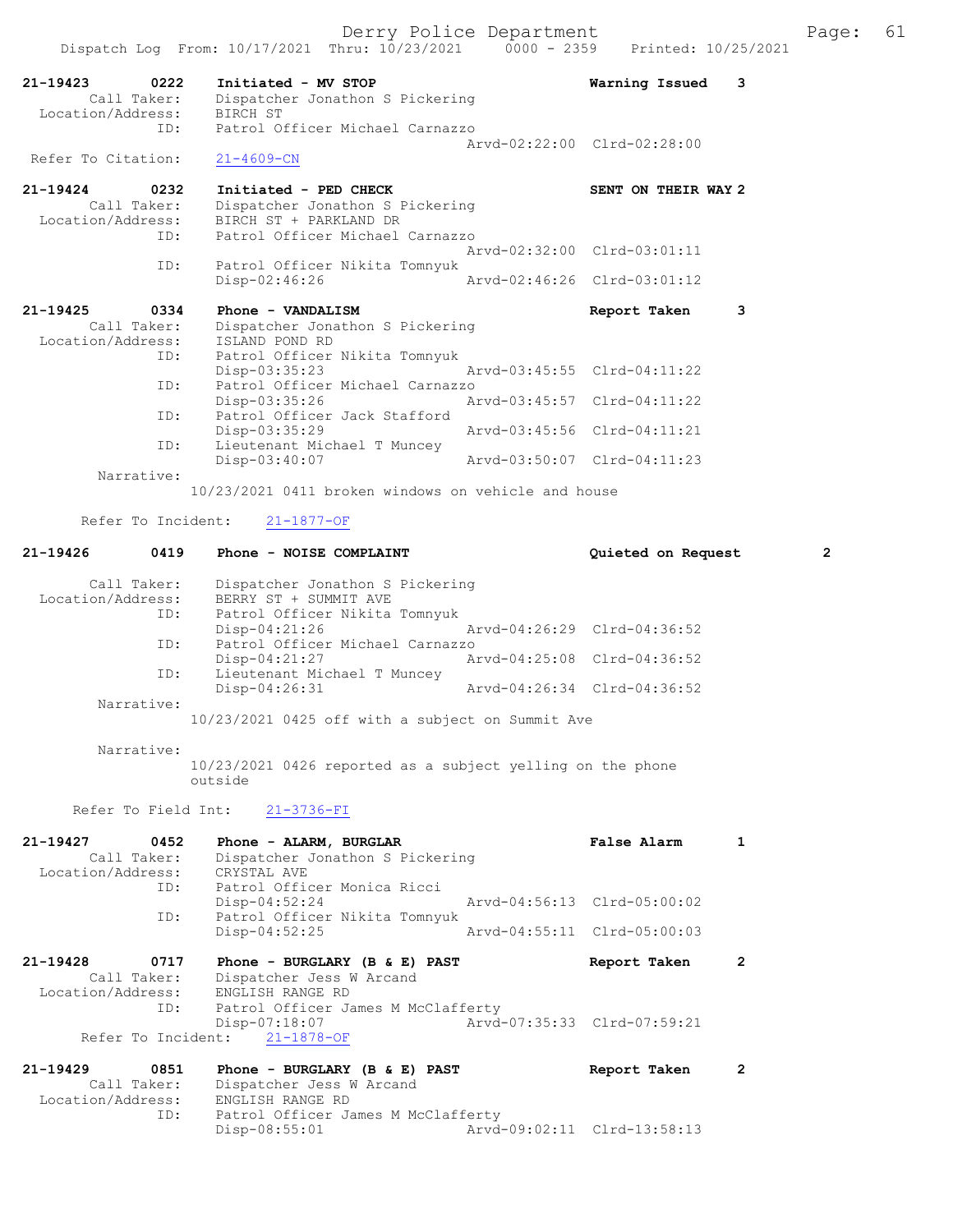21-19423 0222 Initiated - MV STOP Warning Issued 3
Call Taker: Dispatcher Jonathon S Pickering
Location/Address: BIRCH ST
ID: Patrol Officer Michael Carnazzo
Arvd-02:22:00 Clrd-02:28:00
Refer To Citation: 21-4609-CN

21-19424 0232 Initiated - PED CHECK SENT ON THEIR WAY 2
Call Taker: Dispatcher Jonathon S Pickering
Location/Address: BIRCH ST + PARKLAND DR
ID: Patrol Officer Michael Carnazzo
Arvd-02:32:00 Clrd-03:01:11
ID: Patrol Officer Nikita Tomnyuk
Disp-02:46:26 Arvd-02:46:26 Clrd-03:01:12

21-19425 0334 Phone - VANDALISM Report Taken 3
Call Taker: Dispatcher Jonathon S Pickering
Location/Address: ISLAND POND RD
ID: Patrol Officer Nikita Tomnyuk
Disp-03:35:23 Arvd-03:45:55 Clrd-04:11:22
ID: Patrol Officer Michael Carnazzo
Disp-03:35:26 Arvd-03:45:57 Clrd-04:11:22
ID: Patrol Officer Jack Stafford
Disp-03:35:29 Arvd-03:45:56 Clrd-04:11:21
ID: Lieutenant Michael T Muncey
Disp-03:40:07 Arvd-03:50:07 Clrd-04:11:23
Narrative:
10/23/2021 0411 broken windows on vehicle and house

Refer To Incident: 21-1877-OF

21-19426 0419 Phone - NOISE COMPLAINT Quieted on Request 2

Call Taker: Dispatcher Jonathon S Pickering
Location/Address: BERRY ST + SUMMIT AVE
ID: Patrol Officer Nikita Tomnyuk
Disp-04:21:26 Arvd-04:26:29 Clrd-04:36:52
ID: Patrol Officer Michael Carnazzo
Disp-04:21:27 Arvd-04:25:08 Clrd-04:36:52
ID: Lieutenant Michael T Muncey
Disp-04:26:31 Arvd-04:26:34 Clrd-04:36:52
Narrative:
10/23/2021 0425 off with a subject on Summit Ave

Narrative:
10/23/2021 0426 reported as a subject yelling on the phone outside

Refer To Field Int: 21-3736-FI

21-19427 0452 Phone - ALARM, BURGLAR False Alarm 1
Call Taker: Dispatcher Jonathon S Pickering
Location/Address: CRYSTAL AVE
ID: Patrol Officer Monica Ricci
Disp-04:52:24 Arvd-04:56:13 Clrd-05:00:02
ID: Patrol Officer Nikita Tomnyuk
Disp-04:52:25 Arvd-04:55:11 Clrd-05:00:03

21-19428 0717 Phone - BURGLARY (B & E) PAST Report Taken 2
Call Taker: Dispatcher Jess W Arcand
Location/Address: ENGLISH RANGE RD
ID: Patrol Officer James M McClafferty
Disp-07:18:07 Arvd-07:35:33 Clrd-07:59:21
Refer To Incident: 21-1878-OF

21-19429 0851 Phone - BURGLARY (B & E) PAST Report Taken 2
Call Taker: Dispatcher Jess W Arcand
Location/Address: ENGLISH RANGE RD
ID: Patrol Officer James M McClafferty
Disp-08:55:01 Arvd-09:02:11 Clrd-13:58:13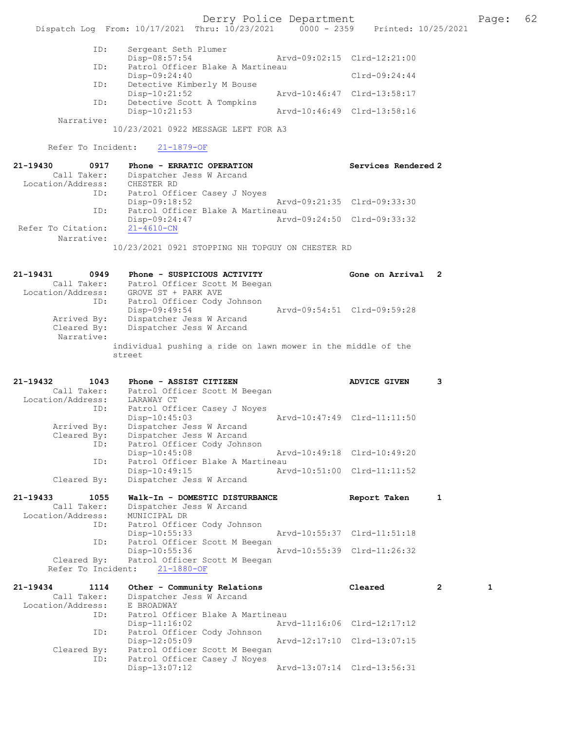```
            ID:     Sergeant Seth Plumer
                    Disp-08:57:54                Arvd-09:02:15  Clrd-12:21:00
            ID:     Patrol Officer Blake A Martineau
                    Disp-09:24:40                               Clrd-09:24:44
            ID:     Detective Kimberly M Bouse
                    Disp-10:21:52                Arvd-10:46:47  Clrd-13:58:17
            ID:     Detective Scott A Tompkins
                    Disp-10:21:53                Arvd-10:46:49  Clrd-13:58:16
     Narrative:
                  10/23/2021 0922 MESSAGE LEFT FOR A3

     Refer To Incident:    21-1879-OF

21-19430       0917    Phone - ERRATIC OPERATION                  Services Rendered 2
      Call Taker:      Dispatcher Jess W Arcand
  Location/Address:    CHESTER RD
               ID:     Patrol Officer Casey J Noyes
                       Disp-09:18:52             Arvd-09:21:35  Clrd-09:33:30
               ID:     Patrol Officer Blake A Martineau
                       Disp-09:24:47             Arvd-09:24:50  Clrd-09:33:32
  Refer To Citation:   21-4610-CN
        Narrative:
                  10/23/2021 0921 STOPPING NH TOPGUY ON CHESTER RD

21-19431       0949    Phone - SUSPICIOUS ACTIVITY                Gone on Arrival  2
      Call Taker:      Patrol Officer Scott M Beegan
  Location/Address:    GROVE ST + PARK AVE
               ID:     Patrol Officer Cody Johnson
                       Disp-09:49:54             Arvd-09:54:51  Clrd-09:59:28
       Arrived By:     Dispatcher Jess W Arcand
       Cleared By:     Dispatcher Jess W Arcand
        Narrative:
                  individual pushing a ride on lawn mower in the middle of the
                  street

21-19432       1043    Phone - ASSIST CITIZEN                     ADVICE GIVEN     3
      Call Taker:      Patrol Officer Scott M Beegan
  Location/Address:    LARAWAY CT
               ID:     Patrol Officer Casey J Noyes
                       Disp-10:45:03             Arvd-10:47:49  Clrd-11:11:50
       Arrived By:     Dispatcher Jess W Arcand
       Cleared By:     Dispatcher Jess W Arcand
               ID:     Patrol Officer Cody Johnson
                       Disp-10:45:08             Arvd-10:49:18  Clrd-10:49:20
               ID:     Patrol Officer Blake A Martineau
                       Disp-10:49:15             Arvd-10:51:00  Clrd-11:11:52
       Cleared By:     Dispatcher Jess W Arcand

21-19433       1055    Walk-In - DOMESTIC DISTURBANCE             Report Taken     1
      Call Taker:      Dispatcher Jess W Arcand
  Location/Address:    MUNICIPAL DR
               ID:     Patrol Officer Cody Johnson
                       Disp-10:55:33             Arvd-10:55:37  Clrd-11:51:18
               ID:     Patrol Officer Scott M Beegan
                       Disp-10:55:36             Arvd-10:55:39  Clrd-11:26:32
       Cleared By:     Patrol Officer Scott M Beegan
     Refer To Incident:    21-1880-OF

21-19434       1114    Other - Community Relations                Cleared          2         1
      Call Taker:      Dispatcher Jess W Arcand
  Location/Address:    E BROADWAY
               ID:     Patrol Officer Blake A Martineau
                       Disp-11:16:02             Arvd-11:16:06  Clrd-12:17:12
               ID:     Patrol Officer Cody Johnson
                       Disp-12:05:09             Arvd-12:17:10  Clrd-13:07:15
       Cleared By:     Patrol Officer Scott M Beegan
               ID:     Patrol Officer Casey J Noyes
                       Disp-13:07:12             Arvd-13:07:14  Clrd-13:56:31
```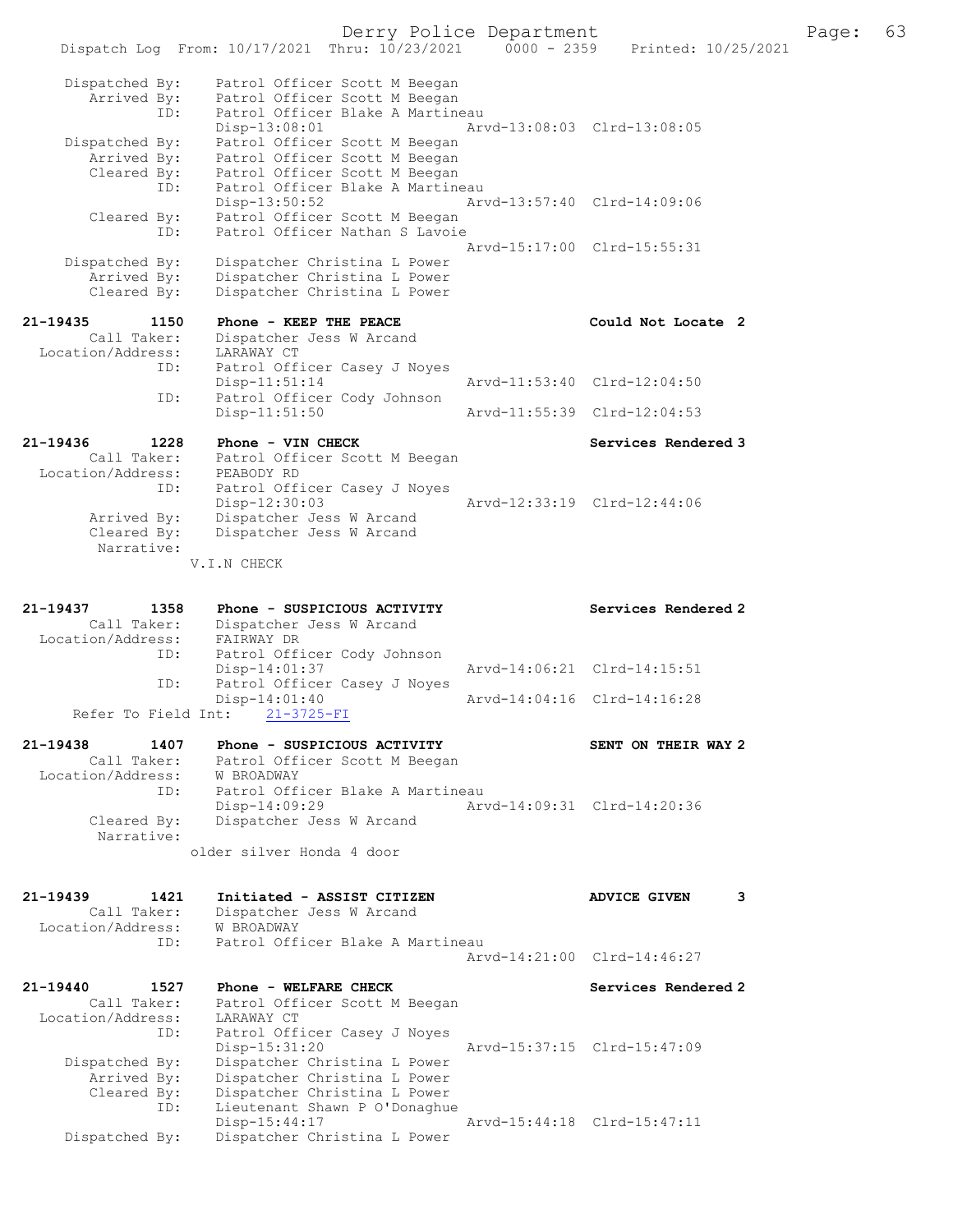Dispatched By: Patrol Officer Scott M Beegan
Arrived By: Patrol Officer Scott M Beegan
ID: Patrol Officer Blake A Martineau
Disp-13:08:01 Arvd-13:08:03 Clrd-13:08:05
Dispatched By: Patrol Officer Scott M Beegan
Arrived By: Patrol Officer Scott M Beegan
Cleared By: Patrol Officer Scott M Beegan
ID: Patrol Officer Blake A Martineau
Disp-13:50:52 Arvd-13:57:40 Clrd-14:09:06
Cleared By: Patrol Officer Scott M Beegan
ID: Patrol Officer Nathan S Lavoie
Arvd-15:17:00 Clrd-15:55:31
Dispatched By: Dispatcher Christina L Power
Arrived By: Dispatcher Christina L Power
Cleared By: Dispatcher Christina L Power

**21-19435 1150 Phone - KEEP THE PEACE** Could Not Locate 2
Call Taker: Dispatcher Jess W Arcand
Location/Address: LARAWAY CT
ID: Patrol Officer Casey J Noyes
Disp-11:51:14 Arvd-11:53:40 Clrd-12:04:50
ID: Patrol Officer Cody Johnson
Disp-11:51:50 Arvd-11:55:39 Clrd-12:04:53

**21-19436 1228 Phone - VIN CHECK** Services Rendered 3
Call Taker: Patrol Officer Scott M Beegan
Location/Address: PEABODY RD
ID: Patrol Officer Casey J Noyes
Disp-12:30:03 Arvd-12:33:19 Clrd-12:44:06
Arrived By: Dispatcher Jess W Arcand
Cleared By: Dispatcher Jess W Arcand
Narrative:
V.I.N CHECK

**21-19437 1358 Phone - SUSPICIOUS ACTIVITY** Services Rendered 2
Call Taker: Dispatcher Jess W Arcand
Location/Address: FAIRWAY DR
ID: Patrol Officer Cody Johnson
Disp-14:01:37 Arvd-14:06:21 Clrd-14:15:51
ID: Patrol Officer Casey J Noyes
Disp-14:01:40 Arvd-14:04:16 Clrd-14:16:28
Refer To Field Int: 21-3725-FI

**21-19438 1407 Phone - SUSPICIOUS ACTIVITY** SENT ON THEIR WAY 2
Call Taker: Patrol Officer Scott M Beegan
Location/Address: W BROADWAY
ID: Patrol Officer Blake A Martineau
Disp-14:09:29 Arvd-14:09:31 Clrd-14:20:36
Cleared By: Dispatcher Jess W Arcand
Narrative:
older silver Honda 4 door

**21-19439 1421 Initiated - ASSIST CITIZEN** ADVICE GIVEN 3
Call Taker: Dispatcher Jess W Arcand
Location/Address: W BROADWAY
ID: Patrol Officer Blake A Martineau
Arvd-14:21:00 Clrd-14:46:27

**21-19440 1527 Phone - WELFARE CHECK** Services Rendered 2
Call Taker: Patrol Officer Scott M Beegan
Location/Address: LARAWAY CT
ID: Patrol Officer Casey J Noyes
Disp-15:31:20 Arvd-15:37:15 Clrd-15:47:09
Dispatched By: Dispatcher Christina L Power
Arrived By: Dispatcher Christina L Power
Cleared By: Dispatcher Christina L Power
ID: Lieutenant Shawn P O'Donaghue
Disp-15:44:17 Arvd-15:44:18 Clrd-15:47:11
Dispatched By: Dispatcher Christina L Power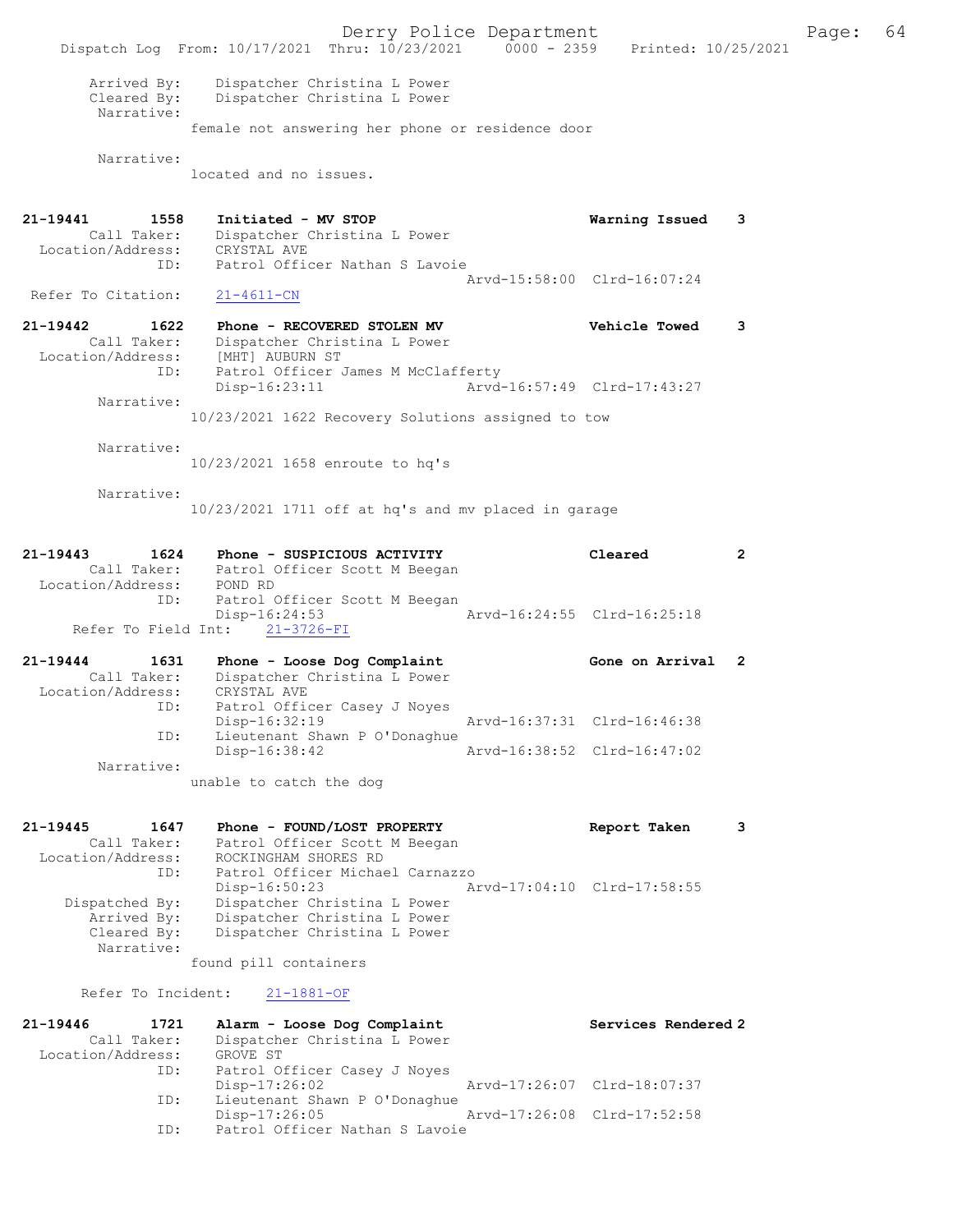Arrived By: Dispatcher Christina L Power
Cleared By: Dispatcher Christina L Power
Narrative:
female not answering her phone or residence door

Narrative:
located and no issues.

**21-19441 1558 Initiated - MV STOP** — Warning Issued 3
Call Taker: Dispatcher Christina L Power
Location/Address: CRYSTAL AVE
ID: Patrol Officer Nathan S Lavoie
Arvd-15:58:00 Clrd-16:07:24
Refer To Citation: 21-4611-CN

**21-19442 1622 Phone - RECOVERED STOLEN MV** — Vehicle Towed 3
Call Taker: Dispatcher Christina L Power
Location/Address: [MHT] AUBURN ST
ID: Patrol Officer James M McClafferty
Disp-16:23:11 Arvd-16:57:49 Clrd-17:43:27
Narrative:
10/23/2021 1622 Recovery Solutions assigned to tow

Narrative:
10/23/2021 1658 enroute to hq's

Narrative:
10/23/2021 1711 off at hq's and mv placed in garage

**21-19443 1624 Phone - SUSPICIOUS ACTIVITY** — Cleared 2
Call Taker: Patrol Officer Scott M Beegan
Location/Address: POND RD
ID: Patrol Officer Scott M Beegan
Disp-16:24:53 Arvd-16:24:55 Clrd-16:25:18
Refer To Field Int: 21-3726-FI

**21-19444 1631 Phone - Loose Dog Complaint** — Gone on Arrival 2
Call Taker: Dispatcher Christina L Power
Location/Address: CRYSTAL AVE
ID: Patrol Officer Casey J Noyes
Disp-16:32:19 Arvd-16:37:31 Clrd-16:46:38
ID: Lieutenant Shawn P O'Donaghue
Disp-16:38:42 Arvd-16:38:52 Clrd-16:47:02
Narrative:
unable to catch the dog

**21-19445 1647 Phone - FOUND/LOST PROPERTY** — Report Taken 3
Call Taker: Patrol Officer Scott M Beegan
Location/Address: ROCKINGHAM SHORES RD
ID: Patrol Officer Michael Carnazzo
Disp-16:50:23 Arvd-17:04:10 Clrd-17:58:55
Dispatched By: Dispatcher Christina L Power
Arrived By: Dispatcher Christina L Power
Cleared By: Dispatcher Christina L Power
Narrative:
found pill containers

Refer To Incident: 21-1881-OF

**21-19446 1721 Alarm - Loose Dog Complaint** — Services Rendered 2
Call Taker: Dispatcher Christina L Power
Location/Address: GROVE ST
ID: Patrol Officer Casey J Noyes
Disp-17:26:02 Arvd-17:26:07 Clrd-18:07:37
ID: Lieutenant Shawn P O'Donaghue
Disp-17:26:05 Arvd-17:26:08 Clrd-17:52:58
ID: Patrol Officer Nathan S Lavoie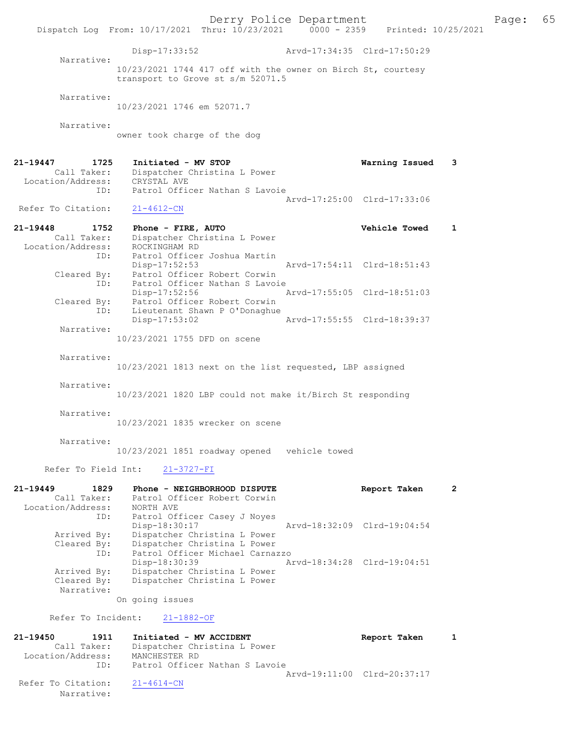```
              Disp-17:33:52                 Arvd-17:34:35  Clrd-17:50:29
        Narrative:
              10/23/2021 1744 417 off with the owner on Birch St, courtesy
              transport to Grove st s/m 52071.5

        Narrative:
              10/23/2021 1746 em 52071.7

        Narrative:
              owner took charge of the dog


21-19447         1725    Initiated - MV STOP                           Warning Issued    3
         Call Taker:     Dispatcher Christina L Power
   Location/Address:     CRYSTAL AVE
                ID:      Patrol Officer Nathan S Lavoie
                                                    Arvd-17:25:00  Clrd-17:33:06
   Refer To Citation:    21-4612-CN

21-19448         1752    Phone - FIRE, AUTO                            Vehicle Towed     1
         Call Taker:     Dispatcher Christina L Power
   Location/Address:     ROCKINGHAM RD
                ID:      Patrol Officer Joshua Martin
                         Disp-17:52:53              Arvd-17:54:11  Clrd-18:51:43
         Cleared By:     Patrol Officer Robert Corwin
                ID:      Patrol Officer Nathan S Lavoie
                         Disp-17:52:56              Arvd-17:55:05  Clrd-18:51:03
         Cleared By:     Patrol Officer Robert Corwin
                ID:      Lieutenant Shawn P O'Donaghue
                         Disp-17:53:02              Arvd-17:55:55  Clrd-18:39:37
          Narrative:
              10/23/2021 1755 DFD on scene

          Narrative:
              10/23/2021 1813 next on the list requested, LBP assigned

          Narrative:
              10/23/2021 1820 LBP could not make it/Birch St responding

          Narrative:
              10/23/2021 1835 wrecker on scene

          Narrative:
              10/23/2021 1851 roadway opened   vehicle towed

      Refer To Field Int:    21-3727-FI

21-19449         1829    Phone - NEIGHBORHOOD DISPUTE                  Report Taken      2
         Call Taker:     Patrol Officer Robert Corwin
   Location/Address:     NORTH AVE
                ID:      Patrol Officer Casey J Noyes
                         Disp-18:30:17              Arvd-18:32:09  Clrd-19:04:54
         Arrived By:     Dispatcher Christina L Power
         Cleared By:     Dispatcher Christina L Power
                ID:      Patrol Officer Michael Carnazzo
                         Disp-18:30:39              Arvd-18:34:28  Clrd-19:04:51
         Arrived By:     Dispatcher Christina L Power
         Cleared By:     Dispatcher Christina L Power
          Narrative:
              On going issues

       Refer To Incident:    21-1882-OF

21-19450         1911    Initiated - MV ACCIDENT                       Report Taken      1
         Call Taker:     Dispatcher Christina L Power
   Location/Address:     MANCHESTER RD
                ID:      Patrol Officer Nathan S Lavoie
                                                    Arvd-19:11:00  Clrd-20:37:17
   Refer To Citation:    21-4614-CN
          Narrative:
```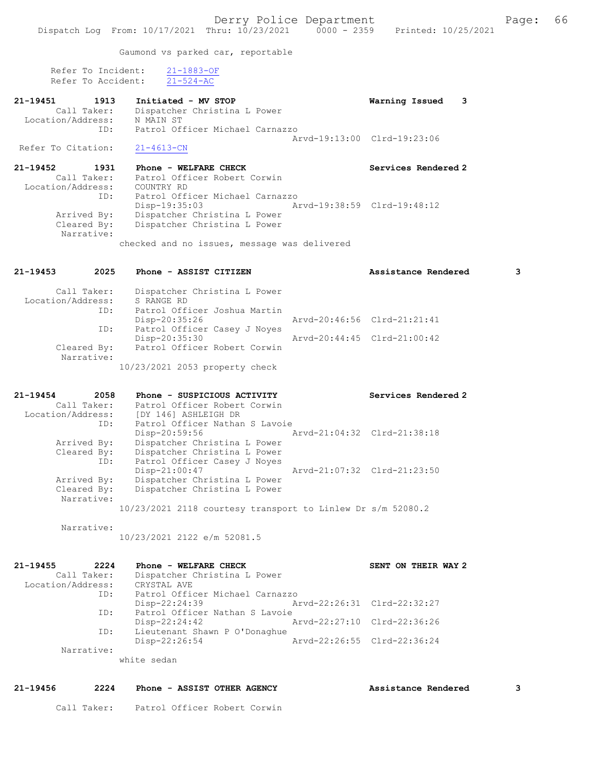Gaumond vs parked car, reportable

Refer To Incident: 21-1883-OF
Refer To Accident: 21-524-AC

**21-19451 1913 Initiated - MV STOP** — Warning Issued 3
Call Taker: Dispatcher Christina L Power
Location/Address: N MAIN ST
ID: Patrol Officer Michael Carnazzo
Arvd-19:13:00 Clrd-19:23:06
Refer To Citation: 21-4613-CN

**21-19452 1931 Phone - WELFARE CHECK** — Services Rendered 2
Call Taker: Patrol Officer Robert Corwin
Location/Address: COUNTRY RD
ID: Patrol Officer Michael Carnazzo
Disp-19:35:03 Arvd-19:38:59 Clrd-19:48:12
Arrived By: Dispatcher Christina L Power
Cleared By: Dispatcher Christina L Power
Narrative:
checked and no issues, message was delivered

**21-19453 2025 Phone - ASSIST CITIZEN** — Assistance Rendered 3
Call Taker: Dispatcher Christina L Power
Location/Address: S RANGE RD
ID: Patrol Officer Joshua Martin
Disp-20:35:26 Arvd-20:46:56 Clrd-21:21:41
ID: Patrol Officer Casey J Noyes
Disp-20:35:30 Arvd-20:44:45 Clrd-21:00:42
Cleared By: Patrol Officer Robert Corwin
Narrative:
10/23/2021 2053 property check

**21-19454 2058 Phone - SUSPICIOUS ACTIVITY** — Services Rendered 2
Call Taker: Patrol Officer Robert Corwin
Location/Address: [DY 146] ASHLEIGH DR
ID: Patrol Officer Nathan S Lavoie
Disp-20:59:56 Arvd-21:04:32 Clrd-21:38:18
Arrived By: Dispatcher Christina L Power
Cleared By: Dispatcher Christina L Power
ID: Patrol Officer Casey J Noyes
Disp-21:00:47 Arvd-21:07:32 Clrd-21:23:50
Arrived By: Dispatcher Christina L Power
Cleared By: Dispatcher Christina L Power
Narrative:
10/23/2021 2118 courtesy transport to Linlew Dr s/m 52080.2
Narrative:
10/23/2021 2122 e/m 52081.5

**21-19455 2224 Phone - WELFARE CHECK** — SENT ON THEIR WAY 2
Call Taker: Dispatcher Christina L Power
Location/Address: CRYSTAL AVE
ID: Patrol Officer Michael Carnazzo
Disp-22:24:39 Arvd-22:26:31 Clrd-22:32:27
ID: Patrol Officer Nathan S Lavoie
Disp-22:24:42 Arvd-22:27:10 Clrd-22:36:26
ID: Lieutenant Shawn P O'Donaghue
Disp-22:26:54 Arvd-22:26:55 Clrd-22:36:24
Narrative:
white sedan

**21-19456 2224 Phone - ASSIST OTHER AGENCY** — Assistance Rendered 3
Call Taker: Patrol Officer Robert Corwin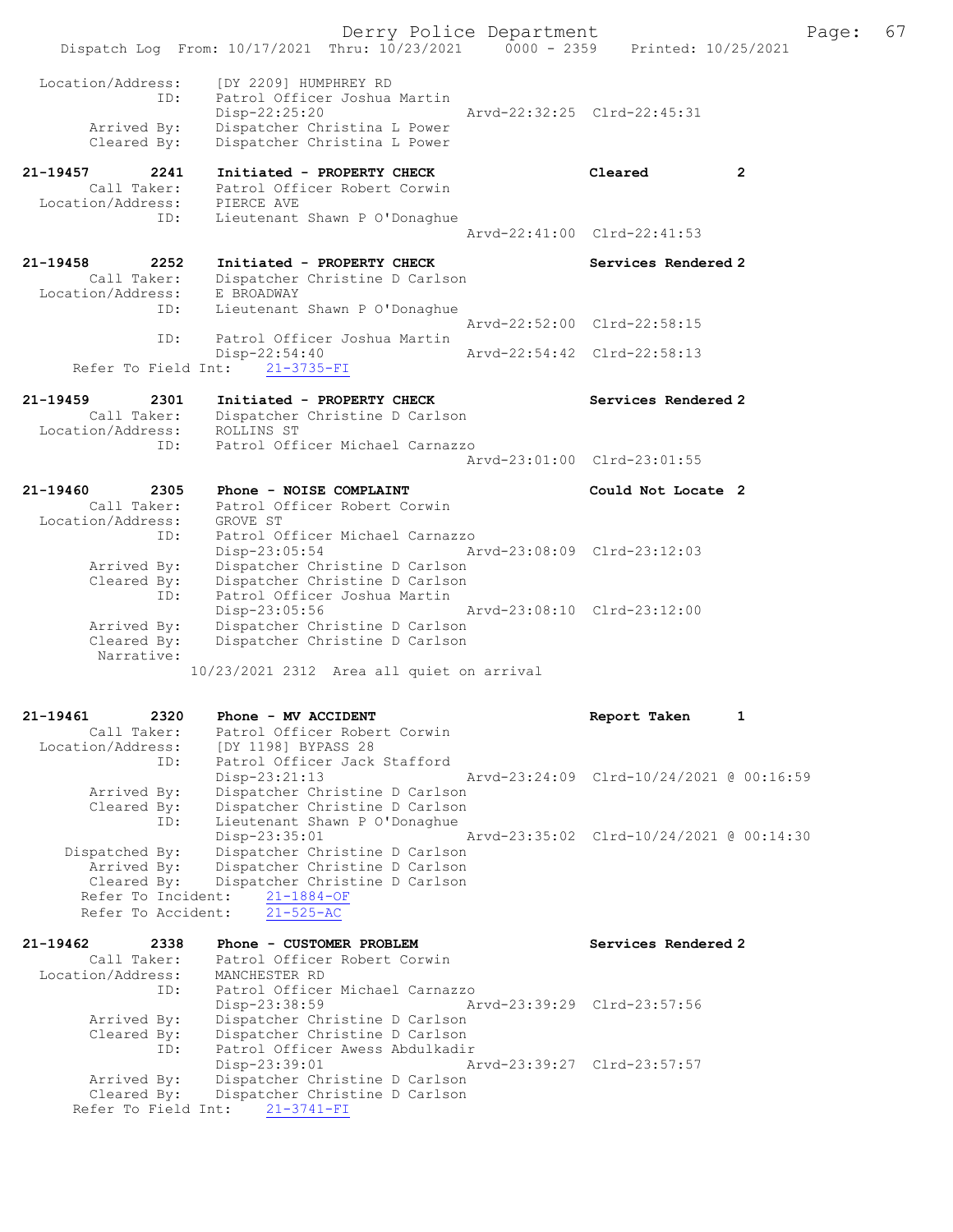```
 Location/Address:    [DY 2209] HUMPHREY RD
               ID:    Patrol Officer Joshua Martin
                      Disp-22:25:20              Arvd-22:32:25  Clrd-22:45:31
       Arrived By:    Dispatcher Christina L Power
       Cleared By:    Dispatcher Christina L Power

21-19457        2241    Initiated - PROPERTY CHECK                  Cleared           2
       Call Taker:    Patrol Officer Robert Corwin
 Location/Address:    PIERCE AVE
               ID:    Lieutenant Shawn P O'Donaghue
                                                 Arvd-22:41:00  Clrd-22:41:53

21-19458        2252    Initiated - PROPERTY CHECK                  Services Rendered 2
       Call Taker:    Dispatcher Christine D Carlson
 Location/Address:    E BROADWAY
               ID:    Lieutenant Shawn P O'Donaghue
                                                 Arvd-22:52:00  Clrd-22:58:15
               ID:    Patrol Officer Joshua Martin
                      Disp-22:54:40              Arvd-22:54:42  Clrd-22:58:13
    Refer To Field Int:    21-3735-FI

21-19459        2301    Initiated - PROPERTY CHECK                  Services Rendered 2
       Call Taker:    Dispatcher Christine D Carlson
 Location/Address:    ROLLINS ST
               ID:    Patrol Officer Michael Carnazzo
                                                 Arvd-23:01:00  Clrd-23:01:55

21-19460        2305    Phone - NOISE COMPLAINT                     Could Not Locate  2
       Call Taker:    Patrol Officer Robert Corwin
 Location/Address:    GROVE ST
               ID:    Patrol Officer Michael Carnazzo
                      Disp-23:05:54              Arvd-23:08:09  Clrd-23:12:03
       Arrived By:    Dispatcher Christine D Carlson
       Cleared By:    Dispatcher Christine D Carlson
               ID:    Patrol Officer Joshua Martin
                      Disp-23:05:56              Arvd-23:08:10  Clrd-23:12:00
       Arrived By:    Dispatcher Christine D Carlson
       Cleared By:    Dispatcher Christine D Carlson
        Narrative:
              10/23/2021 2312  Area all quiet on arrival

21-19461        2320    Phone - MV ACCIDENT                         Report Taken      1
       Call Taker:    Patrol Officer Robert Corwin
 Location/Address:    [DY 1198] BYPASS 28
               ID:    Patrol Officer Jack Stafford
                      Disp-23:21:13              Arvd-23:24:09  Clrd-10/24/2021 @ 00:16:59
       Arrived By:    Dispatcher Christine D Carlson
       Cleared By:    Dispatcher Christine D Carlson
               ID:    Lieutenant Shawn P O'Donaghue
                      Disp-23:35:01              Arvd-23:35:02  Clrd-10/24/2021 @ 00:14:30
    Dispatched By:    Dispatcher Christine D Carlson
       Arrived By:    Dispatcher Christine D Carlson
       Cleared By:    Dispatcher Christine D Carlson
     Refer To Incident:    21-1884-OF
     Refer To Accident:    21-525-AC

21-19462        2338    Phone - CUSTOMER PROBLEM                    Services Rendered 2
       Call Taker:    Patrol Officer Robert Corwin
 Location/Address:    MANCHESTER RD
               ID:    Patrol Officer Michael Carnazzo
                      Disp-23:38:59              Arvd-23:39:29  Clrd-23:57:56
       Arrived By:    Dispatcher Christine D Carlson
       Cleared By:    Dispatcher Christine D Carlson
               ID:    Patrol Officer Awess Abdulkadir
                      Disp-23:39:01              Arvd-23:39:27  Clrd-23:57:57
       Arrived By:    Dispatcher Christine D Carlson
       Cleared By:    Dispatcher Christine D Carlson
    Refer To Field Int:    21-3741-FI
```